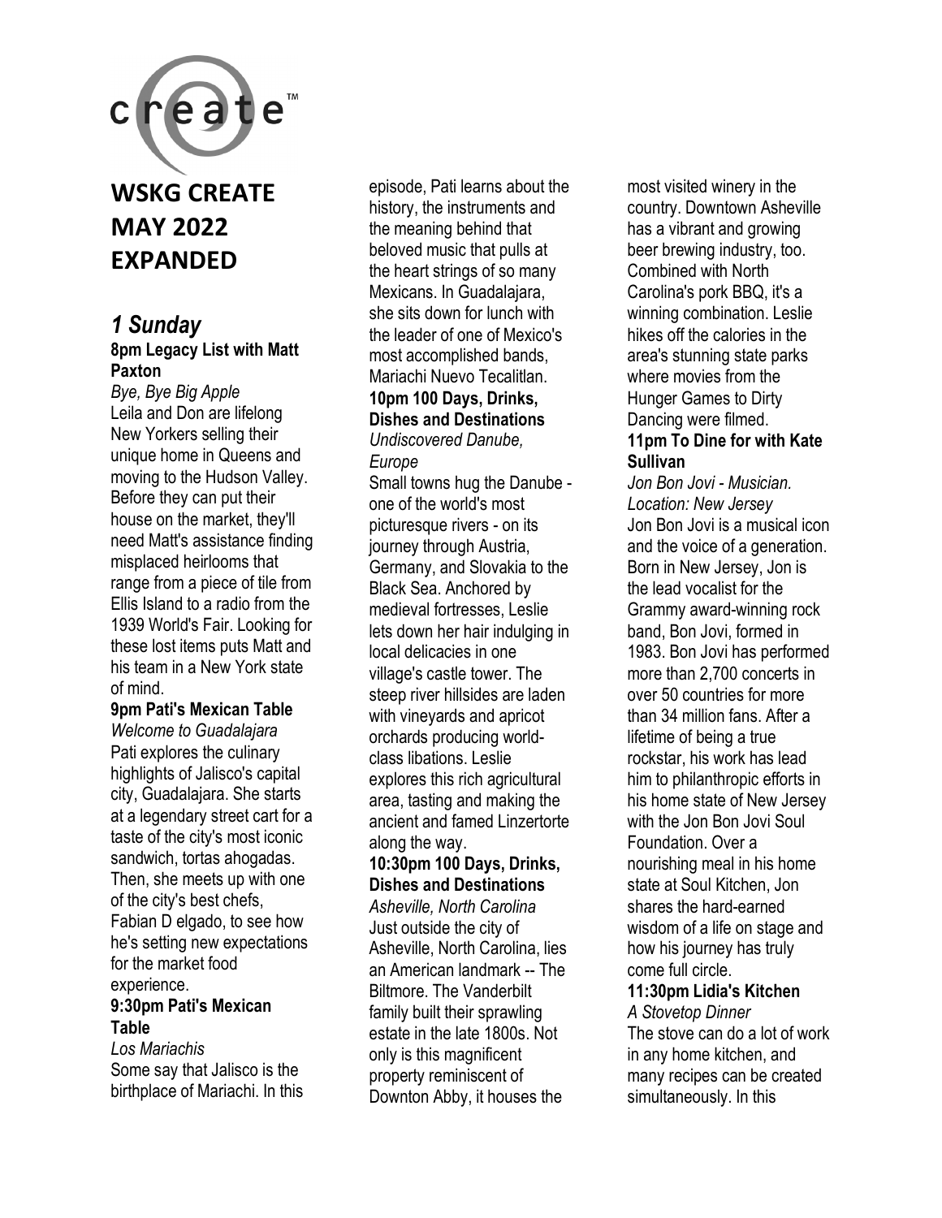# WSKG CREATE MAY 2022 EXPANDED

## *1 Sunday*

**8pm Legacy List with Matt Paxton**
*Bye, Bye Big Apple*
Leila and Don are lifelong New Yorkers selling their unique home in Queens and moving to the Hudson Valley. Before they can put their house on the market, they'll need Matt's assistance finding misplaced heirlooms that range from a piece of tile from Ellis Island to a radio from the 1939 World's Fair. Looking for these lost items puts Matt and his team in a New York state of mind.

**9pm Pati's Mexican Table**
*Welcome to Guadalajara*
Pati explores the culinary highlights of Jalisco's capital city, Guadalajara. She starts at a legendary street cart for a taste of the city's most iconic sandwich, tortas ahogadas. Then, she meets up with one of the city's best chefs, Fabian D elgado, to see how he's setting new expectations for the market food experience.

**9:30pm Pati's Mexican Table**
*Los Mariachis*
Some say that Jalisco is the birthplace of Mariachi. In this episode, Pati learns about the history, the instruments and the meaning behind that beloved music that pulls at the heart strings of so many Mexicans. In Guadalajara, she sits down for lunch with the leader of one of Mexico's most accomplished bands, Mariachi Nuevo Tecalitlan.

**10pm 100 Days, Drinks, Dishes and Destinations**
*Undiscovered Danube, Europe*
Small towns hug the Danube - one of the world's most picturesque rivers - on its journey through Austria, Germany, and Slovakia to the Black Sea. Anchored by medieval fortresses, Leslie lets down her hair indulging in local delicacies in one village's castle tower. The steep river hillsides are laden with vineyards and apricot orchards producing world-class libations. Leslie explores this rich agricultural area, tasting and making the ancient and famed Linzertorte along the way.

**10:30pm 100 Days, Drinks, Dishes and Destinations**
*Asheville, North Carolina*
Just outside the city of Asheville, North Carolina, lies an American landmark -- The Biltmore. The Vanderbilt family built their sprawling estate in the late 1800s. Not only is this magnificent property reminiscent of Downton Abby, it houses the most visited winery in the country. Downtown Asheville has a vibrant and growing beer brewing industry, too. Combined with North Carolina's pork BBQ, it's a winning combination. Leslie hikes off the calories in the area's stunning state parks where movies from the Hunger Games to Dirty Dancing were filmed.

**11pm To Dine for with Kate Sullivan**
*Jon Bon Jovi - Musician. Location: New Jersey*
Jon Bon Jovi is a musical icon and the voice of a generation. Born in New Jersey, Jon is the lead vocalist for the Grammy award-winning rock band, Bon Jovi, formed in 1983. Bon Jovi has performed more than 2,700 concerts in over 50 countries for more than 34 million fans. After a lifetime of being a true rockstar, his work has lead him to philanthropic efforts in his home state of New Jersey with the Jon Bon Jovi Soul Foundation. Over a nourishing meal in his home state at Soul Kitchen, Jon shares the hard-earned wisdom of a life on stage and how his journey has truly come full circle.

**11:30pm Lidia's Kitchen**
*A Stovetop Dinner*
The stove can do a lot of work in any home kitchen, and many recipes can be created simultaneously. In this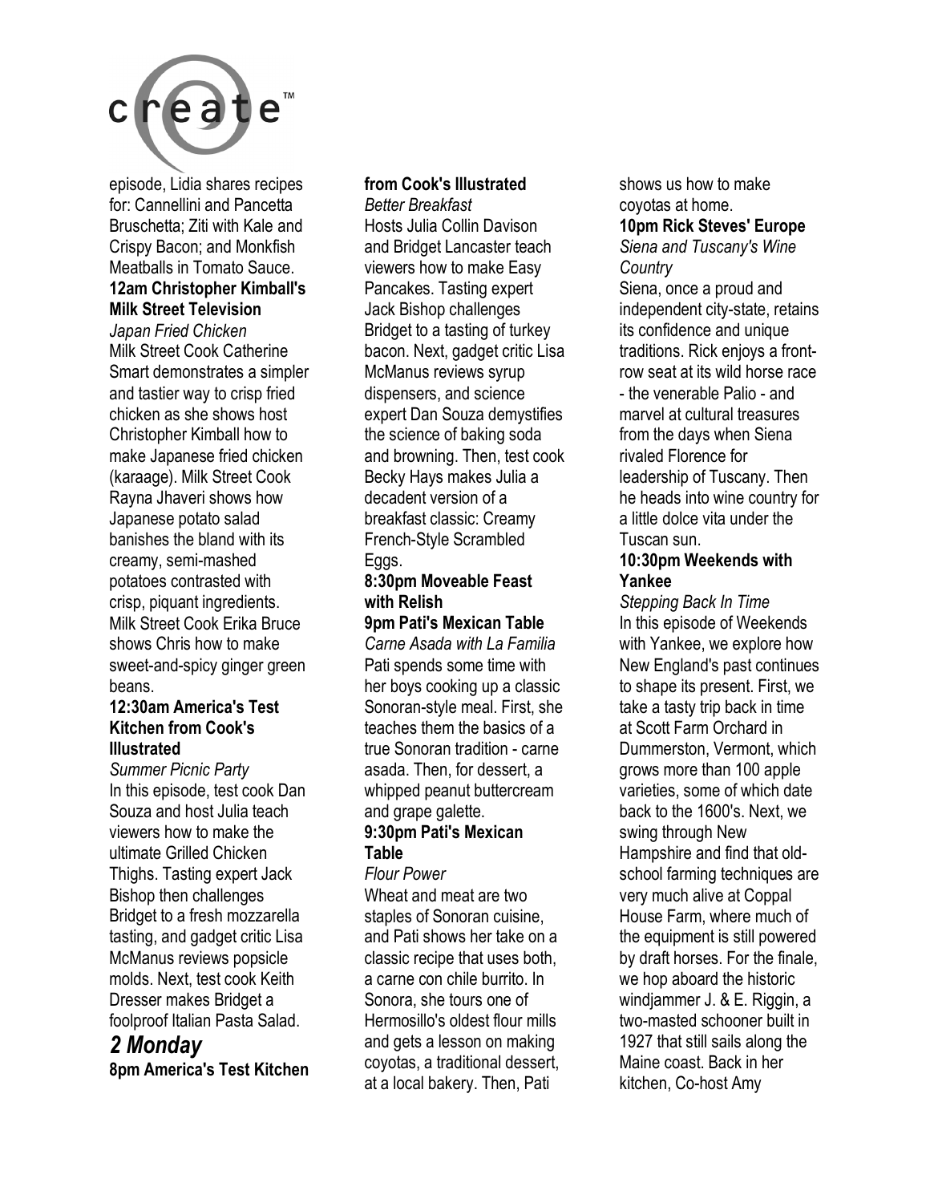episode, Lidia shares recipes for: Cannellini and Pancetta Bruschetta; Ziti with Kale and Crispy Bacon; and Monkfish Meatballs in Tomato Sauce.

**12am Christopher Kimball's Milk Street Television**

*Japan Fried Chicken*

Milk Street Cook Catherine Smart demonstrates a simpler and tastier way to crisp fried chicken as she shows host Christopher Kimball how to make Japanese fried chicken (karaage). Milk Street Cook Rayna Jhaveri shows how Japanese potato salad banishes the bland with its creamy, semi-mashed potatoes contrasted with crisp, piquant ingredients. Milk Street Cook Erika Bruce shows Chris how to make sweet-and-spicy ginger green beans.

**12:30am America's Test Kitchen from Cook's Illustrated**

*Summer Picnic Party*

In this episode, test cook Dan Souza and host Julia teach viewers how to make the ultimate Grilled Chicken Thighs. Tasting expert Jack Bishop then challenges Bridget to a fresh mozzarella tasting, and gadget critic Lisa McManus reviews popsicle molds. Next, test cook Keith Dresser makes Bridget a foolproof Italian Pasta Salad.

## *2 Monday*

**8pm America's Test Kitchen from Cook's Illustrated**

*Better Breakfast*

Hosts Julia Collin Davison and Bridget Lancaster teach viewers how to make Easy Pancakes. Tasting expert Jack Bishop challenges Bridget to a tasting of turkey bacon. Next, gadget critic Lisa McManus reviews syrup dispensers, and science expert Dan Souza demystifies the science of baking soda and browning. Then, test cook Becky Hays makes Julia a decadent version of a breakfast classic: Creamy French-Style Scrambled Eggs.

**8:30pm Moveable Feast with Relish**

**9pm Pati's Mexican Table**

*Carne Asada with La Familia*

Pati spends some time with her boys cooking up a classic Sonoran-style meal. First, she teaches them the basics of a true Sonoran tradition - carne asada. Then, for dessert, a whipped peanut buttercream and grape galette.

**9:30pm Pati's Mexican Table**

*Flour Power*

Wheat and meat are two staples of Sonoran cuisine, and Pati shows her take on a classic recipe that uses both, a carne con chile burrito. In Sonora, she tours one of Hermosillo's oldest flour mills and gets a lesson on making coyotas, a traditional dessert, at a local bakery. Then, Pati shows us how to make coyotas at home.

**10pm Rick Steves' Europe**

*Siena and Tuscany's Wine Country*

Siena, once a proud and independent city-state, retains its confidence and unique traditions. Rick enjoys a front-row seat at its wild horse race - the venerable Palio - and marvel at cultural treasures from the days when Siena rivaled Florence for leadership of Tuscany. Then he heads into wine country for a little dolce vita under the Tuscan sun.

**10:30pm Weekends with Yankee**

*Stepping Back In Time*

In this episode of Weekends with Yankee, we explore how New England's past continues to shape its present. First, we take a tasty trip back in time at Scott Farm Orchard in Dummerston, Vermont, which grows more than 100 apple varieties, some of which date back to the 1600's. Next, we swing through New Hampshire and find that old-school farming techniques are very much alive at Coppal House Farm, where much of the equipment is still powered by draft horses. For the finale, we hop aboard the historic windjammer J. & E. Riggin, a two-masted schooner built in 1927 that still sails along the Maine coast. Back in her kitchen, Co-host Amy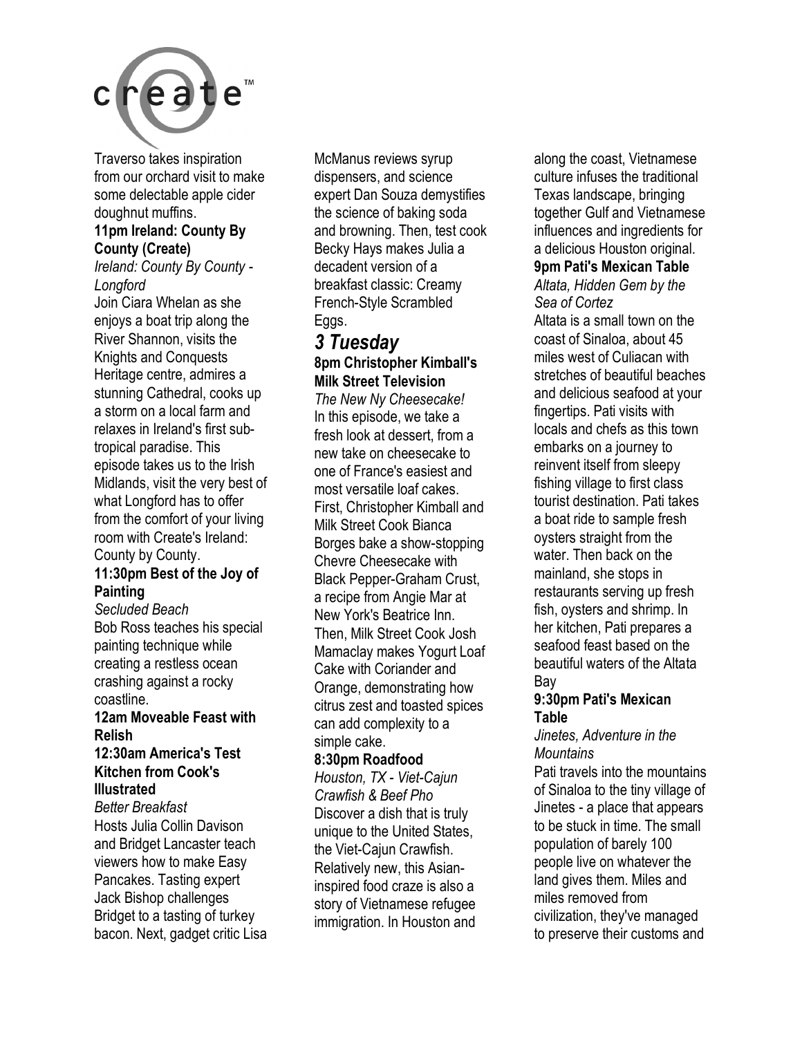Traverso takes inspiration from our orchard visit to make some delectable apple cider doughnut muffins.

**11pm Ireland: County By County (Create)**

*Ireland: County By County - Longford*

Join Ciara Whelan as she enjoys a boat trip along the River Shannon, visits the Knights and Conquests Heritage centre, admires a stunning Cathedral, cooks up a storm on a local farm and relaxes in Ireland's first sub-tropical paradise. This episode takes us to the Irish Midlands, visit the very best of what Longford has to offer from the comfort of your living room with Create's Ireland: County by County.

**11:30pm Best of the Joy of Painting**

*Secluded Beach*

Bob Ross teaches his special painting technique while creating a restless ocean crashing against a rocky coastline.

**12am Moveable Feast with Relish**

**12:30am America's Test Kitchen from Cook's Illustrated**

*Better Breakfast*

Hosts Julia Collin Davison and Bridget Lancaster teach viewers how to make Easy Pancakes. Tasting expert Jack Bishop challenges Bridget to a tasting of turkey bacon. Next, gadget critic Lisa McManus reviews syrup dispensers, and science expert Dan Souza demystifies the science of baking soda and browning. Then, test cook Becky Hays makes Julia a decadent version of a breakfast classic: Creamy French-Style Scrambled Eggs.

## *3 Tuesday*

**8pm Christopher Kimball's Milk Street Television**

*The New Ny Cheesecake!*

In this episode, we take a fresh look at dessert, from a new take on cheesecake to one of France's easiest and most versatile loaf cakes. First, Christopher Kimball and Milk Street Cook Bianca Borges bake a show-stopping Chevre Cheesecake with Black Pepper-Graham Crust, a recipe from Angie Mar at New York's Beatrice Inn. Then, Milk Street Cook Josh Mamaclay makes Yogurt Loaf Cake with Coriander and Orange, demonstrating how citrus zest and toasted spices can add complexity to a simple cake.

**8:30pm Roadfood**

*Houston, TX - Viet-Cajun Crawfish & Beef Pho*

Discover a dish that is truly unique to the United States, the Viet-Cajun Crawfish. Relatively new, this Asian-inspired food craze is also a story of Vietnamese refugee immigration. In Houston and along the coast, Vietnamese culture infuses the traditional Texas landscape, bringing together Gulf and Vietnamese influences and ingredients for a delicious Houston original.

**9pm Pati's Mexican Table**

*Altata, Hidden Gem by the Sea of Cortez*

Altata is a small town on the coast of Sinaloa, about 45 miles west of Culiacan with stretches of beautiful beaches and delicious seafood at your fingertips. Pati visits with locals and chefs as this town embarks on a journey to reinvent itself from sleepy fishing village to first class tourist destination. Pati takes a boat ride to sample fresh oysters straight from the water. Then back on the mainland, she stops in restaurants serving up fresh fish, oysters and shrimp. In her kitchen, Pati prepares a seafood feast based on the beautiful waters of the Altata Bay

**9:30pm Pati's Mexican Table**

*Jinetes, Adventure in the Mountains*

Pati travels into the mountains of Sinaloa to the tiny village of Jinetes - a place that appears to be stuck in time. The small population of barely 100 people live on whatever the land gives them. Miles and miles removed from civilization, they've managed to preserve their customs and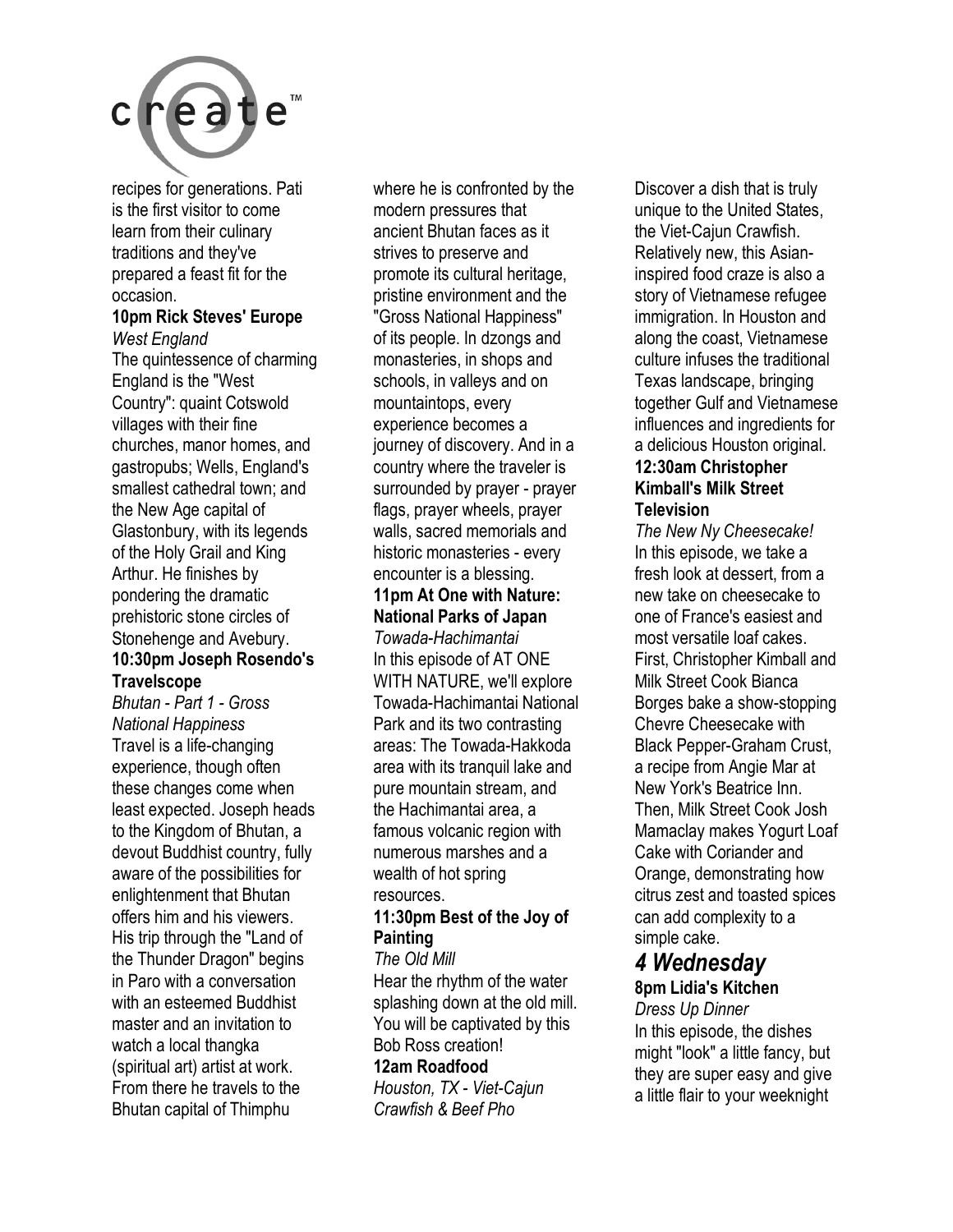recipes for generations. Pati is the first visitor to come learn from their culinary traditions and they've prepared a feast fit for the occasion.

**10pm Rick Steves' Europe**
*West England*
The quintessence of charming England is the "West Country": quaint Cotswold villages with their fine churches, manor homes, and gastropubs; Wells, England's smallest cathedral town; and the New Age capital of Glastonbury, with its legends of the Holy Grail and King Arthur. He finishes by pondering the dramatic prehistoric stone circles of Stonehenge and Avebury.

**10:30pm Joseph Rosendo's Travelscope**
*Bhutan - Part 1 - Gross National Happiness*
Travel is a life-changing experience, though often these changes come when least expected. Joseph heads to the Kingdom of Bhutan, a devout Buddhist country, fully aware of the possibilities for enlightenment that Bhutan offers him and his viewers. His trip through the "Land of the Thunder Dragon" begins in Paro with a conversation with an esteemed Buddhist master and an invitation to watch a local thangka (spiritual art) artist at work. From there he travels to the Bhutan capital of Thimphu where he is confronted by the modern pressures that ancient Bhutan faces as it strives to preserve and promote its cultural heritage, pristine environment and the "Gross National Happiness" of its people. In dzongs and monasteries, in shops and schools, in valleys and on mountaintops, every experience becomes a journey of discovery. And in a country where the traveler is surrounded by prayer - prayer flags, prayer wheels, prayer walls, sacred memorials and historic monasteries - every encounter is a blessing.

**11pm At One with Nature: National Parks of Japan**
*Towada-Hachimantai*
In this episode of AT ONE WITH NATURE, we'll explore Towada-Hachimantai National Park and its two contrasting areas: The Towada-Hakkoda area with its tranquil lake and pure mountain stream, and the Hachimantai area, a famous volcanic region with numerous marshes and a wealth of hot spring resources.

**11:30pm Best of the Joy of Painting**
*The Old Mill*
Hear the rhythm of the water splashing down at the old mill. You will be captivated by this Bob Ross creation!

**12am Roadfood**
*Houston, TX - Viet-Cajun Crawfish & Beef Pho*
Discover a dish that is truly unique to the United States, the Viet-Cajun Crawfish. Relatively new, this Asian-inspired food craze is also a story of Vietnamese refugee immigration. In Houston and along the coast, Vietnamese culture infuses the traditional Texas landscape, bringing together Gulf and Vietnamese influences and ingredients for a delicious Houston original.

**12:30am Christopher Kimball's Milk Street Television**
*The New Ny Cheesecake!*
In this episode, we take a fresh look at dessert, from a new take on cheesecake to one of France's easiest and most versatile loaf cakes. First, Christopher Kimball and Milk Street Cook Bianca Borges bake a show-stopping Chevre Cheesecake with Black Pepper-Graham Crust, a recipe from Angie Mar at New York's Beatrice Inn. Then, Milk Street Cook Josh Mamaclay makes Yogurt Loaf Cake with Coriander and Orange, demonstrating how citrus zest and toasted spices can add complexity to a simple cake.

## *4 Wednesday*

**8pm Lidia's Kitchen**
*Dress Up Dinner*
In this episode, the dishes might "look" a little fancy, but they are super easy and give a little flair to your weeknight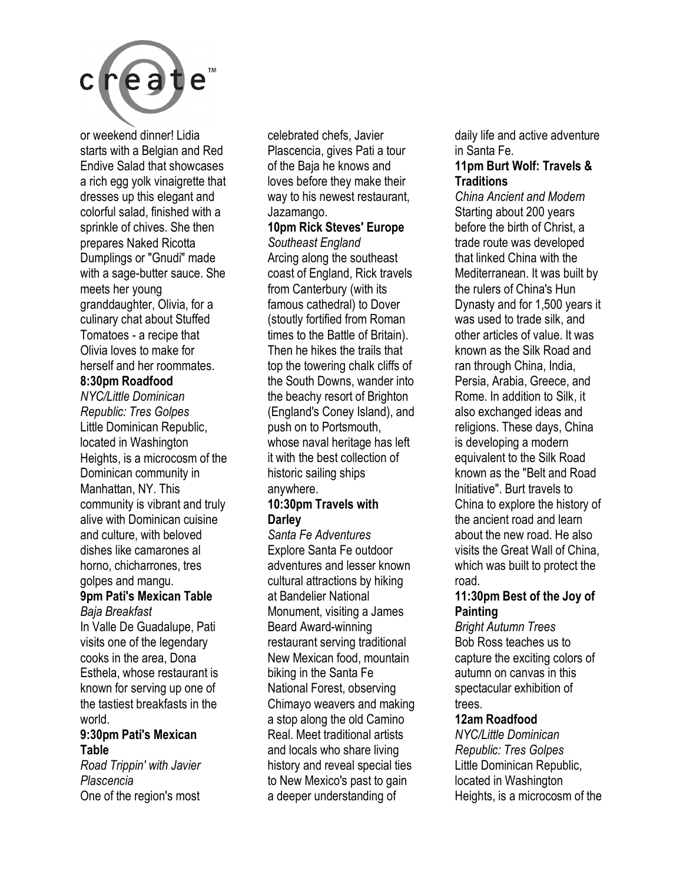or weekend dinner! Lidia starts with a Belgian and Red Endive Salad that showcases a rich egg yolk vinaigrette that dresses up this elegant and colorful salad, finished with a sprinkle of chives. She then prepares Naked Ricotta Dumplings or "Gnudi" made with a sage-butter sauce. She meets her young granddaughter, Olivia, for a culinary chat about Stuffed Tomatoes - a recipe that Olivia loves to make for herself and her roommates.

**8:30pm Roadfood**

*NYC/Little Dominican Republic: Tres Golpes*

Little Dominican Republic, located in Washington Heights, is a microcosm of the Dominican community in Manhattan, NY. This community is vibrant and truly alive with Dominican cuisine and culture, with beloved dishes like camarones al horno, chicharrones, tres golpes and mangu.

**9pm Pati's Mexican Table**

*Baja Breakfast*

In Valle De Guadalupe, Pati visits one of the legendary cooks in the area, Dona Esthela, whose restaurant is known for serving up one of the tastiest breakfasts in the world.

**9:30pm Pati's Mexican Table**

*Road Trippin' with Javier Plascencia*

One of the region's most celebrated chefs, Javier Plascencia, gives Pati a tour of the Baja he knows and loves before they make their way to his newest restaurant, Jazamango.

**10pm Rick Steves' Europe**

*Southeast England*

Arcing along the southeast coast of England, Rick travels from Canterbury (with its famous cathedral) to Dover (stoutly fortified from Roman times to the Battle of Britain). Then he hikes the trails that top the towering chalk cliffs of the South Downs, wander into the beachy resort of Brighton (England's Coney Island), and push on to Portsmouth, whose naval heritage has left it with the best collection of historic sailing ships anywhere.

**10:30pm Travels with Darley**

*Santa Fe Adventures*

Explore Santa Fe outdoor adventures and lesser known cultural attractions by hiking at Bandelier National Monument, visiting a James Beard Award-winning restaurant serving traditional New Mexican food, mountain biking in the Santa Fe National Forest, observing Chimayo weavers and making a stop along the old Camino Real. Meet traditional artists and locals who share living history and reveal special ties to New Mexico's past to gain a deeper understanding of daily life and active adventure in Santa Fe.

**11pm Burt Wolf: Travels & Traditions**

*China Ancient and Modern*

Starting about 200 years before the birth of Christ, a trade route was developed that linked China with the Mediterranean. It was built by the rulers of China's Hun Dynasty and for 1,500 years it was used to trade silk, and other articles of value. It was known as the Silk Road and ran through China, India, Persia, Arabia, Greece, and Rome. In addition to Silk, it also exchanged ideas and religions. These days, China is developing a modern equivalent to the Silk Road known as the "Belt and Road Initiative". Burt travels to China to explore the history of the ancient road and learn about the new road. He also visits the Great Wall of China, which was built to protect the road.

**11:30pm Best of the Joy of Painting**

*Bright Autumn Trees*

Bob Ross teaches us to capture the exciting colors of autumn on canvas in this spectacular exhibition of trees.

**12am Roadfood**

*NYC/Little Dominican Republic: Tres Golpes*

Little Dominican Republic, located in Washington Heights, is a microcosm of the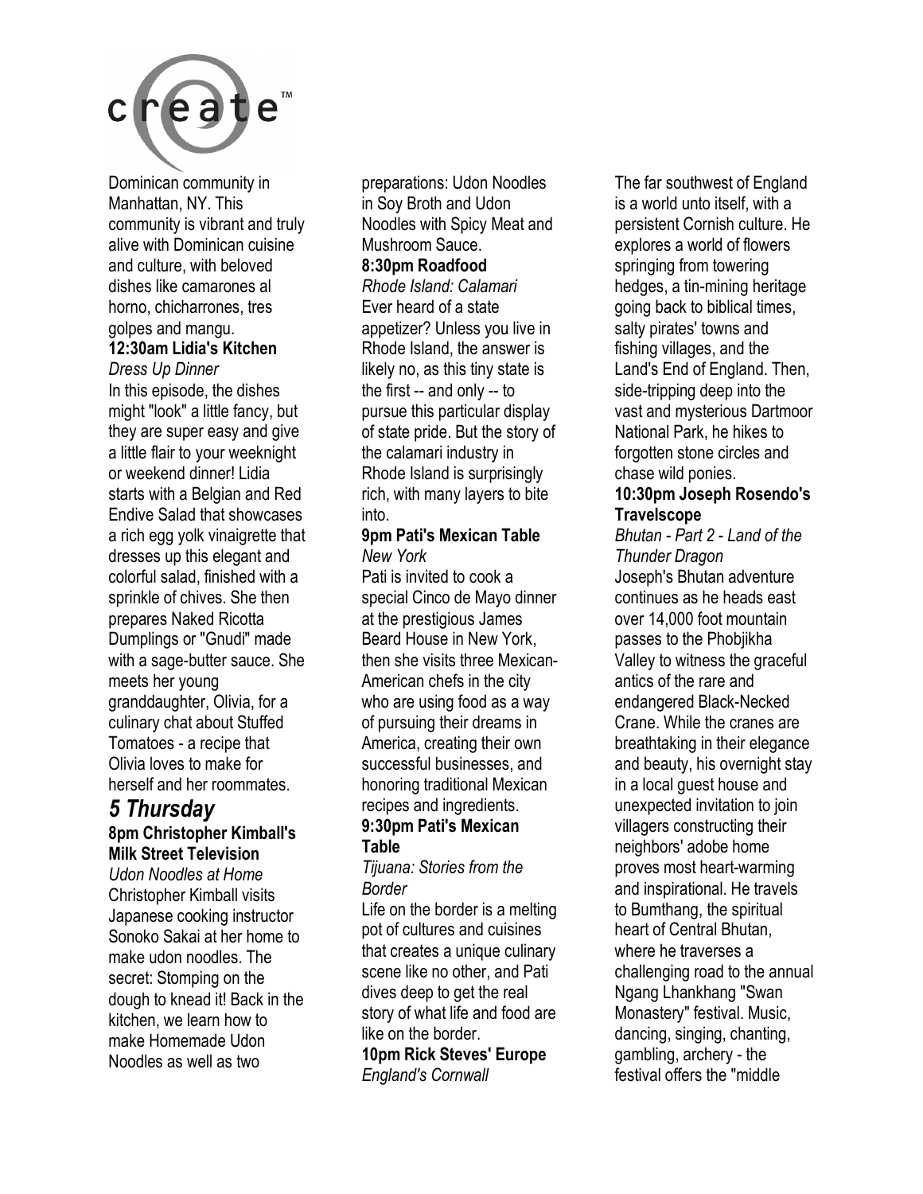Dominican community in Manhattan, NY. This community is vibrant and truly alive with Dominican cuisine and culture, with beloved dishes like camarones al horno, chicharrones, tres golpes and mangu.

**12:30am Lidia's Kitchen**
*Dress Up Dinner*
In this episode, the dishes might "look" a little fancy, but they are super easy and give a little flair to your weeknight or weekend dinner! Lidia starts with a Belgian and Red Endive Salad that showcases a rich egg yolk vinaigrette that dresses up this elegant and colorful salad, finished with a sprinkle of chives. She then prepares Naked Ricotta Dumplings or "Gnudi" made with a sage-butter sauce. She meets her young granddaughter, Olivia, for a culinary chat about Stuffed Tomatoes - a recipe that Olivia loves to make for herself and her roommates.

## 5 Thursday

**8pm Christopher Kimball's Milk Street Television**
*Udon Noodles at Home*
Christopher Kimball visits Japanese cooking instructor Sonoko Sakai at her home to make udon noodles. The secret: Stomping on the dough to knead it! Back in the kitchen, we learn how to make Homemade Udon Noodles as well as two preparations: Udon Noodles in Soy Broth and Udon Noodles with Spicy Meat and Mushroom Sauce.

**8:30pm Roadfood**
*Rhode Island: Calamari*
Ever heard of a state appetizer? Unless you live in Rhode Island, the answer is likely no, as this tiny state is the first -- and only -- to pursue this particular display of state pride. But the story of the calamari industry in Rhode Island is surprisingly rich, with many layers to bite into.

**9pm Pati's Mexican Table**
*New York*
Pati is invited to cook a special Cinco de Mayo dinner at the prestigious James Beard House in New York, then she visits three Mexican-American chefs in the city who are using food as a way of pursuing their dreams in America, creating their own successful businesses, and honoring traditional Mexican recipes and ingredients.

**9:30pm Pati's Mexican Table**
*Tijuana: Stories from the Border*
Life on the border is a melting pot of cultures and cuisines that creates a unique culinary scene like no other, and Pati dives deep to get the real story of what life and food are like on the border.

**10pm Rick Steves' Europe**
*England's Cornwall*
The far southwest of England is a world unto itself, with a persistent Cornish culture. He explores a world of flowers springing from towering hedges, a tin-mining heritage going back to biblical times, salty pirates' towns and fishing villages, and the Land's End of England. Then, side-tripping deep into the vast and mysterious Dartmoor National Park, he hikes to forgotten stone circles and chase wild ponies.

**10:30pm Joseph Rosendo's Travelscope**
*Bhutan - Part 2 - Land of the Thunder Dragon*
Joseph's Bhutan adventure continues as he heads east over 14,000 foot mountain passes to the Phobjikha Valley to witness the graceful antics of the rare and endangered Black-Necked Crane. While the cranes are breathtaking in their elegance and beauty, his overnight stay in a local guest house and unexpected invitation to join villagers constructing their neighbors' adobe home proves most heart-warming and inspirational. He travels to Bumthang, the spiritual heart of Central Bhutan, where he traverses a challenging road to the annual Ngang Lhankhang "Swan Monastery" festival. Music, dancing, singing, chanting, gambling, archery - the festival offers the "middle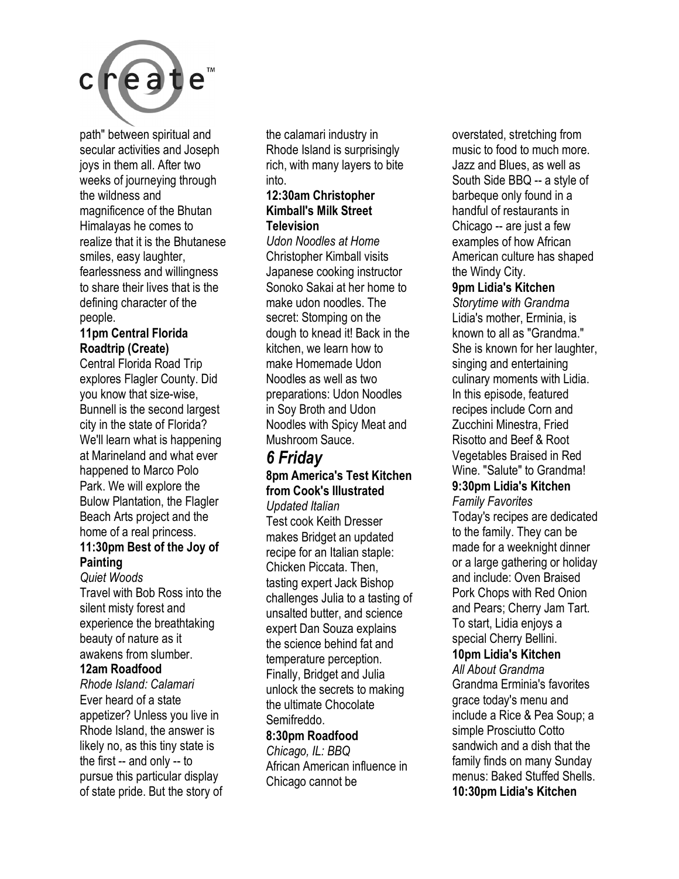path" between spiritual and secular activities and Joseph joys in them all. After two weeks of journeying through the wildness and magnificence of the Bhutan Himalayas he comes to realize that it is the Bhutanese smiles, easy laughter, fearlessness and willingness to share their lives that is the defining character of the people.

**11pm Central Florida Roadtrip (Create)**
Central Florida Road Trip explores Flagler County. Did you know that size-wise, Bunnell is the second largest city in the state of Florida? We'll learn what is happening at Marineland and what ever happened to Marco Polo Park. We will explore the Bulow Plantation, the Flagler Beach Arts project and the home of a real princess.

**11:30pm Best of the Joy of Painting**
*Quiet Woods*
Travel with Bob Ross into the silent misty forest and experience the breathtaking beauty of nature as it awakens from slumber.

**12am Roadfood**
*Rhode Island: Calamari*
Ever heard of a state appetizer? Unless you live in Rhode Island, the answer is likely no, as this tiny state is the first -- and only -- to pursue this particular display of state pride. But the story of the calamari industry in Rhode Island is surprisingly rich, with many layers to bite into.

**12:30am Christopher Kimball's Milk Street Television**
*Udon Noodles at Home*
Christopher Kimball visits Japanese cooking instructor Sonoko Sakai at her home to make udon noodles. The secret: Stomping on the dough to knead it! Back in the kitchen, we learn how to make Homemade Udon Noodles as well as two preparations: Udon Noodles in Soy Broth and Udon Noodles with Spicy Meat and Mushroom Sauce.

## *6 Friday*

**8pm America's Test Kitchen from Cook's Illustrated**
*Updated Italian*
Test cook Keith Dresser makes Bridget an updated recipe for an Italian staple: Chicken Piccata. Then, tasting expert Jack Bishop challenges Julia to a tasting of unsalted butter, and science expert Dan Souza explains the science behind fat and temperature perception. Finally, Bridget and Julia unlock the secrets to making the ultimate Chocolate Semifreddo.

**8:30pm Roadfood**
*Chicago, IL: BBQ*
African American influence in Chicago cannot be overstated, stretching from music to food to much more. Jazz and Blues, as well as South Side BBQ -- a style of barbeque only found in a handful of restaurants in Chicago -- are just a few examples of how African American culture has shaped the Windy City.

**9pm Lidia's Kitchen**
*Storytime with Grandma*
Lidia's mother, Erminia, is known to all as "Grandma." She is known for her laughter, singing and entertaining culinary moments with Lidia. In this episode, featured recipes include Corn and Zucchini Minestra, Fried Risotto and Beef & Root Vegetables Braised in Red Wine. "Salute" to Grandma!

**9:30pm Lidia's Kitchen**
*Family Favorites*
Today's recipes are dedicated to the family. They can be made for a weeknight dinner or a large gathering or holiday and include: Oven Braised Pork Chops with Red Onion and Pears; Cherry Jam Tart. To start, Lidia enjoys a special Cherry Bellini.

**10pm Lidia's Kitchen**
*All About Grandma*
Grandma Erminia's favorites grace today's menu and include a Rice & Pea Soup; a simple Prosciutto Cotto sandwich and a dish that the family finds on many Sunday menus: Baked Stuffed Shells.

**10:30pm Lidia's Kitchen**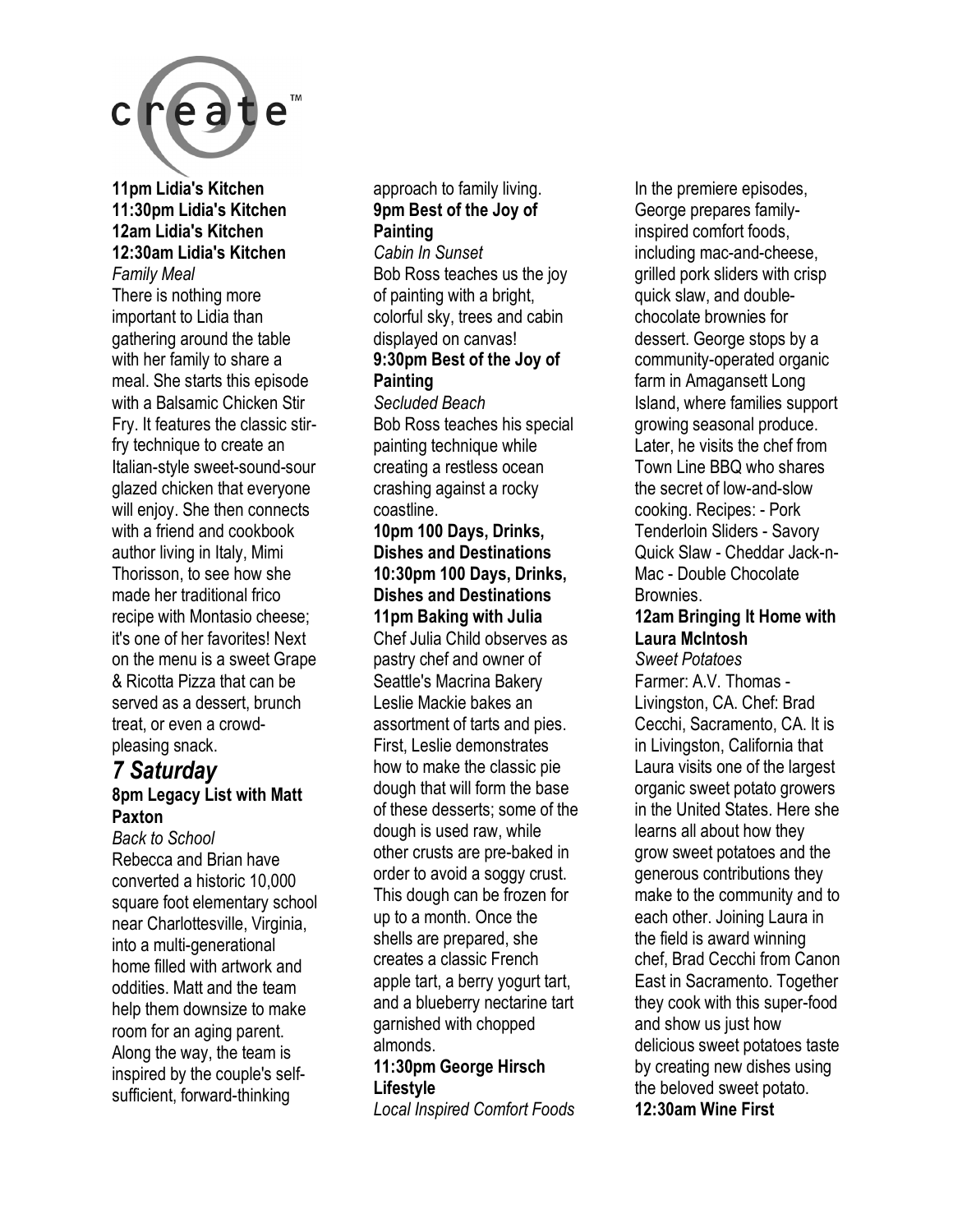**11pm Lidia's Kitchen**
**11:30pm Lidia's Kitchen**
**12am Lidia's Kitchen**
**12:30am Lidia's Kitchen**
*Family Meal*
There is nothing more important to Lidia than gathering around the table with her family to share a meal. She starts this episode with a Balsamic Chicken Stir Fry. It features the classic stir-fry technique to create an Italian-style sweet-sound-sour glazed chicken that everyone will enjoy. She then connects with a friend and cookbook author living in Italy, Mimi Thorisson, to see how she made her traditional frico recipe with Montasio cheese; it's one of her favorites! Next on the menu is a sweet Grape & Ricotta Pizza that can be served as a dessert, brunch treat, or even a crowd-pleasing snack.

## *7 Saturday*

**8pm Legacy List with Matt Paxton**
*Back to School*
Rebecca and Brian have converted a historic 10,000 square foot elementary school near Charlottesville, Virginia, into a multi-generational home filled with artwork and oddities. Matt and the team help them downsize to make room for an aging parent. Along the way, the team is inspired by the couple's self-sufficient, forward-thinking approach to family living.

**9pm Best of the Joy of Painting**
*Cabin In Sunset*
Bob Ross teaches us the joy of painting with a bright, colorful sky, trees and cabin displayed on canvas!

**9:30pm Best of the Joy of Painting**
*Secluded Beach*
Bob Ross teaches his special painting technique while creating a restless ocean crashing against a rocky coastline.

**10pm 100 Days, Drinks, Dishes and Destinations**
**10:30pm 100 Days, Drinks, Dishes and Destinations**
**11pm Baking with Julia**
Chef Julia Child observes as pastry chef and owner of Seattle's Macrina Bakery Leslie Mackie bakes an assortment of tarts and pies. First, Leslie demonstrates how to make the classic pie dough that will form the base of these desserts; some of the dough is used raw, while other crusts are pre-baked in order to avoid a soggy crust. This dough can be frozen for up to a month. Once the shells are prepared, she creates a classic French apple tart, a berry yogurt tart, and a blueberry nectarine tart garnished with chopped almonds.

**11:30pm George Hirsch Lifestyle**
*Local Inspired Comfort Foods*
In the premiere episodes, George prepares family-inspired comfort foods, including mac-and-cheese, grilled pork sliders with crisp quick slaw, and double-chocolate brownies for dessert. George stops by a community-operated organic farm in Amagansett Long Island, where families support growing seasonal produce. Later, he visits the chef from Town Line BBQ who shares the secret of low-and-slow cooking. Recipes: - Pork Tenderloin Sliders - Savory Quick Slaw - Cheddar Jack-n-Mac - Double Chocolate Brownies.

**12am Bringing It Home with Laura McIntosh**
*Sweet Potatoes*
Farmer: A.V. Thomas - Livingston, CA. Chef: Brad Cecchi, Sacramento, CA. It is in Livingston, California that Laura visits one of the largest organic sweet potato growers in the United States. Here she learns all about how they grow sweet potatoes and the generous contributions they make to the community and to each other. Joining Laura in the field is award winning chef, Brad Cecchi from Canon East in Sacramento. Together they cook with this super-food and show us just how delicious sweet potatoes taste by creating new dishes using the beloved sweet potato.

**12:30am Wine First**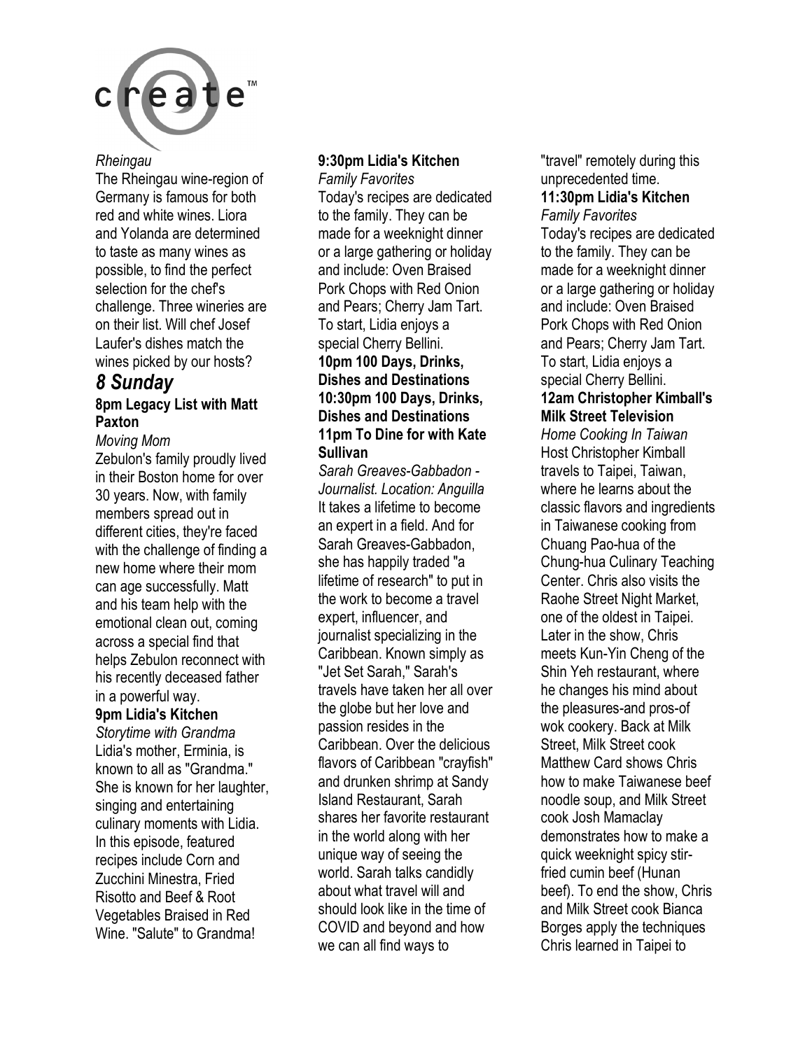*Rheingau*

The Rheingau wine-region of Germany is famous for both red and white wines. Liora and Yolanda are determined to taste as many wines as possible, to find the perfect selection for the chef's challenge. Three wineries are on their list. Will chef Josef Laufer's dishes match the wines picked by our hosts?

## *8 Sunday*

**8pm Legacy List with Matt Paxton**

*Moving Mom*

Zebulon's family proudly lived in their Boston home for over 30 years. Now, with family members spread out in different cities, they're faced with the challenge of finding a new home where their mom can age successfully. Matt and his team help with the emotional clean out, coming across a special find that helps Zebulon reconnect with his recently deceased father in a powerful way.

**9pm Lidia's Kitchen**

*Storytime with Grandma*

Lidia's mother, Erminia, is known to all as "Grandma." She is known for her laughter, singing and entertaining culinary moments with Lidia. In this episode, featured recipes include Corn and Zucchini Minestra, Fried Risotto and Beef & Root Vegetables Braised in Red Wine. "Salute" to Grandma!

**9:30pm Lidia's Kitchen**

*Family Favorites*

Today's recipes are dedicated to the family. They can be made for a weeknight dinner or a large gathering or holiday and include: Oven Braised Pork Chops with Red Onion and Pears; Cherry Jam Tart. To start, Lidia enjoys a special Cherry Bellini.

**10pm 100 Days, Drinks, Dishes and Destinations**

**10:30pm 100 Days, Drinks, Dishes and Destinations**

**11pm To Dine for with Kate Sullivan**

*Sarah Greaves-Gabbadon - Journalist. Location: Anguilla*

It takes a lifetime to become an expert in a field. And for Sarah Greaves-Gabbadon, she has happily traded "a lifetime of research" to put in the work to become a travel expert, influencer, and journalist specializing in the Caribbean. Known simply as "Jet Set Sarah," Sarah's travels have taken her all over the globe but her love and passion resides in the Caribbean. Over the delicious flavors of Caribbean "crayfish" and drunken shrimp at Sandy Island Restaurant, Sarah shares her favorite restaurant in the world along with her unique way of seeing the world. Sarah talks candidly about what travel will and should look like in the time of COVID and beyond and how we can all find ways to "travel" remotely during this unprecedented time.

**11:30pm Lidia's Kitchen**

*Family Favorites*

Today's recipes are dedicated to the family. They can be made for a weeknight dinner or a large gathering or holiday and include: Oven Braised Pork Chops with Red Onion and Pears; Cherry Jam Tart. To start, Lidia enjoys a special Cherry Bellini.

**12am Christopher Kimball's Milk Street Television**

*Home Cooking In Taiwan*

Host Christopher Kimball travels to Taipei, Taiwan, where he learns about the classic flavors and ingredients in Taiwanese cooking from Chuang Pao-hua of the Chung-hua Culinary Teaching Center. Chris also visits the Raohe Street Night Market, one of the oldest in Taipei. Later in the show, Chris meets Kun-Yin Cheng of the Shin Yeh restaurant, where he changes his mind about the pleasures-and pros-of wok cookery. Back at Milk Street, Milk Street cook Matthew Card shows Chris how to make Taiwanese beef noodle soup, and Milk Street cook Josh Mamaclay demonstrates how to make a quick weeknight spicy stir-fried cumin beef (Hunan beef). To end the show, Chris and Milk Street cook Bianca Borges apply the techniques Chris learned in Taipei to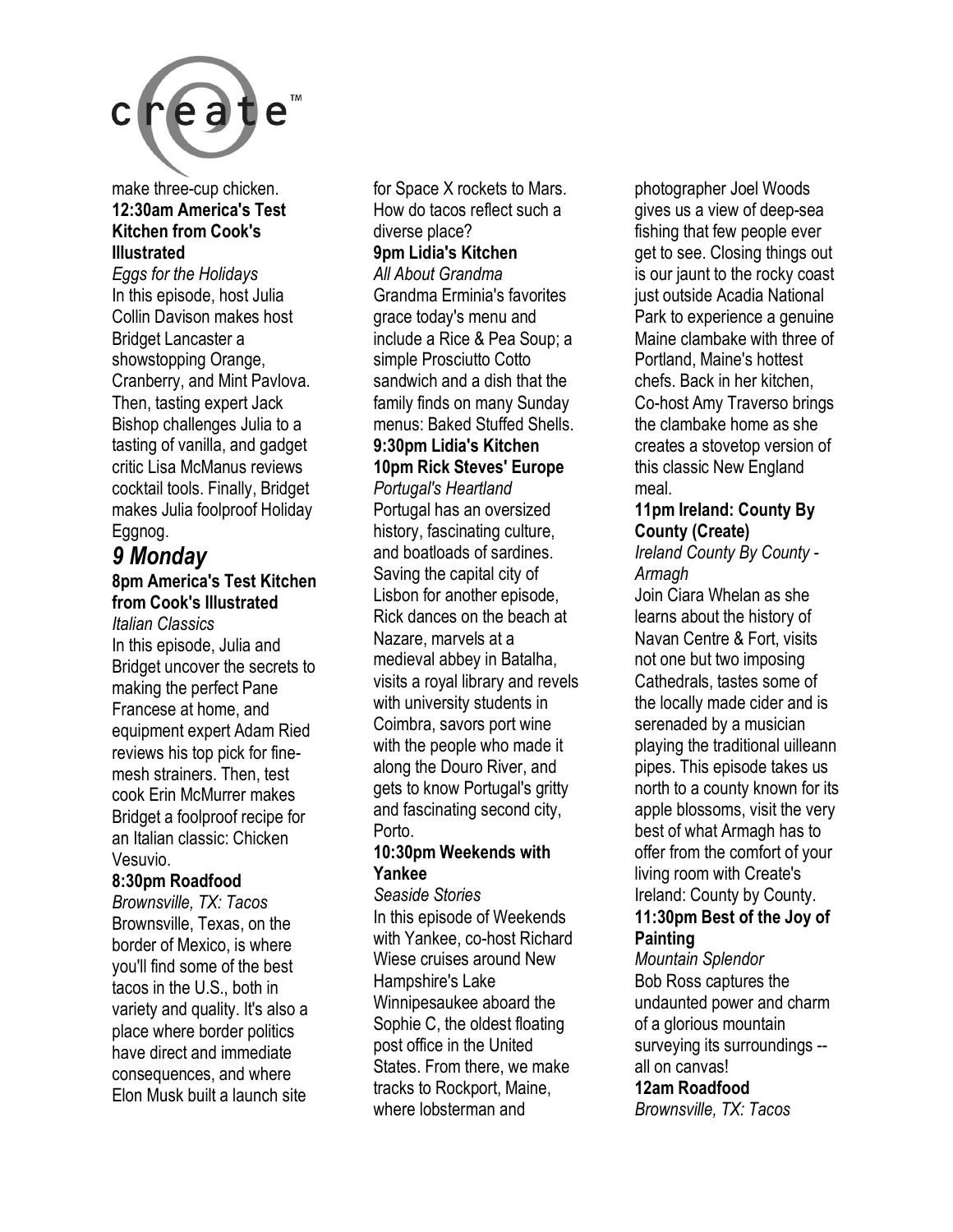make three-cup chicken.

**12:30am America's Test Kitchen from Cook's Illustrated**
*Eggs for the Holidays*
In this episode, host Julia Collin Davison makes host Bridget Lancaster a showstopping Orange, Cranberry, and Mint Pavlova. Then, tasting expert Jack Bishop challenges Julia to a tasting of vanilla, and gadget critic Lisa McManus reviews cocktail tools. Finally, Bridget makes Julia foolproof Holiday Eggnog.

## *9 Monday*

**8pm America's Test Kitchen from Cook's Illustrated**
*Italian Classics*
In this episode, Julia and Bridget uncover the secrets to making the perfect Pane Francese at home, and equipment expert Adam Ried reviews his top pick for fine-mesh strainers. Then, test cook Erin McMurrer makes Bridget a foolproof recipe for an Italian classic: Chicken Vesuvio.

**8:30pm Roadfood**
*Brownsville, TX: Tacos*
Brownsville, Texas, on the border of Mexico, is where you'll find some of the best tacos in the U.S., both in variety and quality. It's also a place where border politics have direct and immediate consequences, and where Elon Musk built a launch site for Space X rockets to Mars. How do tacos reflect such a diverse place?

**9pm Lidia's Kitchen**
*All About Grandma*
Grandma Erminia's favorites grace today's menu and include a Rice & Pea Soup; a simple Prosciutto Cotto sandwich and a dish that the family finds on many Sunday menus: Baked Stuffed Shells.

**9:30pm Lidia's Kitchen**

**10pm Rick Steves' Europe**
*Portugal's Heartland*
Portugal has an oversized history, fascinating culture, and boatloads of sardines. Saving the capital city of Lisbon for another episode, Rick dances on the beach at Nazare, marvels at a medieval abbey in Batalha, visits a royal library and revels with university students in Coimbra, savors port wine with the people who made it along the Douro River, and gets to know Portugal's gritty and fascinating second city, Porto.

**10:30pm Weekends with Yankee**
*Seaside Stories*
In this episode of Weekends with Yankee, co-host Richard Wiese cruises around New Hampshire's Lake Winnipesaukee aboard the Sophie C, the oldest floating post office in the United States. From there, we make tracks to Rockport, Maine, where lobsterman and photographer Joel Woods gives us a view of deep-sea fishing that few people ever get to see. Closing things out is our jaunt to the rocky coast just outside Acadia National Park to experience a genuine Maine clambake with three of Portland, Maine's hottest chefs. Back in her kitchen, Co-host Amy Traverso brings the clambake home as she creates a stovetop version of this classic New England meal.

**11pm Ireland: County By County (Create)**
*Ireland County By County - Armagh*
Join Ciara Whelan as she learns about the history of Navan Centre & Fort, visits not one but two imposing Cathedrals, tastes some of the locally made cider and is serenaded by a musician playing the traditional uilleann pipes. This episode takes us north to a county known for its apple blossoms, visit the very best of what Armagh has to offer from the comfort of your living room with Create's Ireland: County by County.

**11:30pm Best of the Joy of Painting**
*Mountain Splendor*
Bob Ross captures the undaunted power and charm of a glorious mountain surveying its surroundings -- all on canvas!

**12am Roadfood**
*Brownsville, TX: Tacos*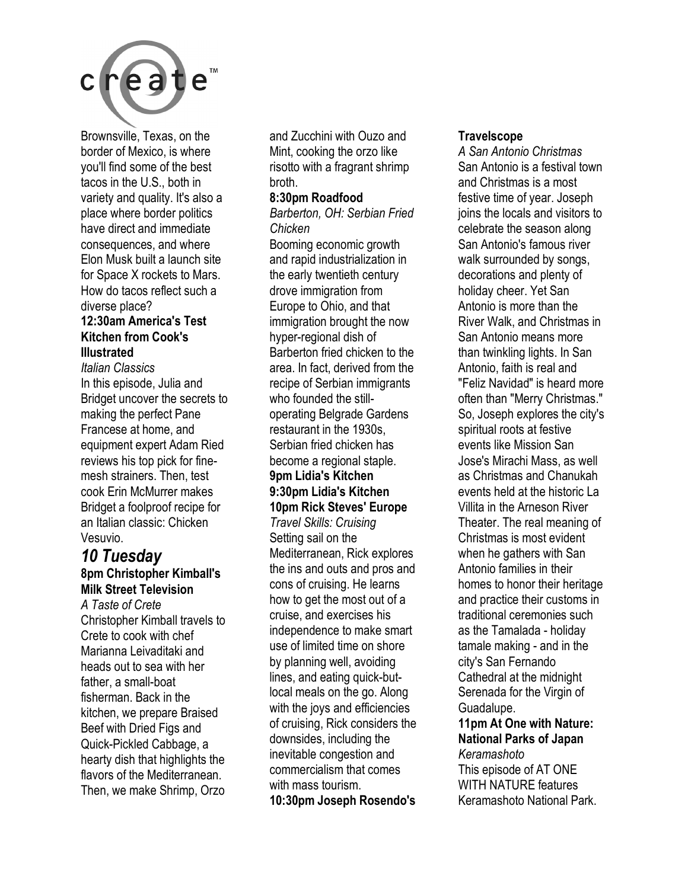Brownsville, Texas, on the border of Mexico, is where you'll find some of the best tacos in the U.S., both in variety and quality. It's also a place where border politics have direct and immediate consequences, and where Elon Musk built a launch site for Space X rockets to Mars. How do tacos reflect such a diverse place?

**12:30am America's Test Kitchen from Cook's Illustrated**

*Italian Classics*

In this episode, Julia and Bridget uncover the secrets to making the perfect Pane Francese at home, and equipment expert Adam Ried reviews his top pick for fine-mesh strainers. Then, test cook Erin McMurrer makes Bridget a foolproof recipe for an Italian classic: Chicken Vesuvio.

## *10 Tuesday*

**8pm Christopher Kimball's Milk Street Television**

*A Taste of Crete*

Christopher Kimball travels to Crete to cook with chef Marianna Leivaditaki and heads out to sea with her father, a small-boat fisherman. Back in the kitchen, we prepare Braised Beef with Dried Figs and Quick-Pickled Cabbage, a hearty dish that highlights the flavors of the Mediterranean. Then, we make Shrimp, Orzo and Zucchini with Ouzo and Mint, cooking the orzo like risotto with a fragrant shrimp broth.

**8:30pm Roadfood**

*Barberton, OH: Serbian Fried Chicken*

Booming economic growth and rapid industrialization in the early twentieth century drove immigration from Europe to Ohio, and that immigration brought the now hyper-regional dish of Barberton fried chicken to the area. In fact, derived from the recipe of Serbian immigrants who founded the still-operating Belgrade Gardens restaurant in the 1930s, Serbian fried chicken has become a regional staple.

**9pm Lidia's Kitchen**

**9:30pm Lidia's Kitchen**

**10pm Rick Steves' Europe**

*Travel Skills: Cruising*

Setting sail on the Mediterranean, Rick explores the ins and outs and pros and cons of cruising. He learns how to get the most out of a cruise, and exercises his independence to make smart use of limited time on shore by planning well, avoiding lines, and eating quick-but-local meals on the go. Along with the joys and efficiencies of cruising, Rick considers the downsides, including the inevitable congestion and commercialism that comes with mass tourism.

**10:30pm Joseph Rosendo's Travelscope**

*A San Antonio Christmas*

San Antonio is a festival town and Christmas is a most festive time of year. Joseph joins the locals and visitors to celebrate the season along San Antonio's famous river walk surrounded by songs, decorations and plenty of holiday cheer. Yet San Antonio is more than the River Walk, and Christmas in San Antonio means more than twinkling lights. In San Antonio, faith is real and "Feliz Navidad" is heard more often than "Merry Christmas." So, Joseph explores the city's spiritual roots at festive events like Mission San Jose's Mirachi Mass, as well as Christmas and Chanukah events held at the historic La Villita in the Arneson River Theater. The real meaning of Christmas is most evident when he gathers with San Antonio families in their homes to honor their heritage and practice their customs in traditional ceremonies such as the Tamalada - holiday tamale making - and in the city's San Fernando Cathedral at the midnight Serenada for the Virgin of Guadalupe.

**11pm At One with Nature: National Parks of Japan**

*Keramashoto*

This episode of AT ONE WITH NATURE features Keramashoto National Park.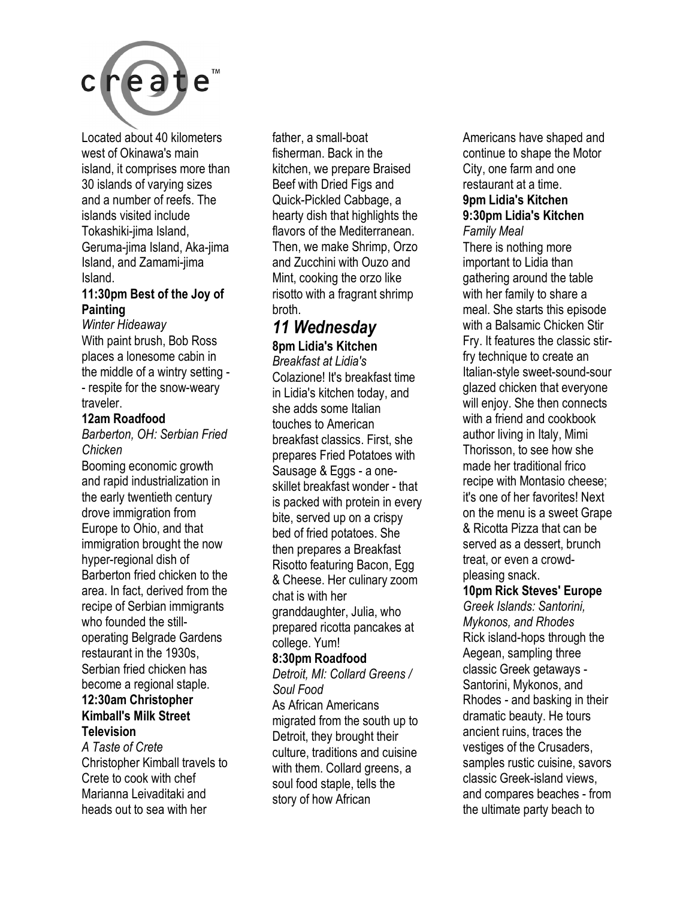Located about 40 kilometers west of Okinawa's main island, it comprises more than 30 islands of varying sizes and a number of reefs. The islands visited include Tokashiki-jima Island, Geruma-jima Island, Aka-jima Island, and Zamami-jima Island.

**11:30pm Best of the Joy of Painting**

*Winter Hideaway*

With paint brush, Bob Ross places a lonesome cabin in the middle of a wintry setting -- respite for the snow-weary traveler.

**12am Roadfood**

*Barberton, OH: Serbian Fried Chicken*

Booming economic growth and rapid industrialization in the early twentieth century drove immigration from Europe to Ohio, and that immigration brought the now hyper-regional dish of Barberton fried chicken to the area. In fact, derived from the recipe of Serbian immigrants who founded the still-operating Belgrade Gardens restaurant in the 1930s, Serbian fried chicken has become a regional staple.

**12:30am Christopher Kimball's Milk Street Television**

*A Taste of Crete*

Christopher Kimball travels to Crete to cook with chef Marianna Leivaditaki and heads out to sea with her father, a small-boat fisherman. Back in the kitchen, we prepare Braised Beef with Dried Figs and Quick-Pickled Cabbage, a hearty dish that highlights the flavors of the Mediterranean. Then, we make Shrimp, Orzo and Zucchini with Ouzo and Mint, cooking the orzo like risotto with a fragrant shrimp broth.

## *11 Wednesday*

**8pm Lidia's Kitchen**

*Breakfast at Lidia's*

Colazione! It's breakfast time in Lidia's kitchen today, and she adds some Italian touches to American breakfast classics. First, she prepares Fried Potatoes with Sausage & Eggs - a one-skillet breakfast wonder - that is packed with protein in every bite, served up on a crispy bed of fried potatoes. She then prepares a Breakfast Risotto featuring Bacon, Egg & Cheese. Her culinary zoom chat is with her granddaughter, Julia, who prepared ricotta pancakes at college. Yum!

**8:30pm Roadfood**

*Detroit, MI: Collard Greens / Soul Food*

As African Americans migrated from the south up to Detroit, they brought their culture, traditions and cuisine with them. Collard greens, a soul food staple, tells the story of how African Americans have shaped and continue to shape the Motor City, one farm and one restaurant at a time.

**9pm Lidia's Kitchen**

**9:30pm Lidia's Kitchen**

*Family Meal*

There is nothing more important to Lidia than gathering around the table with her family to share a meal. She starts this episode with a Balsamic Chicken Stir Fry. It features the classic stir-fry technique to create an Italian-style sweet-sound-sour glazed chicken that everyone will enjoy. She then connects with a friend and cookbook author living in Italy, Mimi Thorisson, to see how she made her traditional frico recipe with Montasio cheese; it's one of her favorites! Next on the menu is a sweet Grape & Ricotta Pizza that can be served as a dessert, brunch treat, or even a crowd-pleasing snack.

**10pm Rick Steves' Europe**

*Greek Islands: Santorini, Mykonos, and Rhodes*

Rick island-hops through the Aegean, sampling three classic Greek getaways - Santorini, Mykonos, and Rhodes - and basking in their dramatic beauty. He tours ancient ruins, traces the vestiges of the Crusaders, samples rustic cuisine, savors classic Greek-island views, and compares beaches - from the ultimate party beach to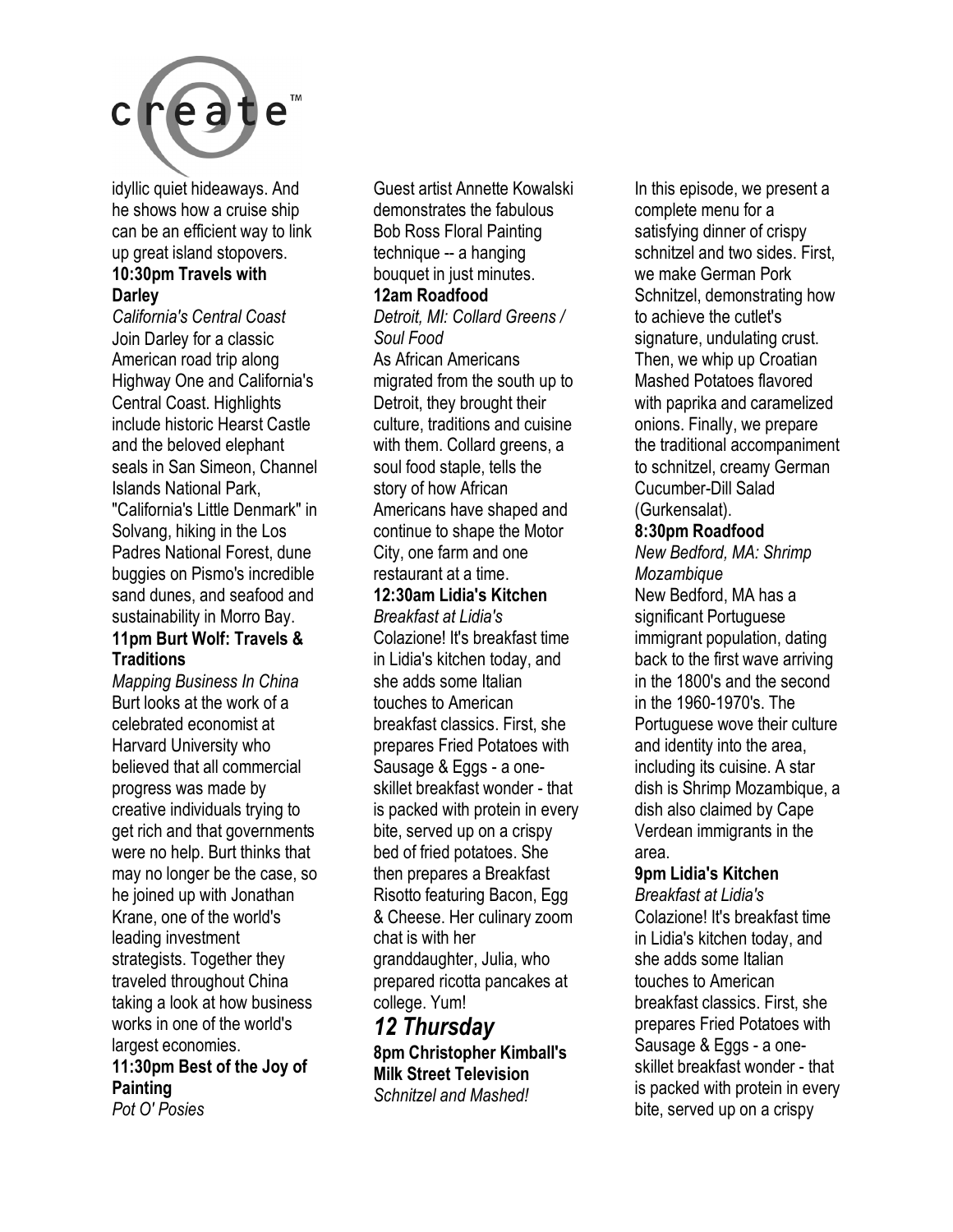idyllic quiet hideaways. And he shows how a cruise ship can be an efficient way to link up great island stopovers.

**10:30pm Travels with Darley**

*California's Central Coast*

Join Darley for a classic American road trip along Highway One and California's Central Coast. Highlights include historic Hearst Castle and the beloved elephant seals in San Simeon, Channel Islands National Park, "California's Little Denmark" in Solvang, hiking in the Los Padres National Forest, dune buggies on Pismo's incredible sand dunes, and seafood and sustainability in Morro Bay.

**11pm Burt Wolf: Travels & Traditions**

*Mapping Business In China*

Burt looks at the work of a celebrated economist at Harvard University who believed that all commercial progress was made by creative individuals trying to get rich and that governments were no help. Burt thinks that may no longer be the case, so he joined up with Jonathan Krane, one of the world's leading investment strategists. Together they traveled throughout China taking a look at how business works in one of the world's largest economies.

**11:30pm Best of the Joy of Painting**

*Pot O' Posies*

Guest artist Annette Kowalski demonstrates the fabulous Bob Ross Floral Painting technique -- a hanging bouquet in just minutes.

**12am Roadfood**

*Detroit, MI: Collard Greens / Soul Food*

As African Americans migrated from the south up to Detroit, they brought their culture, traditions and cuisine with them. Collard greens, a soul food staple, tells the story of how African Americans have shaped and continue to shape the Motor City, one farm and one restaurant at a time.

**12:30am Lidia's Kitchen**

*Breakfast at Lidia's*

Colazione! It's breakfast time in Lidia's kitchen today, and she adds some Italian touches to American breakfast classics. First, she prepares Fried Potatoes with Sausage & Eggs - a one-skillet breakfast wonder - that is packed with protein in every bite, served up on a crispy bed of fried potatoes. She then prepares a Breakfast Risotto featuring Bacon, Egg & Cheese. Her culinary zoom chat is with her granddaughter, Julia, who prepared ricotta pancakes at college. Yum!

## *12 Thursday*

**8pm Christopher Kimball's Milk Street Television**

*Schnitzel and Mashed!*

In this episode, we present a complete menu for a satisfying dinner of crispy schnitzel and two sides. First, we make German Pork Schnitzel, demonstrating how to achieve the cutlet's signature, undulating crust. Then, we whip up Croatian Mashed Potatoes flavored with paprika and caramelized onions. Finally, we prepare the traditional accompaniment to schnitzel, creamy German Cucumber-Dill Salad (Gurkensalat).

**8:30pm Roadfood**

*New Bedford, MA: Shrimp Mozambique*

New Bedford, MA has a significant Portuguese immigrant population, dating back to the first wave arriving in the 1800's and the second in the 1960-1970's. The Portuguese wove their culture and identity into the area, including its cuisine. A star dish is Shrimp Mozambique, a dish also claimed by Cape Verdean immigrants in the area.

**9pm Lidia's Kitchen**

*Breakfast at Lidia's*

Colazione! It's breakfast time in Lidia's kitchen today, and she adds some Italian touches to American breakfast classics. First, she prepares Fried Potatoes with Sausage & Eggs - a one-skillet breakfast wonder - that is packed with protein in every bite, served up on a crispy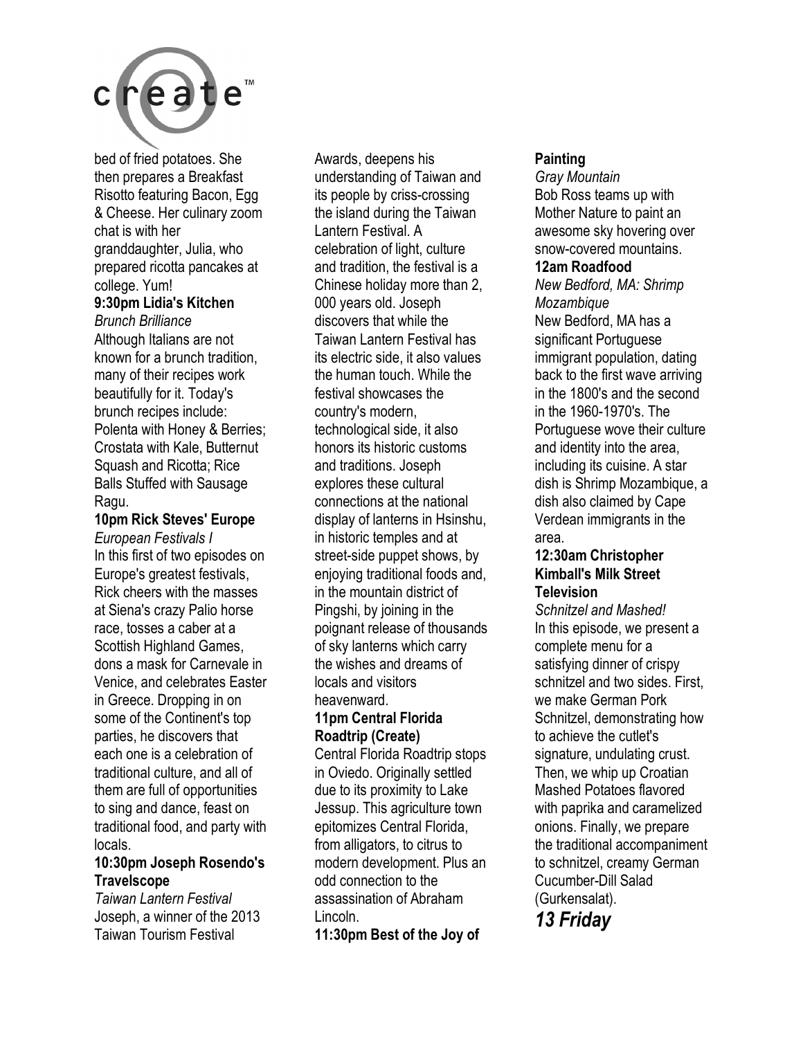bed of fried potatoes. She then prepares a Breakfast Risotto featuring Bacon, Egg & Cheese. Her culinary zoom chat is with her granddaughter, Julia, who prepared ricotta pancakes at college. Yum!

**9:30pm Lidia's Kitchen**
*Brunch Brilliance*
Although Italians are not known for a brunch tradition, many of their recipes work beautifully for it. Today's brunch recipes include: Polenta with Honey & Berries; Crostata with Kale, Butternut Squash and Ricotta; Rice Balls Stuffed with Sausage Ragu.

**10pm Rick Steves' Europe**
*European Festivals I*
In this first of two episodes on Europe's greatest festivals, Rick cheers with the masses at Siena's crazy Palio horse race, tosses a caber at a Scottish Highland Games, dons a mask for Carnevale in Venice, and celebrates Easter in Greece. Dropping in on some of the Continent's top parties, he discovers that each one is a celebration of traditional culture, and all of them are full of opportunities to sing and dance, feast on traditional food, and party with locals.

**10:30pm Joseph Rosendo's Travelscope**
*Taiwan Lantern Festival*
Joseph, a winner of the 2013 Taiwan Tourism Festival Awards, deepens his understanding of Taiwan and its people by criss-crossing the island during the Taiwan Lantern Festival. A celebration of light, culture and tradition, the festival is a Chinese holiday more than 2, 000 years old. Joseph discovers that while the Taiwan Lantern Festival has its electric side, it also values the human touch. While the festival showcases the country's modern, technological side, it also honors its historic customs and traditions. Joseph explores these cultural connections at the national display of lanterns in Hsinshu, in historic temples and at street-side puppet shows, by enjoying traditional foods and, in the mountain district of Pingshi, by joining in the poignant release of thousands of sky lanterns which carry the wishes and dreams of locals and visitors heavenward.

**11pm Central Florida Roadtrip (Create)**
Central Florida Roadtrip stops in Oviedo. Originally settled due to its proximity to Lake Jessup. This agriculture town epitomizes Central Florida, from alligators, to citrus to modern development. Plus an odd connection to the assassination of Abraham Lincoln.

**11:30pm Best of the Joy of Painting**
*Gray Mountain*
Bob Ross teams up with Mother Nature to paint an awesome sky hovering over snow-covered mountains.

**12am Roadfood**
*New Bedford, MA: Shrimp Mozambique*
New Bedford, MA has a significant Portuguese immigrant population, dating back to the first wave arriving in the 1800's and the second in the 1960-1970's. The Portuguese wove their culture and identity into the area, including its cuisine. A star dish is Shrimp Mozambique, a dish also claimed by Cape Verdean immigrants in the area.

**12:30am Christopher Kimball's Milk Street Television**
*Schnitzel and Mashed!*
In this episode, we present a complete menu for a satisfying dinner of crispy schnitzel and two sides. First, we make German Pork Schnitzel, demonstrating how to achieve the cutlet's signature, undulating crust. Then, we whip up Croatian Mashed Potatoes flavored with paprika and caramelized onions. Finally, we prepare the traditional accompaniment to schnitzel, creamy German Cucumber-Dill Salad (Gurkensalat).

## *13 Friday*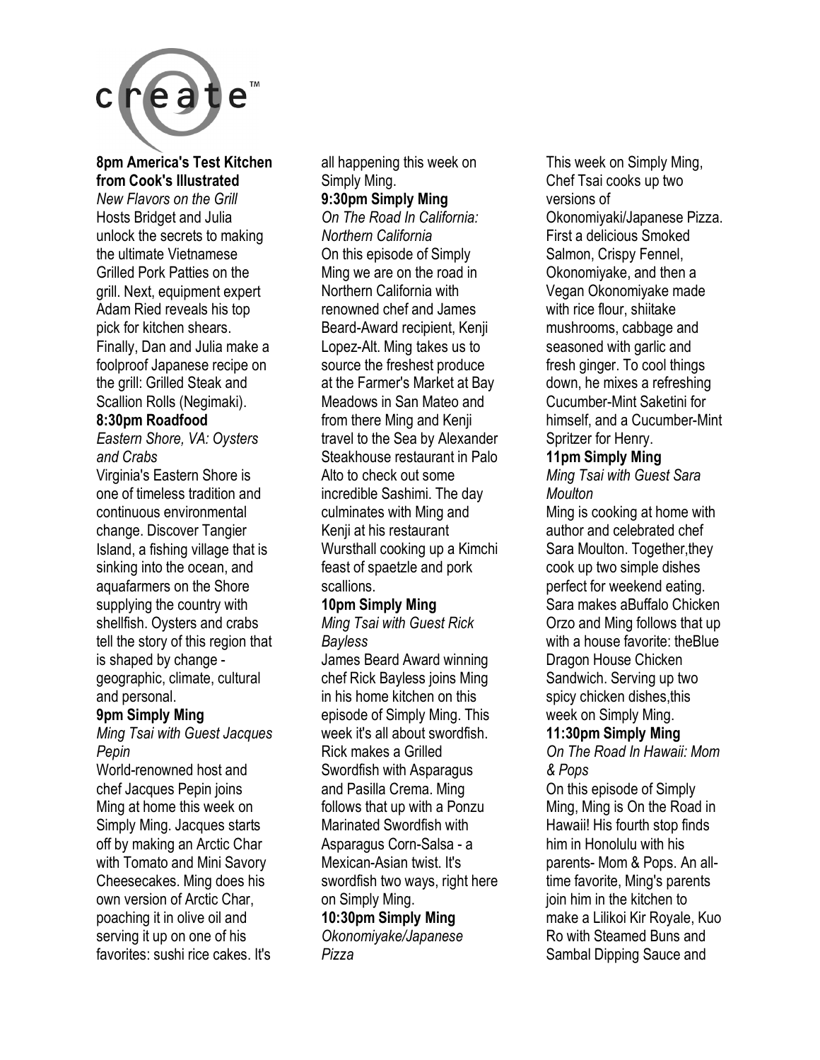create™

**8pm America's Test Kitchen from Cook's Illustrated**
*New Flavors on the Grill*
Hosts Bridget and Julia unlock the secrets to making the ultimate Vietnamese Grilled Pork Patties on the grill. Next, equipment expert Adam Ried reveals his top pick for kitchen shears. Finally, Dan and Julia make a foolproof Japanese recipe on the grill: Grilled Steak and Scallion Rolls (Negimaki).

**8:30pm Roadfood**
*Eastern Shore, VA: Oysters and Crabs*
Virginia's Eastern Shore is one of timeless tradition and continuous environmental change. Discover Tangier Island, a fishing village that is sinking into the ocean, and aquafarmers on the Shore supplying the country with shellfish. Oysters and crabs tell the story of this region that is shaped by change - geographic, climate, cultural and personal.

**9pm Simply Ming**
*Ming Tsai with Guest Jacques Pepin*
World-renowned host and chef Jacques Pepin joins Ming at home this week on Simply Ming. Jacques starts off by making an Arctic Char with Tomato and Mini Savory Cheesecakes. Ming does his own version of Arctic Char, poaching it in olive oil and serving it up on one of his favorites: sushi rice cakes. It's all happening this week on Simply Ming.

**9:30pm Simply Ming**
*On The Road In California: Northern California*
On this episode of Simply Ming we are on the road in Northern California with renowned chef and James Beard-Award recipient, Kenji Lopez-Alt. Ming takes us to source the freshest produce at the Farmer's Market at Bay Meadows in San Mateo and from there Ming and Kenji travel to the Sea by Alexander Steakhouse restaurant in Palo Alto to check out some incredible Sashimi. The day culminates with Ming and Kenji at his restaurant Wursthall cooking up a Kimchi feast of spaetzle and pork scallions.

**10pm Simply Ming**
*Ming Tsai with Guest Rick Bayless*
James Beard Award winning chef Rick Bayless joins Ming in his home kitchen on this episode of Simply Ming. This week it's all about swordfish. Rick makes a Grilled Swordfish with Asparagus and Pasilla Crema. Ming follows that up with a Ponzu Marinated Swordfish with Asparagus Corn-Salsa - a Mexican-Asian twist. It's swordfish two ways, right here on Simply Ming.

**10:30pm Simply Ming**
*Okonomiyake/Japanese Pizza*
This week on Simply Ming, Chef Tsai cooks up two versions of Okonomiyaki/Japanese Pizza. First a delicious Smoked Salmon, Crispy Fennel, Okonomiyake, and then a Vegan Okonomiyake made with rice flour, shiitake mushrooms, cabbage and seasoned with garlic and fresh ginger. To cool things down, he mixes a refreshing Cucumber-Mint Saketini for himself, and a Cucumber-Mint Spritzer for Henry.

**11pm Simply Ming**
*Ming Tsai with Guest Sara Moulton*
Ming is cooking at home with author and celebrated chef Sara Moulton. Together,they cook up two simple dishes perfect for weekend eating. Sara makes aBuffalo Chicken Orzo and Ming follows that up with a house favorite: theBlue Dragon House Chicken Sandwich. Serving up two spicy chicken dishes,this week on Simply Ming.

**11:30pm Simply Ming**
*On The Road In Hawaii: Mom & Pops*
On this episode of Simply Ming, Ming is On the Road in Hawaii! His fourth stop finds him in Honolulu with his parents- Mom & Pops. An all-time favorite, Ming's parents join him in the kitchen to make a Lilikoi Kir Royale, Kuo Ro with Steamed Buns and Sambal Dipping Sauce and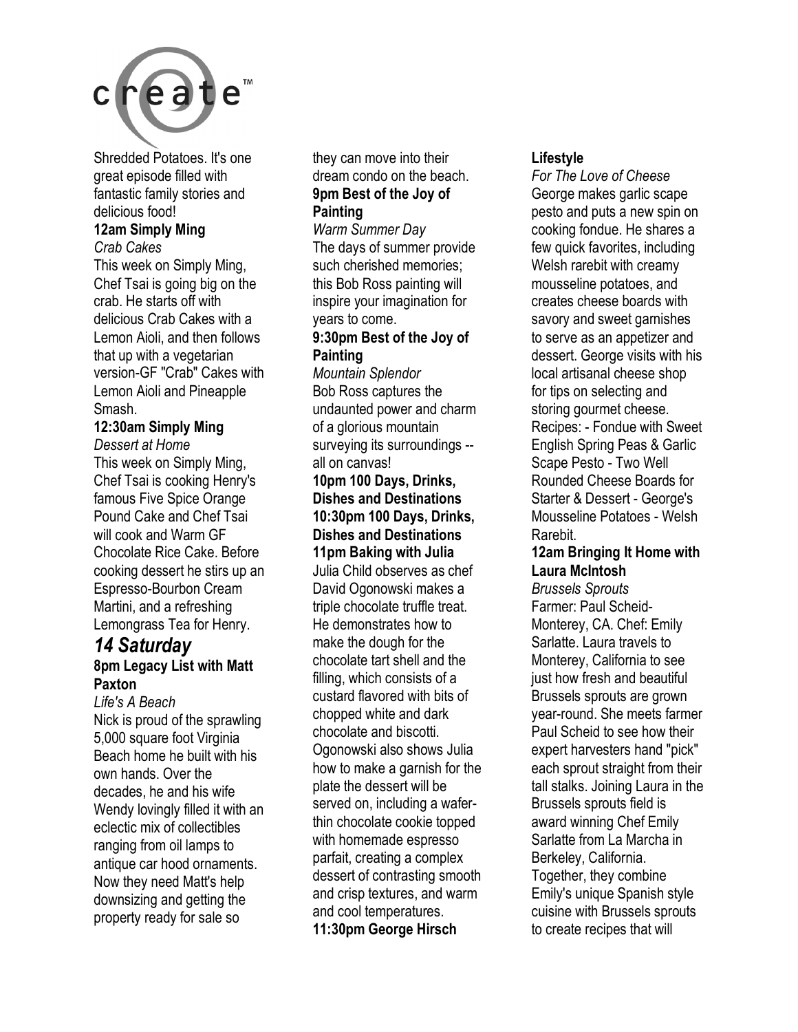Shredded Potatoes. It's one great episode filled with fantastic family stories and delicious food!

**12am Simply Ming**
*Crab Cakes*
This week on Simply Ming, Chef Tsai is going big on the crab. He starts off with delicious Crab Cakes with a Lemon Aioli, and then follows that up with a vegetarian version-GF "Crab" Cakes with Lemon Aioli and Pineapple Smash.

**12:30am Simply Ming**
*Dessert at Home*
This week on Simply Ming, Chef Tsai is cooking Henry's famous Five Spice Orange Pound Cake and Chef Tsai will cook and Warm GF Chocolate Rice Cake. Before cooking dessert he stirs up an Espresso-Bourbon Cream Martini, and a refreshing Lemongrass Tea for Henry.

## *14 Saturday*

**8pm Legacy List with Matt Paxton**
*Life's A Beach*
Nick is proud of the sprawling 5,000 square foot Virginia Beach home he built with his own hands. Over the decades, he and his wife Wendy lovingly filled it with an eclectic mix of collectibles ranging from oil lamps to antique car hood ornaments. Now they need Matt's help downsizing and getting the property ready for sale so they can move into their dream condo on the beach.

**9pm Best of the Joy of Painting**
*Warm Summer Day*
The days of summer provide such cherished memories; this Bob Ross painting will inspire your imagination for years to come.

**9:30pm Best of the Joy of Painting**
*Mountain Splendor*
Bob Ross captures the undaunted power and charm of a glorious mountain surveying its surroundings -- all on canvas!

**10pm 100 Days, Drinks, Dishes and Destinations**

**10:30pm 100 Days, Drinks, Dishes and Destinations**

**11pm Baking with Julia**
Julia Child observes as chef David Ogonowski makes a triple chocolate truffle treat. He demonstrates how to make the dough for the chocolate tart shell and the filling, which consists of a custard flavored with bits of chopped white and dark chocolate and biscotti. Ogonowski also shows Julia how to make a garnish for the plate the dessert will be served on, including a wafer-thin chocolate cookie topped with homemade espresso parfait, creating a complex dessert of contrasting smooth and crisp textures, and warm and cool temperatures.

**11:30pm George Hirsch Lifestyle**
*For The Love of Cheese*
George makes garlic scape pesto and puts a new spin on cooking fondue. He shares a few quick favorites, including Welsh rarebit with creamy mousseline potatoes, and creates cheese boards with savory and sweet garnishes to serve as an appetizer and dessert. George visits with his local artisanal cheese shop for tips on selecting and storing gourmet cheese. Recipes: - Fondue with Sweet English Spring Peas & Garlic Scape Pesto - Two Well Rounded Cheese Boards for Starter & Dessert - George's Mousseline Potatoes - Welsh Rarebit.

**12am Bringing It Home with Laura McIntosh**
*Brussels Sprouts*
Farmer: Paul Scheid- Monterey, CA. Chef: Emily Sarlatte. Laura travels to Monterey, California to see just how fresh and beautiful Brussels sprouts are grown year-round. She meets farmer Paul Scheid to see how their expert harvesters hand "pick" each sprout straight from their tall stalks. Joining Laura in the Brussels sprouts field is award winning Chef Emily Sarlatte from La Marcha in Berkeley, California. Together, they combine Emily's unique Spanish style cuisine with Brussels sprouts to create recipes that will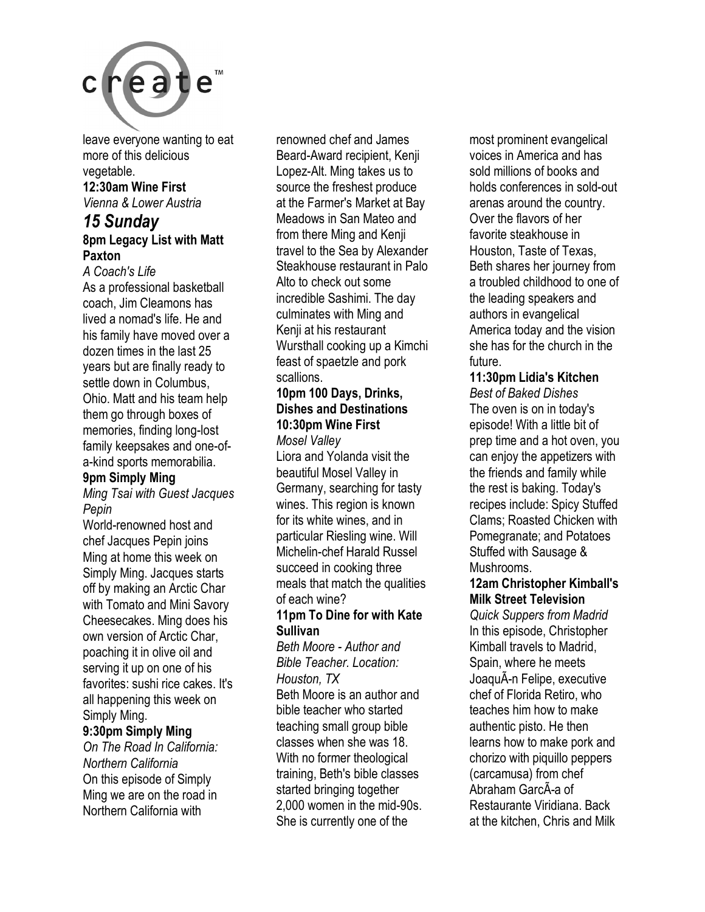leave everyone wanting to eat more of this delicious vegetable.

**12:30am Wine First**
*Vienna & Lower Austria*

## *15 Sunday*

**8pm Legacy List with Matt Paxton**
*A Coach's Life*
As a professional basketball coach, Jim Cleamons has lived a nomad's life. He and his family have moved over a dozen times in the last 25 years but are finally ready to settle down in Columbus, Ohio. Matt and his team help them go through boxes of memories, finding long-lost family keepsakes and one-of-a-kind sports memorabilia.

**9pm Simply Ming**
*Ming Tsai with Guest Jacques Pepin*
World-renowned host and chef Jacques Pepin joins Ming at home this week on Simply Ming. Jacques starts off by making an Arctic Char with Tomato and Mini Savory Cheesecakes. Ming does his own version of Arctic Char, poaching it in olive oil and serving it up on one of his favorites: sushi rice cakes. It's all happening this week on Simply Ming.

**9:30pm Simply Ming**
*On The Road In California: Northern California*
On this episode of Simply Ming we are on the road in Northern California with renowned chef and James Beard-Award recipient, Kenji Lopez-Alt. Ming takes us to source the freshest produce at the Farmer's Market at Bay Meadows in San Mateo and from there Ming and Kenji travel to the Sea by Alexander Steakhouse restaurant in Palo Alto to check out some incredible Sashimi. The day culminates with Ming and Kenji at his restaurant Wursthall cooking up a Kimchi feast of spaetzle and pork scallions.

**10pm 100 Days, Drinks, Dishes and Destinations**

**10:30pm Wine First**
*Mosel Valley*
Liora and Yolanda visit the beautiful Mosel Valley in Germany, searching for tasty wines. This region is known for its white wines, and in particular Riesling wine. Will Michelin-chef Harald Russel succeed in cooking three meals that match the qualities of each wine?

**11pm To Dine for with Kate Sullivan**
*Beth Moore - Author and Bible Teacher. Location: Houston, TX*
Beth Moore is an author and bible teacher who started teaching small group bible classes when she was 18. With no former theological training, Beth's bible classes started bringing together 2,000 women in the mid-90s. She is currently one of the most prominent evangelical voices in America and has sold millions of books and holds conferences in sold-out arenas around the country. Over the flavors of her favorite steakhouse in Houston, Taste of Texas, Beth shares her journey from a troubled childhood to one of the leading speakers and authors in evangelical America today and the vision she has for the church in the future.

**11:30pm Lidia's Kitchen**
*Best of Baked Dishes*
The oven is on in today's episode! With a little bit of prep time and a hot oven, you can enjoy the appetizers with the friends and family while the rest is baking. Today's recipes include: Spicy Stuffed Clams; Roasted Chicken with Pomegranate; and Potatoes Stuffed with Sausage & Mushrooms.

**12am Christopher Kimball's Milk Street Television**
*Quick Suppers from Madrid*
In this episode, Christopher Kimball travels to Madrid, Spain, where he meets JoaquÃ-n Felipe, executive chef of Florida Retiro, who teaches him how to make authentic pisto. He then learns how to make pork and chorizo with piquillo peppers (carcamusa) from chef Abraham GarcÃ-a of Restaurante Viridiana. Back at the kitchen, Chris and Milk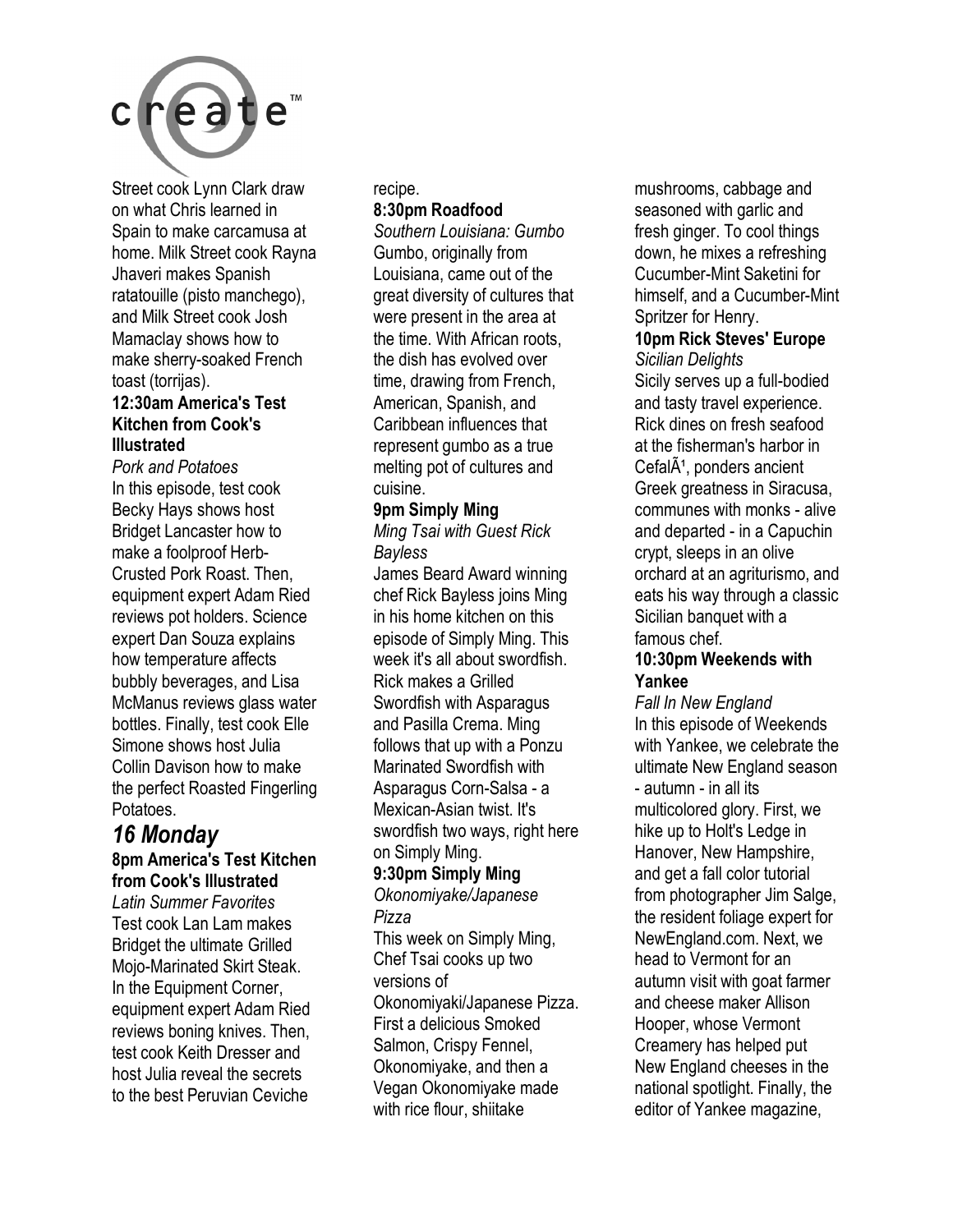Street cook Lynn Clark draw on what Chris learned in Spain to make carcamusa at home. Milk Street cook Rayna Jhaveri makes Spanish ratatouille (pisto manchego), and Milk Street cook Josh Mamaclay shows how to make sherry-soaked French toast (torrijas).

**12:30am America's Test Kitchen from Cook's Illustrated**
*Pork and Potatoes*
In this episode, test cook Becky Hays shows host Bridget Lancaster how to make a foolproof Herb-Crusted Pork Roast. Then, equipment expert Adam Ried reviews pot holders. Science expert Dan Souza explains how temperature affects bubbly beverages, and Lisa McManus reviews glass water bottles. Finally, test cook Elle Simone shows host Julia Collin Davison how to make the perfect Roasted Fingerling Potatoes.

## *16 Monday*

**8pm America's Test Kitchen from Cook's Illustrated**
*Latin Summer Favorites*
Test cook Lan Lam makes Bridget the ultimate Grilled Mojo-Marinated Skirt Steak. In the Equipment Corner, equipment expert Adam Ried reviews boning knives. Then, test cook Keith Dresser and host Julia reveal the secrets to the best Peruvian Ceviche recipe.

**8:30pm Roadfood**
*Southern Louisiana: Gumbo*
Gumbo, originally from Louisiana, came out of the great diversity of cultures that were present in the area at the time. With African roots, the dish has evolved over time, drawing from French, American, Spanish, and Caribbean influences that represent gumbo as a true melting pot of cultures and cuisine.

**9pm Simply Ming**
*Ming Tsai with Guest Rick Bayless*
James Beard Award winning chef Rick Bayless joins Ming in his home kitchen on this episode of Simply Ming. This week it's all about swordfish. Rick makes a Grilled Swordfish with Asparagus and Pasilla Crema. Ming follows that up with a Ponzu Marinated Swordfish with Asparagus Corn-Salsa - a Mexican-Asian twist. It's swordfish two ways, right here on Simply Ming.

**9:30pm Simply Ming**
*Okonomiyaki/Japanese Pizza*
This week on Simply Ming, Chef Tsai cooks up two versions of Okonomiyaki/Japanese Pizza. First a delicious Smoked Salmon, Crispy Fennel, Okonomiyake, and then a Vegan Okonomiyake made with rice flour, shiitake mushrooms, cabbage and seasoned with garlic and fresh ginger. To cool things down, he mixes a refreshing Cucumber-Mint Saketini for himself, and a Cucumber-Mint Spritzer for Henry.

**10pm Rick Steves' Europe**
*Sicilian Delights*
Sicily serves up a full-bodied and tasty travel experience. Rick dines on fresh seafood at the fisherman's harbor in CefalÃ¹, ponders ancient Greek greatness in Siracusa, communes with monks - alive and departed - in a Capuchin crypt, sleeps in an olive orchard at an agriturismo, and eats his way through a classic Sicilian banquet with a famous chef.

**10:30pm Weekends with Yankee**
*Fall In New England*
In this episode of Weekends with Yankee, we celebrate the ultimate New England season - autumn - in all its multicolored glory. First, we hike up to Holt's Ledge in Hanover, New Hampshire, and get a fall color tutorial from photographer Jim Salge, the resident foliage expert for NewEngland.com. Next, we head to Vermont for an autumn visit with goat farmer and cheese maker Allison Hooper, whose Vermont Creamery has helped put New England cheeses in the national spotlight. Finally, the editor of Yankee magazine,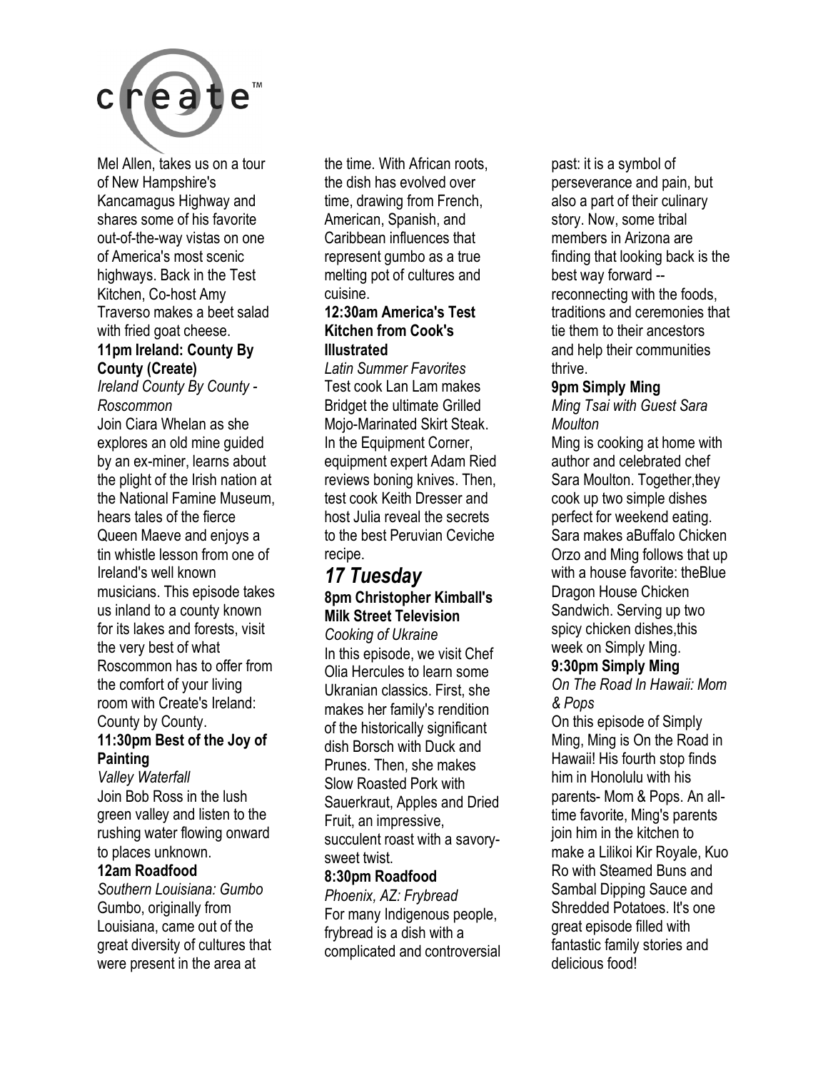Mel Allen, takes us on a tour of New Hampshire's Kancamagus Highway and shares some of his favorite out-of-the-way vistas on one of America's most scenic highways. Back in the Test Kitchen, Co-host Amy Traverso makes a beet salad with fried goat cheese.

**11pm Ireland: County By County (Create)**
*Ireland County By County - Roscommon*
Join Ciara Whelan as she explores an old mine guided by an ex-miner, learns about the plight of the Irish nation at the National Famine Museum, hears tales of the fierce Queen Maeve and enjoys a tin whistle lesson from one of Ireland's well known musicians. This episode takes us inland to a county known for its lakes and forests, visit the very best of what Roscommon has to offer from the comfort of your living room with Create's Ireland: County by County.

**11:30pm Best of the Joy of Painting**
*Valley Waterfall*
Join Bob Ross in the lush green valley and listen to the rushing water flowing onward to places unknown.

**12am Roadfood**
*Southern Louisiana: Gumbo*
Gumbo, originally from Louisiana, came out of the great diversity of cultures that were present in the area at the time. With African roots, the dish has evolved over time, drawing from French, American, Spanish, and Caribbean influences that represent gumbo as a true melting pot of cultures and cuisine.

**12:30am America's Test Kitchen from Cook's Illustrated**
*Latin Summer Favorites*
Test cook Lan Lam makes Bridget the ultimate Grilled Mojo-Marinated Skirt Steak. In the Equipment Corner, equipment expert Adam Ried reviews boning knives. Then, test cook Keith Dresser and host Julia reveal the secrets to the best Peruvian Ceviche recipe.

## *17 Tuesday*

**8pm Christopher Kimball's Milk Street Television**
*Cooking of Ukraine*
In this episode, we visit Chef Olia Hercules to learn some Ukranian classics. First, she makes her family's rendition of the historically significant dish Borsch with Duck and Prunes. Then, she makes Slow Roasted Pork with Sauerkraut, Apples and Dried Fruit, an impressive, succulent roast with a savory-sweet twist.

**8:30pm Roadfood**
*Phoenix, AZ: Frybread*
For many Indigenous people, frybread is a dish with a complicated and controversial past: it is a symbol of perseverance and pain, but also a part of their culinary story. Now, some tribal members in Arizona are finding that looking back is the best way forward -- reconnecting with the foods, traditions and ceremonies that tie them to their ancestors and help their communities thrive.

**9pm Simply Ming**
*Ming Tsai with Guest Sara Moulton*
Ming is cooking at home with author and celebrated chef Sara Moulton. Together,they cook up two simple dishes perfect for weekend eating. Sara makes aBuffalo Chicken Orzo and Ming follows that up with a house favorite: theBlue Dragon House Chicken Sandwich. Serving up two spicy chicken dishes,this week on Simply Ming.

**9:30pm Simply Ming**
*On The Road In Hawaii: Mom & Pops*
On this episode of Simply Ming, Ming is On the Road in Hawaii! His fourth stop finds him in Honolulu with his parents- Mom & Pops. An all-time favorite, Ming's parents join him in the kitchen to make a Lilikoi Kir Royale, Kuo Ro with Steamed Buns and Sambal Dipping Sauce and Shredded Potatoes. It's one great episode filled with fantastic family stories and delicious food!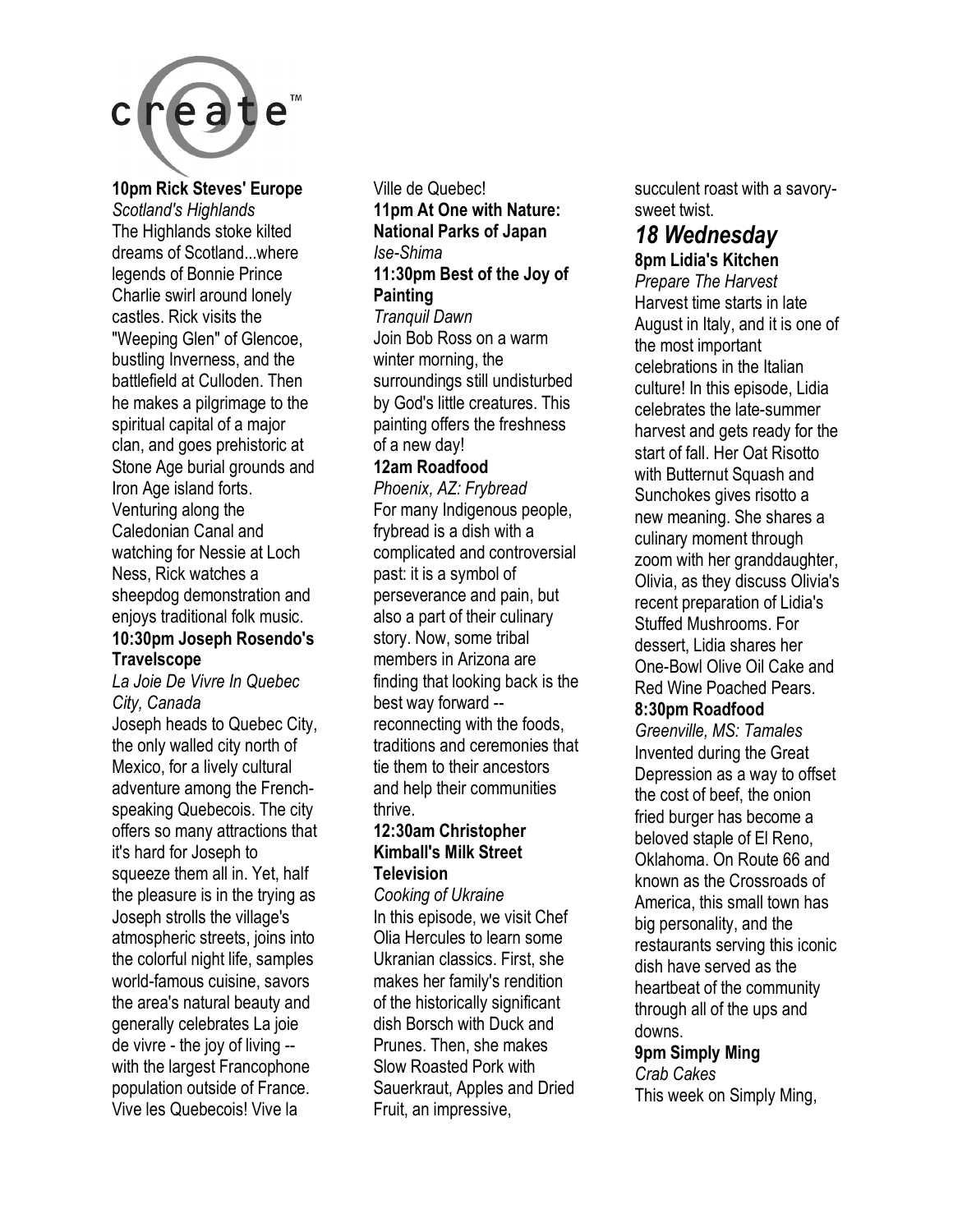**10pm Rick Steves' Europe**
*Scotland's Highlands*
The Highlands stoke kilted dreams of Scotland...where legends of Bonnie Prince Charlie swirl around lonely castles. Rick visits the "Weeping Glen" of Glencoe, bustling Inverness, and the battlefield at Culloden. Then he makes a pilgrimage to the spiritual capital of a major clan, and goes prehistoric at Stone Age burial grounds and Iron Age island forts. Venturing along the Caledonian Canal and watching for Nessie at Loch Ness, Rick watches a sheepdog demonstration and enjoys traditional folk music.

**10:30pm Joseph Rosendo's Travelscope**
*La Joie De Vivre In Quebec City, Canada*
Joseph heads to Quebec City, the only walled city north of Mexico, for a lively cultural adventure among the French-speaking Quebecois. The city offers so many attractions that it's hard for Joseph to squeeze them all in. Yet, half the pleasure is in the trying as Joseph strolls the village's atmospheric streets, joins into the colorful night life, samples world-famous cuisine, savors the area's natural beauty and generally celebrates La joie de vivre - the joy of living -- with the largest Francophone population outside of France. Vive les Quebecois! Vive la Ville de Quebec!

**11pm At One with Nature: National Parks of Japan**
*Ise-Shima*

**11:30pm Best of the Joy of Painting**
*Tranquil Dawn*
Join Bob Ross on a warm winter morning, the surroundings still undisturbed by God's little creatures. This painting offers the freshness of a new day!

**12am Roadfood**
*Phoenix, AZ: Frybread*
For many Indigenous people, frybread is a dish with a complicated and controversial past: it is a symbol of perseverance and pain, but also a part of their culinary story. Now, some tribal members in Arizona are finding that looking back is the best way forward -- reconnecting with the foods, traditions and ceremonies that tie them to their ancestors and help their communities thrive.

**12:30am Christopher Kimball's Milk Street Television**
*Cooking of Ukraine*
In this episode, we visit Chef Olia Hercules to learn some Ukranian classics. First, she makes her family's rendition of the historically significant dish Borsch with Duck and Prunes. Then, she makes Slow Roasted Pork with Sauerkraut, Apples and Dried Fruit, an impressive, succulent roast with a savory-sweet twist.

## *18 Wednesday*

**8pm Lidia's Kitchen**
*Prepare The Harvest*
Harvest time starts in late August in Italy, and it is one of the most important celebrations in the Italian culture! In this episode, Lidia celebrates the late-summer harvest and gets ready for the start of fall. Her Oat Risotto with Butternut Squash and Sunchokes gives risotto a new meaning. She shares a culinary moment through zoom with her granddaughter, Olivia, as they discuss Olivia's recent preparation of Lidia's Stuffed Mushrooms. For dessert, Lidia shares her One-Bowl Olive Oil Cake and Red Wine Poached Pears.

**8:30pm Roadfood**
*Greenville, MS: Tamales*
Invented during the Great Depression as a way to offset the cost of beef, the onion fried burger has become a beloved staple of El Reno, Oklahoma. On Route 66 and known as the Crossroads of America, this small town has big personality, and the restaurants serving this iconic dish have served as the heartbeat of the community through all of the ups and downs.

**9pm Simply Ming**
*Crab Cakes*
This week on Simply Ming,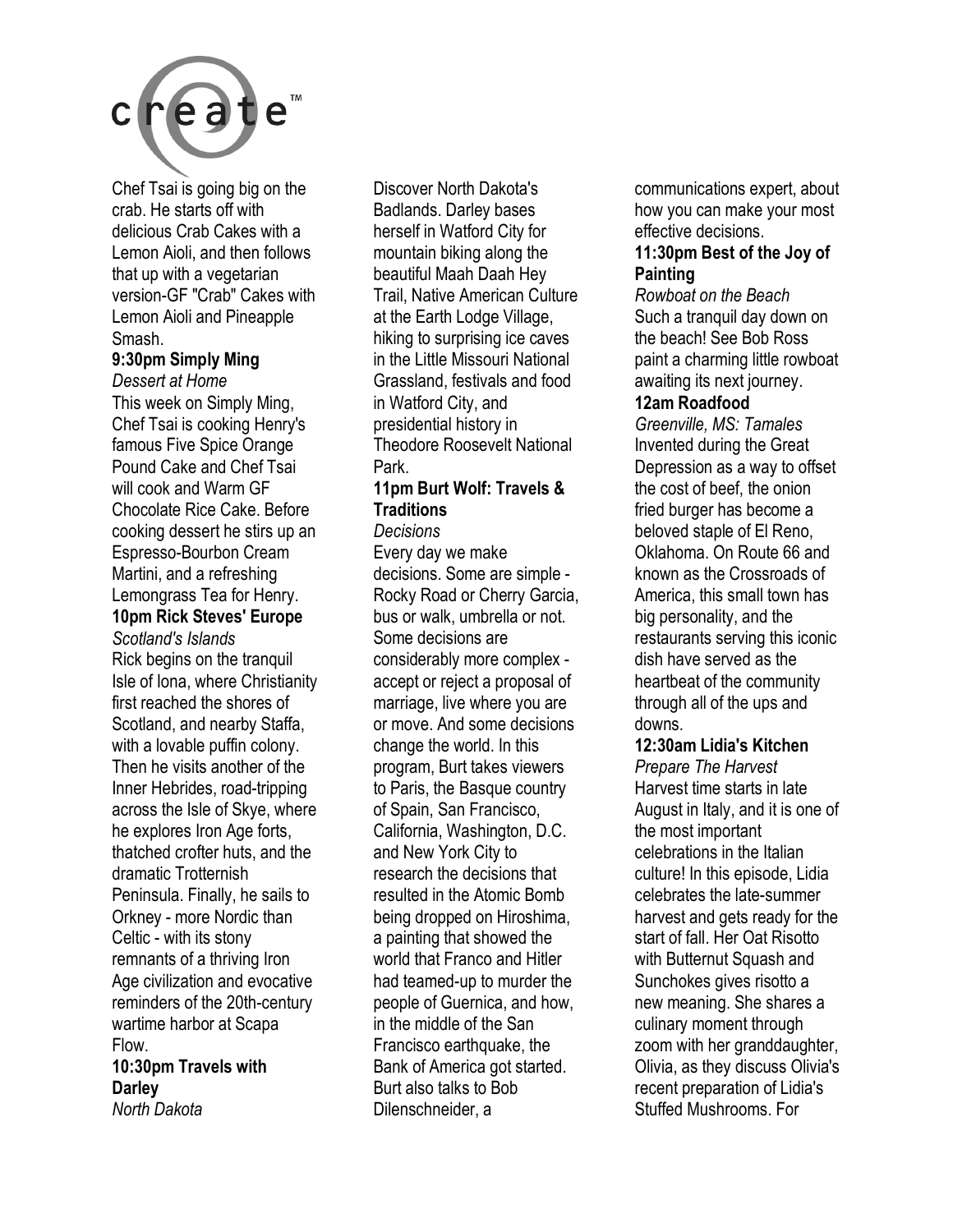Chef Tsai is going big on the crab. He starts off with delicious Crab Cakes with a Lemon Aioli, and then follows that up with a vegetarian version-GF "Crab" Cakes with Lemon Aioli and Pineapple Smash.

**9:30pm Simply Ming**
*Dessert at Home*
This week on Simply Ming, Chef Tsai is cooking Henry's famous Five Spice Orange Pound Cake and Chef Tsai will cook and Warm GF Chocolate Rice Cake. Before cooking dessert he stirs up an Espresso-Bourbon Cream Martini, and a refreshing Lemongrass Tea for Henry.

**10pm Rick Steves' Europe**
*Scotland's Islands*
Rick begins on the tranquil Isle of Iona, where Christianity first reached the shores of Scotland, and nearby Staffa, with a lovable puffin colony. Then he visits another of the Inner Hebrides, road-tripping across the Isle of Skye, where he explores Iron Age forts, thatched crofter huts, and the dramatic Trotternish Peninsula. Finally, he sails to Orkney - more Nordic than Celtic - with its stony remnants of a thriving Iron Age civilization and evocative reminders of the 20th-century wartime harbor at Scapa Flow.

**10:30pm Travels with Darley**
*North Dakota*
Discover North Dakota's Badlands. Darley bases herself in Watford City for mountain biking along the beautiful Maah Daah Hey Trail, Native American Culture at the Earth Lodge Village, hiking to surprising ice caves in the Little Missouri National Grassland, festivals and food in Watford City, and presidential history in Theodore Roosevelt National Park.

**11pm Burt Wolf: Travels & Traditions**
*Decisions*
Every day we make decisions. Some are simple - Rocky Road or Cherry Garcia, bus or walk, umbrella or not. Some decisions are considerably more complex - accept or reject a proposal of marriage, live where you are or move. And some decisions change the world. In this program, Burt takes viewers to Paris, the Basque country of Spain, San Francisco, California, Washington, D.C. and New York City to research the decisions that resulted in the Atomic Bomb being dropped on Hiroshima, a painting that showed the world that Franco and Hitler had teamed-up to murder the people of Guernica, and how, in the middle of the San Francisco earthquake, the Bank of America got started. Burt also talks to Bob Dilenschneider, a communications expert, about how you can make your most effective decisions.

**11:30pm Best of the Joy of Painting**
*Rowboat on the Beach*
Such a tranquil day down on the beach! See Bob Ross paint a charming little rowboat awaiting its next journey.

**12am Roadfood**
*Greenville, MS: Tamales*
Invented during the Great Depression as a way to offset the cost of beef, the onion fried burger has become a beloved staple of El Reno, Oklahoma. On Route 66 and known as the Crossroads of America, this small town has big personality, and the restaurants serving this iconic dish have served as the heartbeat of the community through all of the ups and downs.

**12:30am Lidia's Kitchen**
*Prepare The Harvest*
Harvest time starts in late August in Italy, and it is one of the most important celebrations in the Italian culture! In this episode, Lidia celebrates the late-summer harvest and gets ready for the start of fall. Her Oat Risotto with Butternut Squash and Sunchokes gives risotto a new meaning. She shares a culinary moment through zoom with her granddaughter, Olivia, as they discuss Olivia's recent preparation of Lidia's Stuffed Mushrooms. For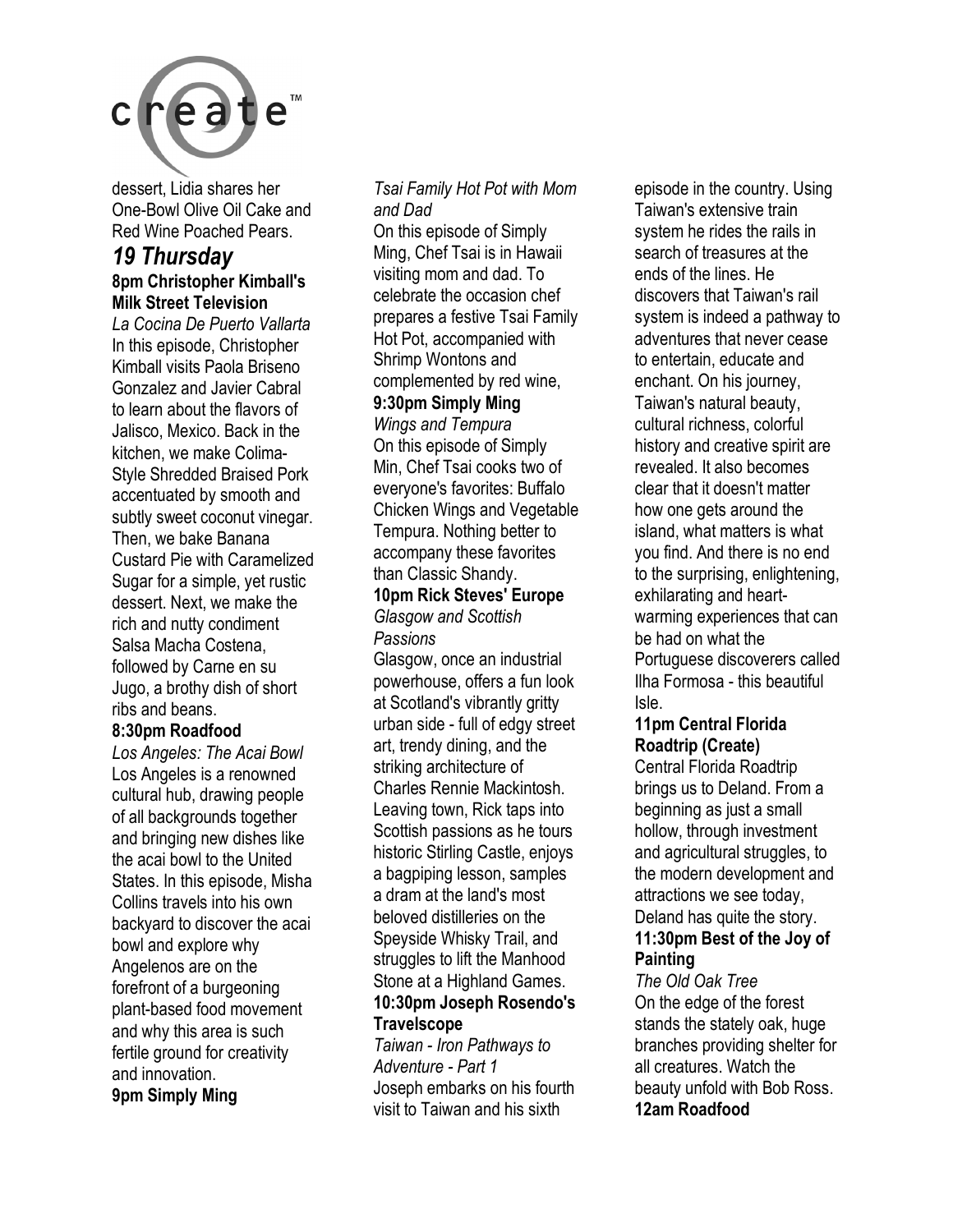dessert, Lidia shares her One-Bowl Olive Oil Cake and Red Wine Poached Pears.

## *19 Thursday*

**8pm Christopher Kimball's Milk Street Television**

*La Cocina De Puerto Vallarta*

In this episode, Christopher Kimball visits Paola Briseno Gonzalez and Javier Cabral to learn about the flavors of Jalisco, Mexico. Back in the kitchen, we make Colima-Style Shredded Braised Pork accentuated by smooth and subtly sweet coconut vinegar. Then, we bake Banana Custard Pie with Caramelized Sugar for a simple, yet rustic dessert. Next, we make the rich and nutty condiment Salsa Macha Costena, followed by Carne en su Jugo, a brothy dish of short ribs and beans.

**8:30pm Roadfood**

*Los Angeles: The Acai Bowl*

Los Angeles is a renowned cultural hub, drawing people of all backgrounds together and bringing new dishes like the acai bowl to the United States. In this episode, Misha Collins travels into his own backyard to discover the acai bowl and explore why Angelenos are on the forefront of a burgeoning plant-based food movement and why this area is such fertile ground for creativity and innovation.

**9pm Simply Ming**

*Tsai Family Hot Pot with Mom and Dad*

On this episode of Simply Ming, Chef Tsai is in Hawaii visiting mom and dad. To celebrate the occasion chef prepares a festive Tsai Family Hot Pot, accompanied with Shrimp Wontons and complemented by red wine,

**9:30pm Simply Ming**

*Wings and Tempura*

On this episode of Simply Min, Chef Tsai cooks two of everyone's favorites: Buffalo Chicken Wings and Vegetable Tempura. Nothing better to accompany these favorites than Classic Shandy.

**10pm Rick Steves' Europe**

*Glasgow and Scottish Passions*

Glasgow, once an industrial powerhouse, offers a fun look at Scotland's vibrantly gritty urban side - full of edgy street art, trendy dining, and the striking architecture of Charles Rennie Mackintosh. Leaving town, Rick taps into Scottish passions as he tours historic Stirling Castle, enjoys a bagpiping lesson, samples a dram at the land's most beloved distilleries on the Speyside Whisky Trail, and struggles to lift the Manhood Stone at a Highland Games.

**10:30pm Joseph Rosendo's Travelscope**

*Taiwan - Iron Pathways to Adventure - Part 1*

Joseph embarks on his fourth visit to Taiwan and his sixth episode in the country. Using Taiwan's extensive train system he rides the rails in search of treasures at the ends of the lines. He discovers that Taiwan's rail system is indeed a pathway to adventures that never cease to entertain, educate and enchant. On his journey, Taiwan's natural beauty, cultural richness, colorful history and creative spirit are revealed. It also becomes clear that it doesn't matter how one gets around the island, what matters is what you find. And there is no end to the surprising, enlightening, exhilarating and heart-warming experiences that can be had on what the Portuguese discoverers called Ilha Formosa - this beautiful Isle.

**11pm Central Florida Roadtrip (Create)**

Central Florida Roadtrip brings us to Deland. From a beginning as just a small hollow, through investment and agricultural struggles, to the modern development and attractions we see today, Deland has quite the story.

**11:30pm Best of the Joy of Painting**

*The Old Oak Tree*

On the edge of the forest stands the stately oak, huge branches providing shelter for all creatures. Watch the beauty unfold with Bob Ross.

**12am Roadfood**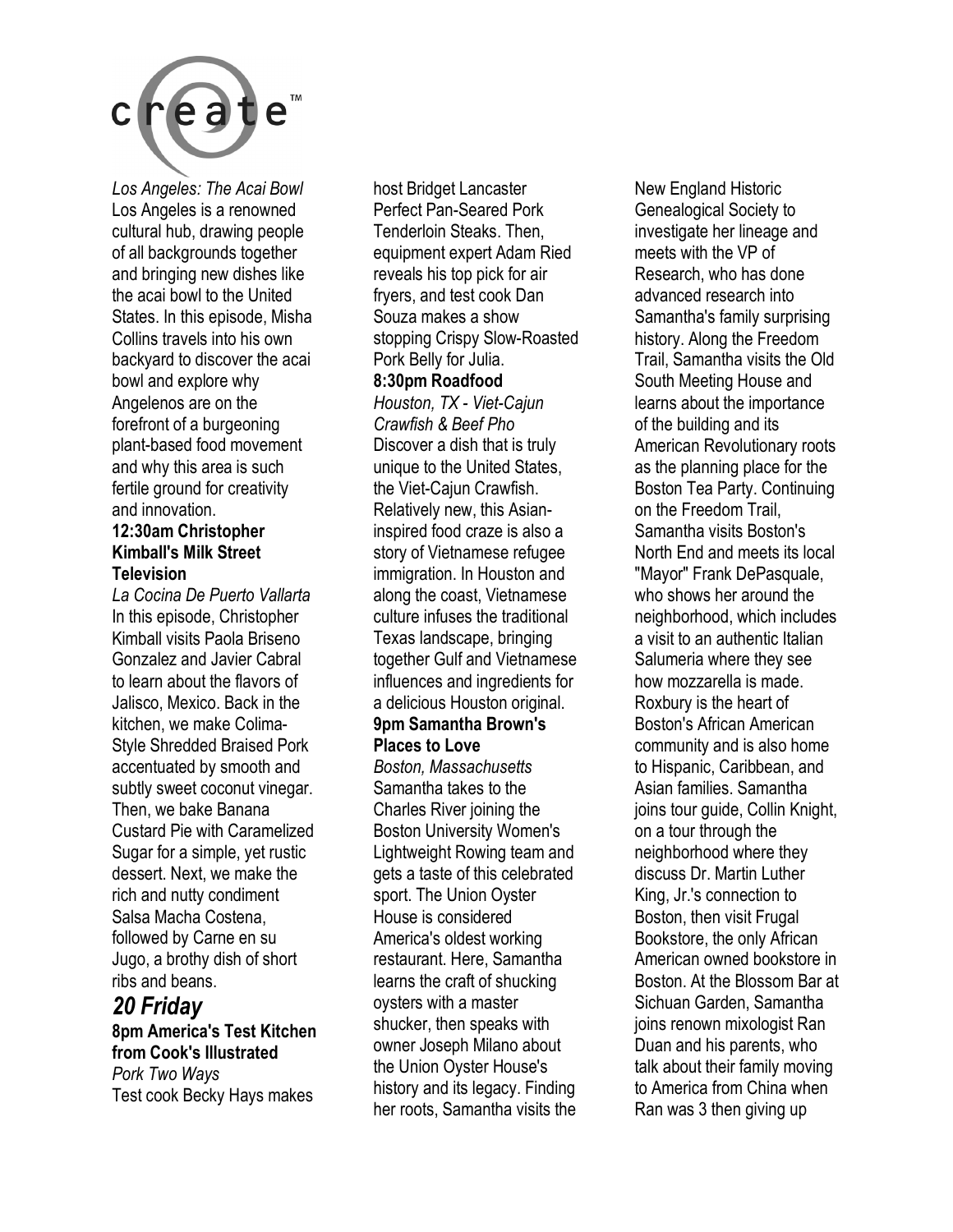*Los Angeles: The Acai Bowl*
Los Angeles is a renowned cultural hub, drawing people of all backgrounds together and bringing new dishes like the acai bowl to the United States. In this episode, Misha Collins travels into his own backyard to discover the acai bowl and explore why Angelenos are on the forefront of a burgeoning plant-based food movement and why this area is such fertile ground for creativity and innovation.

**12:30am Christopher Kimball's Milk Street Television**
*La Cocina De Puerto Vallarta*
In this episode, Christopher Kimball visits Paola Briseno Gonzalez and Javier Cabral to learn about the flavors of Jalisco, Mexico. Back in the kitchen, we make Colima-Style Shredded Braised Pork accentuated by smooth and subtly sweet coconut vinegar. Then, we bake Banana Custard Pie with Caramelized Sugar for a simple, yet rustic dessert. Next, we make the rich and nutty condiment Salsa Macha Costena, followed by Carne en su Jugo, a brothy dish of short ribs and beans.

## *20 Friday*

**8pm America's Test Kitchen from Cook's Illustrated**
*Pork Two Ways*
Test cook Becky Hays makes host Bridget Lancaster Perfect Pan-Seared Pork Tenderloin Steaks. Then, equipment expert Adam Ried reveals his top pick for air fryers, and test cook Dan Souza makes a show stopping Crispy Slow-Roasted Pork Belly for Julia.

**8:30pm Roadfood**
*Houston, TX - Viet-Cajun Crawfish & Beef Pho*
Discover a dish that is truly unique to the United States, the Viet-Cajun Crawfish. Relatively new, this Asian-inspired food craze is also a story of Vietnamese refugee immigration. In Houston and along the coast, Vietnamese culture infuses the traditional Texas landscape, bringing together Gulf and Vietnamese influences and ingredients for a delicious Houston original.

**9pm Samantha Brown's Places to Love**
*Boston, Massachusetts*
Samantha takes to the Charles River joining the Boston University Women's Lightweight Rowing team and gets a taste of this celebrated sport. The Union Oyster House is considered America's oldest working restaurant. Here, Samantha learns the craft of shucking oysters with a master shucker, then speaks with owner Joseph Milano about the Union Oyster House's history and its legacy. Finding her roots, Samantha visits the New England Historic Genealogical Society to investigate her lineage and meets with the VP of Research, who has done advanced research into Samantha's family surprising history. Along the Freedom Trail, Samantha visits the Old South Meeting House and learns about the importance of the building and its American Revolutionary roots as the planning place for the Boston Tea Party. Continuing on the Freedom Trail, Samantha visits Boston's North End and meets its local "Mayor" Frank DePasquale, who shows her around the neighborhood, which includes a visit to an authentic Italian Salumeria where they see how mozzarella is made. Roxbury is the heart of Boston's African American community and is also home to Hispanic, Caribbean, and Asian families. Samantha joins tour guide, Collin Knight, on a tour through the neighborhood where they discuss Dr. Martin Luther King, Jr.'s connection to Boston, then visit Frugal Bookstore, the only African American owned bookstore in Boston. At the Blossom Bar at Sichuan Garden, Samantha joins renown mixologist Ran Duan and his parents, who talk about their family moving to America from China when Ran was 3 then giving up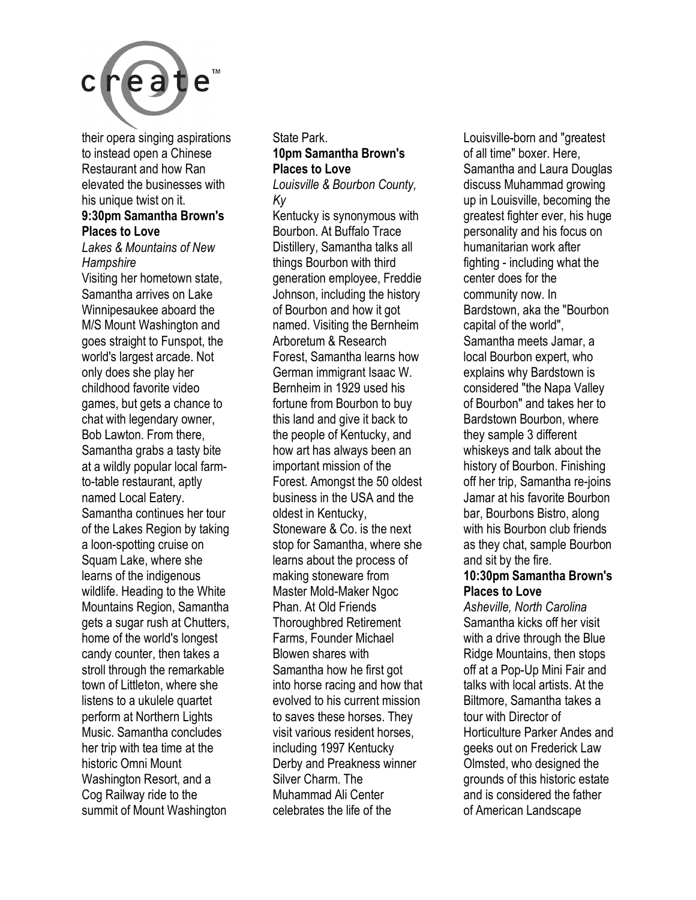their opera singing aspirations to instead open a Chinese Restaurant and how Ran elevated the businesses with his unique twist on it.

**9:30pm Samantha Brown's Places to Love**

*Lakes & Mountains of New Hampshire*

Visiting her hometown state, Samantha arrives on Lake Winnipesaukee aboard the M/S Mount Washington and goes straight to Funspot, the world's largest arcade. Not only does she play her childhood favorite video games, but gets a chance to chat with legendary owner, Bob Lawton. From there, Samantha grabs a tasty bite at a wildly popular local farm-to-table restaurant, aptly named Local Eatery. Samantha continues her tour of the Lakes Region by taking a loon-spotting cruise on Squam Lake, where she learns of the indigenous wildlife. Heading to the White Mountains Region, Samantha gets a sugar rush at Chutters, home of the world's longest candy counter, then takes a stroll through the remarkable town of Littleton, where she listens to a ukulele quartet perform at Northern Lights Music. Samantha concludes her trip with tea time at the historic Omni Mount Washington Resort, and a Cog Railway ride to the summit of Mount Washington State Park.

**10pm Samantha Brown's Places to Love**

*Louisville & Bourbon County, Ky*

Kentucky is synonymous with Bourbon. At Buffalo Trace Distillery, Samantha talks all things Bourbon with third generation employee, Freddie Johnson, including the history of Bourbon and how it got named. Visiting the Bernheim Arboretum & Research Forest, Samantha learns how German immigrant Isaac W. Bernheim in 1929 used his fortune from Bourbon to buy this land and give it back to the people of Kentucky, and how art has always been an important mission of the Forest. Amongst the 50 oldest business in the USA and the oldest in Kentucky, Stoneware & Co. is the next stop for Samantha, where she learns about the process of making stoneware from Master Mold-Maker Ngoc Phan. At Old Friends Thoroughbred Retirement Farms, Founder Michael Blowen shares with Samantha how he first got into horse racing and how that evolved to his current mission to saves these horses. They visit various resident horses, including 1997 Kentucky Derby and Preakness winner Silver Charm. The Muhammad Ali Center celebrates the life of the Louisville-born and "greatest of all time" boxer. Here, Samantha and Laura Douglas discuss Muhammad growing up in Louisville, becoming the greatest fighter ever, his huge personality and his focus on humanitarian work after fighting - including what the center does for the community now. In Bardstown, aka the "Bourbon capital of the world", Samantha meets Jamar, a local Bourbon expert, who explains why Bardstown is considered "the Napa Valley of Bourbon" and takes her to Bardstown Bourbon, where they sample 3 different whiskeys and talk about the history of Bourbon. Finishing off her trip, Samantha re-joins Jamar at his favorite Bourbon bar, Bourbons Bistro, along with his Bourbon club friends as they chat, sample Bourbon and sit by the fire.

**10:30pm Samantha Brown's Places to Love**

*Asheville, North Carolina*

Samantha kicks off her visit with a drive through the Blue Ridge Mountains, then stops off at a Pop-Up Mini Fair and talks with local artists. At the Biltmore, Samantha takes a tour with Director of Horticulture Parker Andes and geeks out on Frederick Law Olmsted, who designed the grounds of this historic estate and is considered the father of American Landscape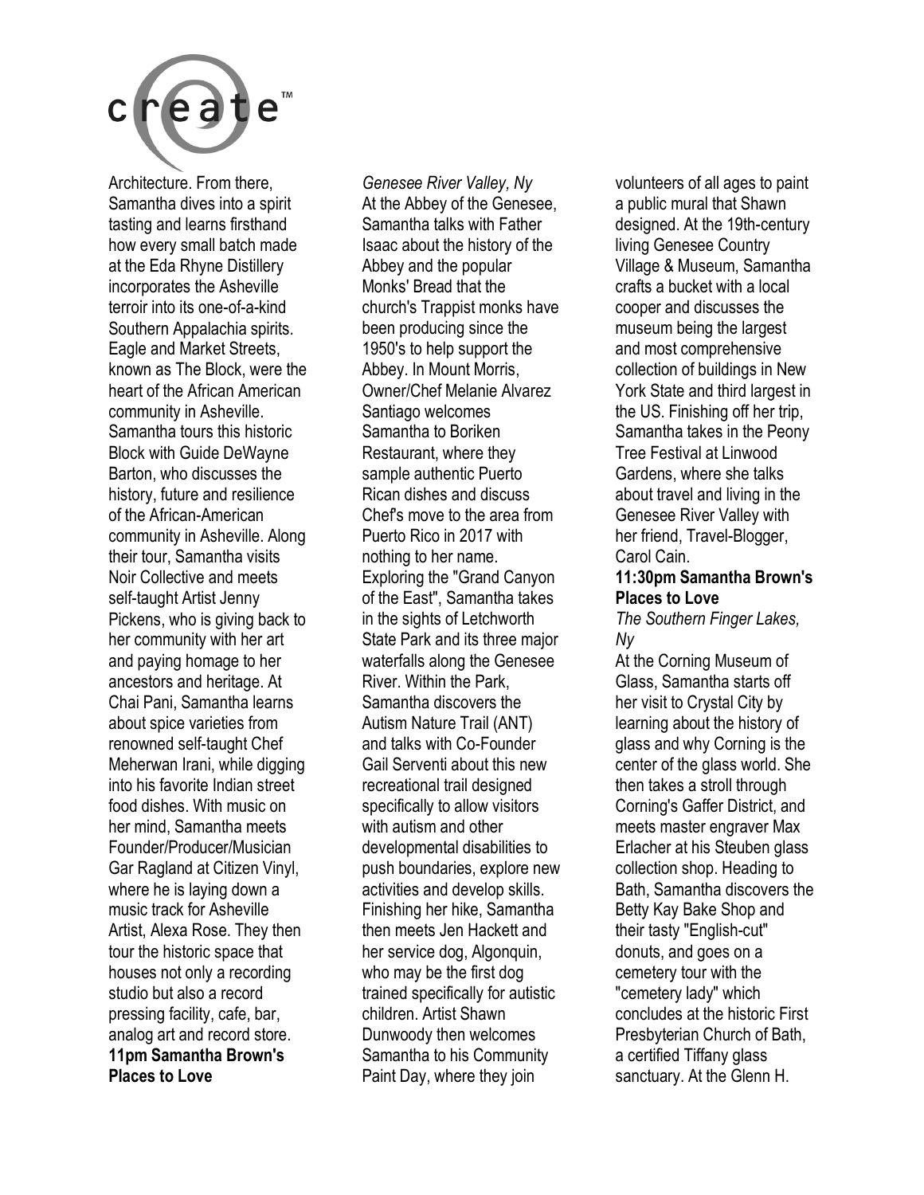Architecture. From there, Samantha dives into a spirit tasting and learns firsthand how every small batch made at the Eda Rhyne Distillery incorporates the Asheville terroir into its one-of-a-kind Southern Appalachia spirits. Eagle and Market Streets, known as The Block, were the heart of the African American community in Asheville. Samantha tours this historic Block with Guide DeWayne Barton, who discusses the history, future and resilience of the African-American community in Asheville. Along their tour, Samantha visits Noir Collective and meets self-taught Artist Jenny Pickens, who is giving back to her community with her art and paying homage to her ancestors and heritage. At Chai Pani, Samantha learns about spice varieties from renowned self-taught Chef Meherwan Irani, while digging into his favorite Indian street food dishes. With music on her mind, Samantha meets Founder/Producer/Musician Gar Ragland at Citizen Vinyl, where he is laying down a music track for Asheville Artist, Alexa Rose. They then tour the historic space that houses not only a recording studio but also a record pressing facility, cafe, bar, analog art and record store.

**11pm Samantha Brown's Places to Love**

*Genesee River Valley, Ny*

At the Abbey of the Genesee, Samantha talks with Father Isaac about the history of the Abbey and the popular Monks' Bread that the church's Trappist monks have been producing since the 1950's to help support the Abbey. In Mount Morris, Owner/Chef Melanie Alvarez Santiago welcomes Samantha to Boriken Restaurant, where they sample authentic Puerto Rican dishes and discuss Chef's move to the area from Puerto Rico in 2017 with nothing to her name. Exploring the "Grand Canyon of the East", Samantha takes in the sights of Letchworth State Park and its three major waterfalls along the Genesee River. Within the Park, Samantha discovers the Autism Nature Trail (ANT) and talks with Co-Founder Gail Serventi about this new recreational trail designed specifically to allow visitors with autism and other developmental disabilities to push boundaries, explore new activities and develop skills. Finishing her hike, Samantha then meets Jen Hackett and her service dog, Algonquin, who may be the first dog trained specifically for autistic children. Artist Shawn Dunwoody then welcomes Samantha to his Community Paint Day, where they join volunteers of all ages to paint a public mural that Shawn designed. At the 19th-century living Genesee Country Village & Museum, Samantha crafts a bucket with a local cooper and discusses the museum being the largest and most comprehensive collection of buildings in New York State and third largest in the US. Finishing off her trip, Samantha takes in the Peony Tree Festival at Linwood Gardens, where she talks about travel and living in the Genesee River Valley with her friend, Travel-Blogger, Carol Cain.

**11:30pm Samantha Brown's Places to Love**

*The Southern Finger Lakes, Ny*

At the Corning Museum of Glass, Samantha starts off her visit to Crystal City by learning about the history of glass and why Corning is the center of the glass world. She then takes a stroll through Corning's Gaffer District, and meets master engraver Max Erlacher at his Steuben glass collection shop. Heading to Bath, Samantha discovers the Betty Kay Bake Shop and their tasty "English-cut" donuts, and goes on a cemetery tour with the "cemetery lady" which concludes at the historic First Presbyterian Church of Bath, a certified Tiffany glass sanctuary. At the Glenn H.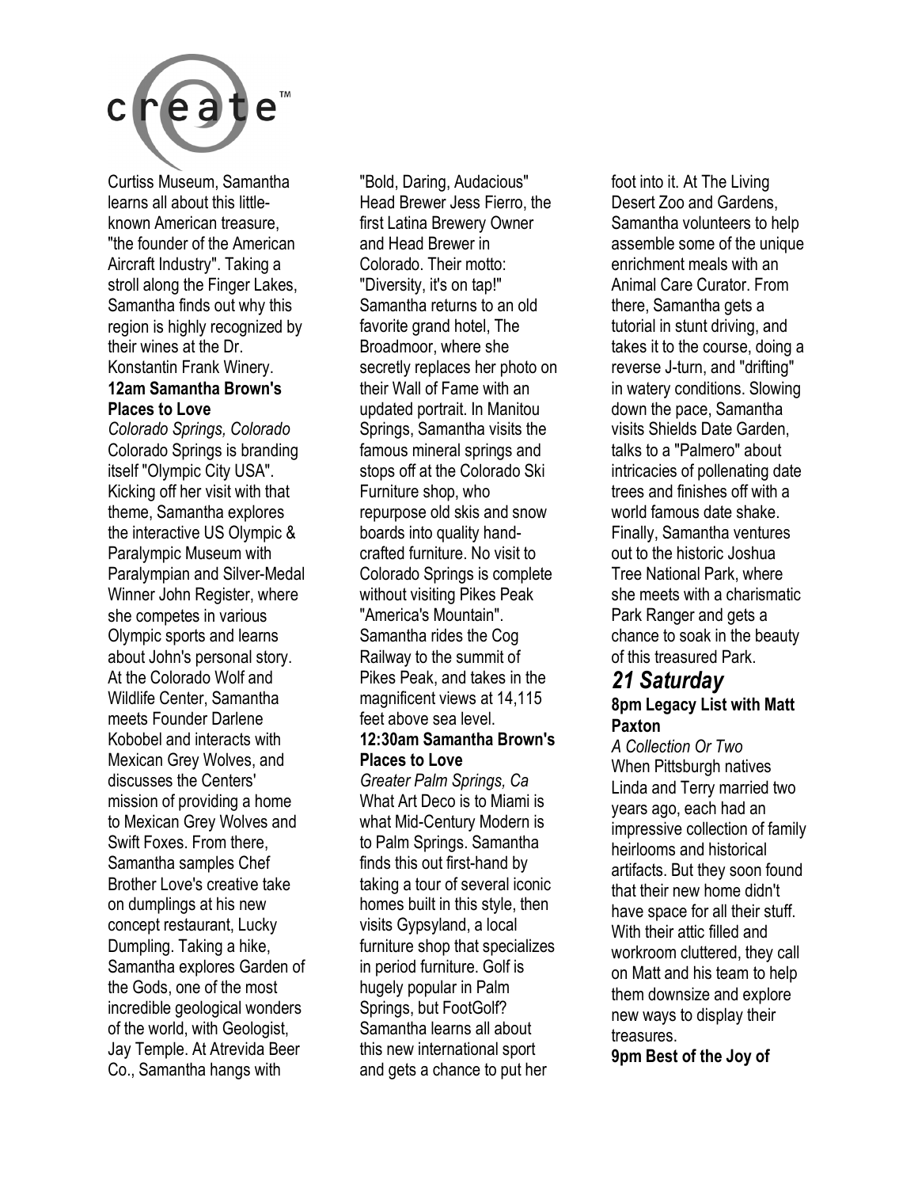Curtiss Museum, Samantha learns all about this little-known American treasure, "the founder of the American Aircraft Industry". Taking a stroll along the Finger Lakes, Samantha finds out why this region is highly recognized by their wines at the Dr. Konstantin Frank Winery.

**12am Samantha Brown's Places to Love**

*Colorado Springs, Colorado*

Colorado Springs is branding itself "Olympic City USA". Kicking off her visit with that theme, Samantha explores the interactive US Olympic & Paralympic Museum with Paralympian and Silver-Medal Winner John Register, where she competes in various Olympic sports and learns about John's personal story. At the Colorado Wolf and Wildlife Center, Samantha meets Founder Darlene Kobobel and interacts with Mexican Grey Wolves, and discusses the Centers' mission of providing a home to Mexican Grey Wolves and Swift Foxes. From there, Samantha samples Chef Brother Love's creative take on dumplings at his new concept restaurant, Lucky Dumpling. Taking a hike, Samantha explores Garden of the Gods, one of the most incredible geological wonders of the world, with Geologist, Jay Temple. At Atrevida Beer Co., Samantha hangs with "Bold, Daring, Audacious" Head Brewer Jess Fierro, the first Latina Brewery Owner and Head Brewer in Colorado. Their motto: "Diversity, it's on tap!" Samantha returns to an old favorite grand hotel, The Broadmoor, where she secretly replaces her photo on their Wall of Fame with an updated portrait. In Manitou Springs, Samantha visits the famous mineral springs and stops off at the Colorado Ski Furniture shop, who repurpose old skis and snow boards into quality hand-crafted furniture. No visit to Colorado Springs is complete without visiting Pikes Peak "America's Mountain". Samantha rides the Cog Railway to the summit of Pikes Peak, and takes in the magnificent views at 14,115 feet above sea level.

**12:30am Samantha Brown's Places to Love**

*Greater Palm Springs, Ca*

What Art Deco is to Miami is what Mid-Century Modern is to Palm Springs. Samantha finds this out first-hand by taking a tour of several iconic homes built in this style, then visits Gypsyland, a local furniture shop that specializes in period furniture. Golf is hugely popular in Palm Springs, but FootGolf? Samantha learns all about this new international sport and gets a chance to put her foot into it. At The Living Desert Zoo and Gardens, Samantha volunteers to help assemble some of the unique enrichment meals with an Animal Care Curator. From there, Samantha gets a tutorial in stunt driving, and takes it to the course, doing a reverse J-turn, and "drifting" in watery conditions. Slowing down the pace, Samantha visits Shields Date Garden, talks to a "Palmero" about intricacies of pollenating date trees and finishes off with a world famous date shake. Finally, Samantha ventures out to the historic Joshua Tree National Park, where she meets with a charismatic Park Ranger and gets a chance to soak in the beauty of this treasured Park.

## *21 Saturday*

**8pm Legacy List with Matt Paxton**

*A Collection Or Two*

When Pittsburgh natives Linda and Terry married two years ago, each had an impressive collection of family heirlooms and historical artifacts. But they soon found that their new home didn't have space for all their stuff. With their attic filled and workroom cluttered, they call on Matt and his team to help them downsize and explore new ways to display their treasures.

**9pm Best of the Joy of**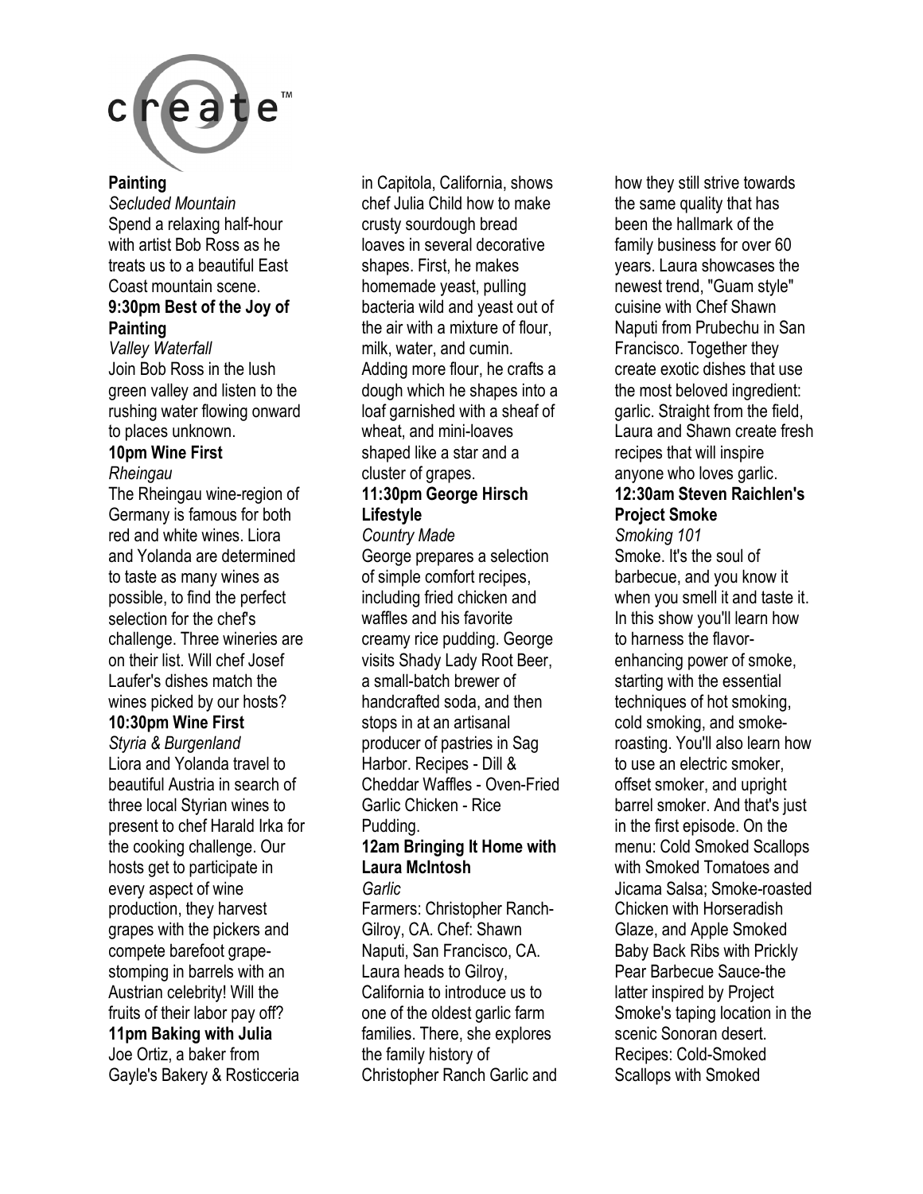**Painting**

*Secluded Mountain*

Spend a relaxing half-hour with artist Bob Ross as he treats us to a beautiful East Coast mountain scene.

**9:30pm Best of the Joy of Painting**

*Valley Waterfall*

Join Bob Ross in the lush green valley and listen to the rushing water flowing onward to places unknown.

**10pm Wine First**

*Rheingau*

The Rheingau wine-region of Germany is famous for both red and white wines. Liora and Yolanda are determined to taste as many wines as possible, to find the perfect selection for the chef's challenge. Three wineries are on their list. Will chef Josef Laufer's dishes match the wines picked by our hosts?

**10:30pm Wine First**

*Styria & Burgenland*

Liora and Yolanda travel to beautiful Austria in search of three local Styrian wines to present to chef Harald Irka for the cooking challenge. Our hosts get to participate in every aspect of wine production, they harvest grapes with the pickers and compete barefoot grape-stomping in barrels with an Austrian celebrity! Will the fruits of their labor pay off?

**11pm Baking with Julia**

Joe Ortiz, a baker from Gayle's Bakery & Rosticceria in Capitola, California, shows chef Julia Child how to make crusty sourdough bread loaves in several decorative shapes. First, he makes homemade yeast, pulling bacteria wild and yeast out of the air with a mixture of flour, milk, water, and cumin. Adding more flour, he crafts a dough which he shapes into a loaf garnished with a sheaf of wheat, and mini-loaves shaped like a star and a cluster of grapes.

**11:30pm George Hirsch Lifestyle**

*Country Made*

George prepares a selection of simple comfort recipes, including fried chicken and waffles and his favorite creamy rice pudding. George visits Shady Lady Root Beer, a small-batch brewer of handcrafted soda, and then stops in at an artisanal producer of pastries in Sag Harbor. Recipes - Dill & Cheddar Waffles - Oven-Fried Garlic Chicken - Rice Pudding.

**12am Bringing It Home with Laura McIntosh**

*Garlic*

Farmers: Christopher Ranch-Gilroy, CA. Chef: Shawn Naputi, San Francisco, CA. Laura heads to Gilroy, California to introduce us to one of the oldest garlic farm families. There, she explores the family history of Christopher Ranch Garlic and how they still strive towards the same quality that has been the hallmark of the family business for over 60 years. Laura showcases the newest trend, "Guam style" cuisine with Chef Shawn Naputi from Prubechu in San Francisco. Together they create exotic dishes that use the most beloved ingredient: garlic. Straight from the field, Laura and Shawn create fresh recipes that will inspire anyone who loves garlic.

**12:30am Steven Raichlen's Project Smoke**

*Smoking 101*

Smoke. It's the soul of barbecue, and you know it when you smell it and taste it. In this show you'll learn how to harness the flavor-enhancing power of smoke, starting with the essential techniques of hot smoking, cold smoking, and smoke-roasting. You'll also learn how to use an electric smoker, offset smoker, and upright barrel smoker. And that's just in the first episode. On the menu: Cold Smoked Scallops with Smoked Tomatoes and Jicama Salsa; Smoke-roasted Chicken with Horseradish Glaze, and Apple Smoked Baby Back Ribs with Prickly Pear Barbecue Sauce-the latter inspired by Project Smoke's taping location in the scenic Sonoran desert. Recipes: Cold-Smoked Scallops with Smoked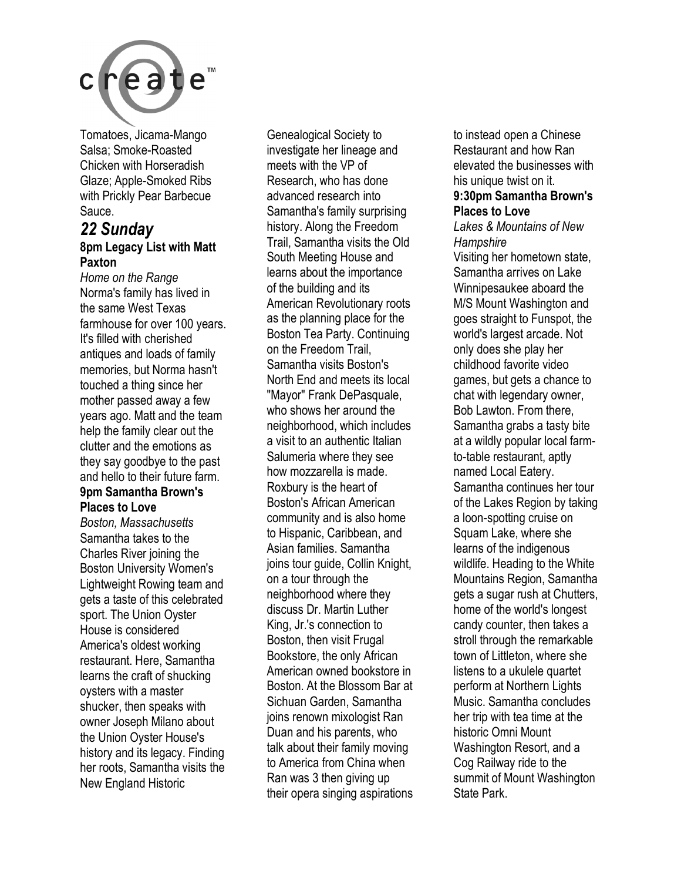Tomatoes, Jicama-Mango Salsa; Smoke-Roasted Chicken with Horseradish Glaze; Apple-Smoked Ribs with Prickly Pear Barbecue Sauce.

## *22 Sunday*

**8pm Legacy List with Matt Paxton**

*Home on the Range*

Norma's family has lived in the same West Texas farmhouse for over 100 years. It's filled with cherished antiques and loads of family memories, but Norma hasn't touched a thing since her mother passed away a few years ago. Matt and the team help the family clear out the clutter and the emotions as they say goodbye to the past and hello to their future farm.

**9pm Samantha Brown's Places to Love**

*Boston, Massachusetts*

Samantha takes to the Charles River joining the Boston University Women's Lightweight Rowing team and gets a taste of this celebrated sport. The Union Oyster House is considered America's oldest working restaurant. Here, Samantha learns the craft of shucking oysters with a master shucker, then speaks with owner Joseph Milano about the Union Oyster House's history and its legacy. Finding her roots, Samantha visits the New England Historic Genealogical Society to investigate her lineage and meets with the VP of Research, who has done advanced research into Samantha's family surprising history. Along the Freedom Trail, Samantha visits the Old South Meeting House and learns about the importance of the building and its American Revolutionary roots as the planning place for the Boston Tea Party. Continuing on the Freedom Trail, Samantha visits Boston's North End and meets its local "Mayor" Frank DePasquale, who shows her around the neighborhood, which includes a visit to an authentic Italian Salumeria where they see how mozzarella is made. Roxbury is the heart of Boston's African American community and is also home to Hispanic, Caribbean, and Asian families. Samantha joins tour guide, Collin Knight, on a tour through the neighborhood where they discuss Dr. Martin Luther King, Jr.'s connection to Boston, then visit Frugal Bookstore, the only African American owned bookstore in Boston. At the Blossom Bar at Sichuan Garden, Samantha joins renown mixologist Ran Duan and his parents, who talk about their family moving to America from China when Ran was 3 then giving up their opera singing aspirations to instead open a Chinese Restaurant and how Ran elevated the businesses with his unique twist on it.

**9:30pm Samantha Brown's Places to Love**

*Lakes & Mountains of New Hampshire*

Visiting her hometown state, Samantha arrives on Lake Winnipesaukee aboard the M/S Mount Washington and goes straight to Funspot, the world's largest arcade. Not only does she play her childhood favorite video games, but gets a chance to chat with legendary owner, Bob Lawton. From there, Samantha grabs a tasty bite at a wildly popular local farm-to-table restaurant, aptly named Local Eatery. Samantha continues her tour of the Lakes Region by taking a loon-spotting cruise on Squam Lake, where she learns of the indigenous wildlife. Heading to the White Mountains Region, Samantha gets a sugar rush at Chutters, home of the world's longest candy counter, then takes a stroll through the remarkable town of Littleton, where she listens to a ukulele quartet perform at Northern Lights Music. Samantha concludes her trip with tea time at the historic Omni Mount Washington Resort, and a Cog Railway ride to the summit of Mount Washington State Park.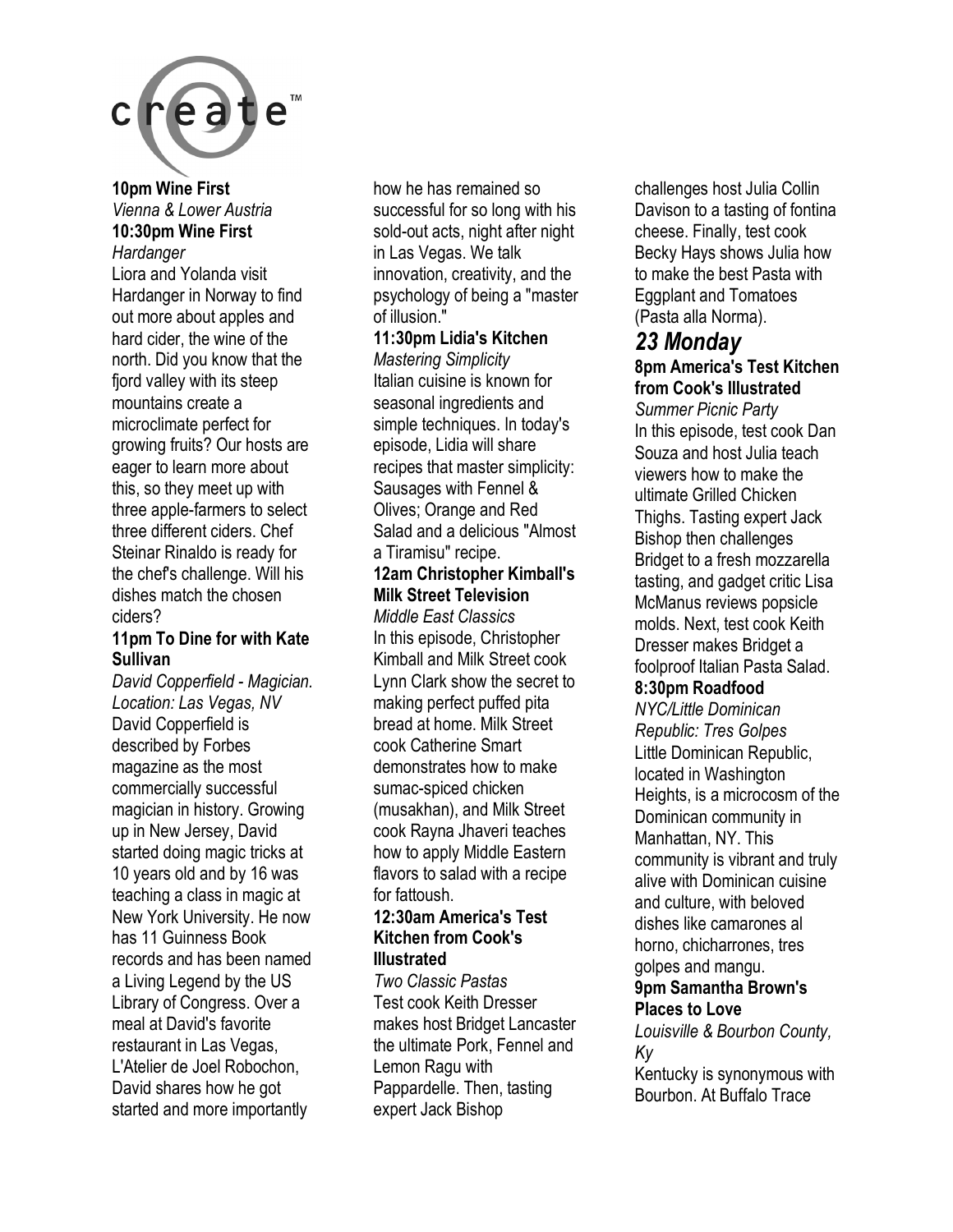**10pm Wine First**
*Vienna & Lower Austria*

**10:30pm Wine First**
*Hardanger*
Liora and Yolanda visit Hardanger in Norway to find out more about apples and hard cider, the wine of the north. Did you know that the fjord valley with its steep mountains create a microclimate perfect for growing fruits? Our hosts are eager to learn more about this, so they meet up with three apple-farmers to select three different ciders. Chef Steinar Rinaldo is ready for the chef's challenge. Will his dishes match the chosen ciders?

**11pm To Dine for with Kate Sullivan**
*David Copperfield - Magician. Location: Las Vegas, NV*
David Copperfield is described by Forbes magazine as the most commercially successful magician in history. Growing up in New Jersey, David started doing magic tricks at 10 years old and by 16 was teaching a class in magic at New York University. He now has 11 Guinness Book records and has been named a Living Legend by the US Library of Congress. Over a meal at David's favorite restaurant in Las Vegas, L'Atelier de Joel Robochon, David shares how he got started and more importantly how he has remained so successful for so long with his sold-out acts, night after night in Las Vegas. We talk innovation, creativity, and the psychology of being a "master of illusion."

**11:30pm Lidia's Kitchen**
*Mastering Simplicity*
Italian cuisine is known for seasonal ingredients and simple techniques. In today's episode, Lidia will share recipes that master simplicity: Sausages with Fennel & Olives; Orange and Red Salad and a delicious "Almost a Tiramisu" recipe.

**12am Christopher Kimball's Milk Street Television**
*Middle East Classics*
In this episode, Christopher Kimball and Milk Street cook Lynn Clark show the secret to making perfect puffed pita bread at home. Milk Street cook Catherine Smart demonstrates how to make sumac-spiced chicken (musakhan), and Milk Street cook Rayna Jhaveri teaches how to apply Middle Eastern flavors to salad with a recipe for fattoush.

**12:30am America's Test Kitchen from Cook's Illustrated**
*Two Classic Pastas*
Test cook Keith Dresser makes host Bridget Lancaster the ultimate Pork, Fennel and Lemon Ragu with Pappardelle. Then, tasting expert Jack Bishop challenges host Julia Collin Davison to a tasting of fontina cheese. Finally, test cook Becky Hays shows Julia how to make the best Pasta with Eggplant and Tomatoes (Pasta alla Norma).

## *23 Monday*

**8pm America's Test Kitchen from Cook's Illustrated**
*Summer Picnic Party*
In this episode, test cook Dan Souza and host Julia teach viewers how to make the ultimate Grilled Chicken Thighs. Tasting expert Jack Bishop then challenges Bridget to a fresh mozzarella tasting, and gadget critic Lisa McManus reviews popsicle molds. Next, test cook Keith Dresser makes Bridget a foolproof Italian Pasta Salad.

**8:30pm Roadfood**
*NYC/Little Dominican Republic: Tres Golpes*
Little Dominican Republic, located in Washington Heights, is a microcosm of the Dominican community in Manhattan, NY. This community is vibrant and truly alive with Dominican cuisine and culture, with beloved dishes like camarones al horno, chicharrones, tres golpes and mangu.

**9pm Samantha Brown's Places to Love**
*Louisville & Bourbon County, Ky*
Kentucky is synonymous with Bourbon. At Buffalo Trace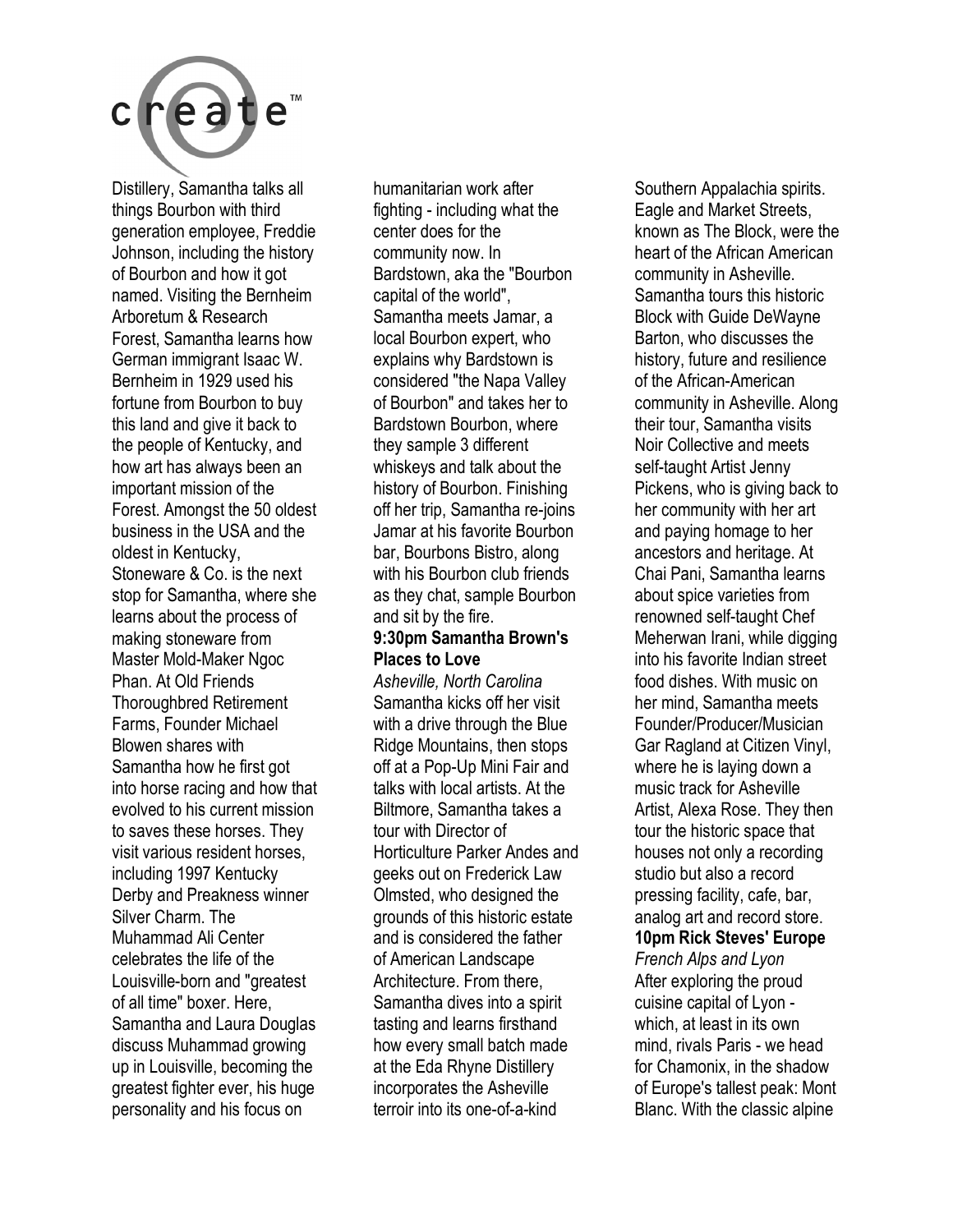Distillery, Samantha talks all things Bourbon with third generation employee, Freddie Johnson, including the history of Bourbon and how it got named. Visiting the Bernheim Arboretum & Research Forest, Samantha learns how German immigrant Isaac W. Bernheim in 1929 used his fortune from Bourbon to buy this land and give it back to the people of Kentucky, and how art has always been an important mission of the Forest. Amongst the 50 oldest business in the USA and the oldest in Kentucky, Stoneware & Co. is the next stop for Samantha, where she learns about the process of making stoneware from Master Mold-Maker Ngoc Phan. At Old Friends Thoroughbred Retirement Farms, Founder Michael Blowen shares with Samantha how he first got into horse racing and how that evolved to his current mission to saves these horses. They visit various resident horses, including 1997 Kentucky Derby and Preakness winner Silver Charm. The Muhammad Ali Center celebrates the life of the Louisville-born and "greatest of all time" boxer. Here, Samantha and Laura Douglas discuss Muhammad growing up in Louisville, becoming the greatest fighter ever, his huge personality and his focus on humanitarian work after fighting - including what the center does for the community now. In Bardstown, aka the "Bourbon capital of the world", Samantha meets Jamar, a local Bourbon expert, who explains why Bardstown is considered "the Napa Valley of Bourbon" and takes her to Bardstown Bourbon, where they sample 3 different whiskeys and talk about the history of Bourbon. Finishing off her trip, Samantha re-joins Jamar at his favorite Bourbon bar, Bourbons Bistro, along with his Bourbon club friends as they chat, sample Bourbon and sit by the fire.

**9:30pm Samantha Brown's Places to Love**

*Asheville, North Carolina*

Samantha kicks off her visit with a drive through the Blue Ridge Mountains, then stops off at a Pop-Up Mini Fair and talks with local artists. At the Biltmore, Samantha takes a tour with Director of Horticulture Parker Andes and geeks out on Frederick Law Olmsted, who designed the grounds of this historic estate and is considered the father of American Landscape Architecture. From there, Samantha dives into a spirit tasting and learns firsthand how every small batch made at the Eda Rhyne Distillery incorporates the Asheville terroir into its one-of-a-kind Southern Appalachia spirits. Eagle and Market Streets, known as The Block, were the heart of the African American community in Asheville. Samantha tours this historic Block with Guide DeWayne Barton, who discusses the history, future and resilience of the African-American community in Asheville. Along their tour, Samantha visits Noir Collective and meets self-taught Artist Jenny Pickens, who is giving back to her community with her art and paying homage to her ancestors and heritage. At Chai Pani, Samantha learns about spice varieties from renowned self-taught Chef Meherwan Irani, while digging into his favorite Indian street food dishes. With music on her mind, Samantha meets Founder/Producer/Musician Gar Ragland at Citizen Vinyl, where he is laying down a music track for Asheville Artist, Alexa Rose. They then tour the historic space that houses not only a recording studio but also a record pressing facility, cafe, bar, analog art and record store.

**10pm Rick Steves' Europe**

*French Alps and Lyon*

After exploring the proud cuisine capital of Lyon - which, at least in its own mind, rivals Paris - we head for Chamonix, in the shadow of Europe's tallest peak: Mont Blanc. With the classic alpine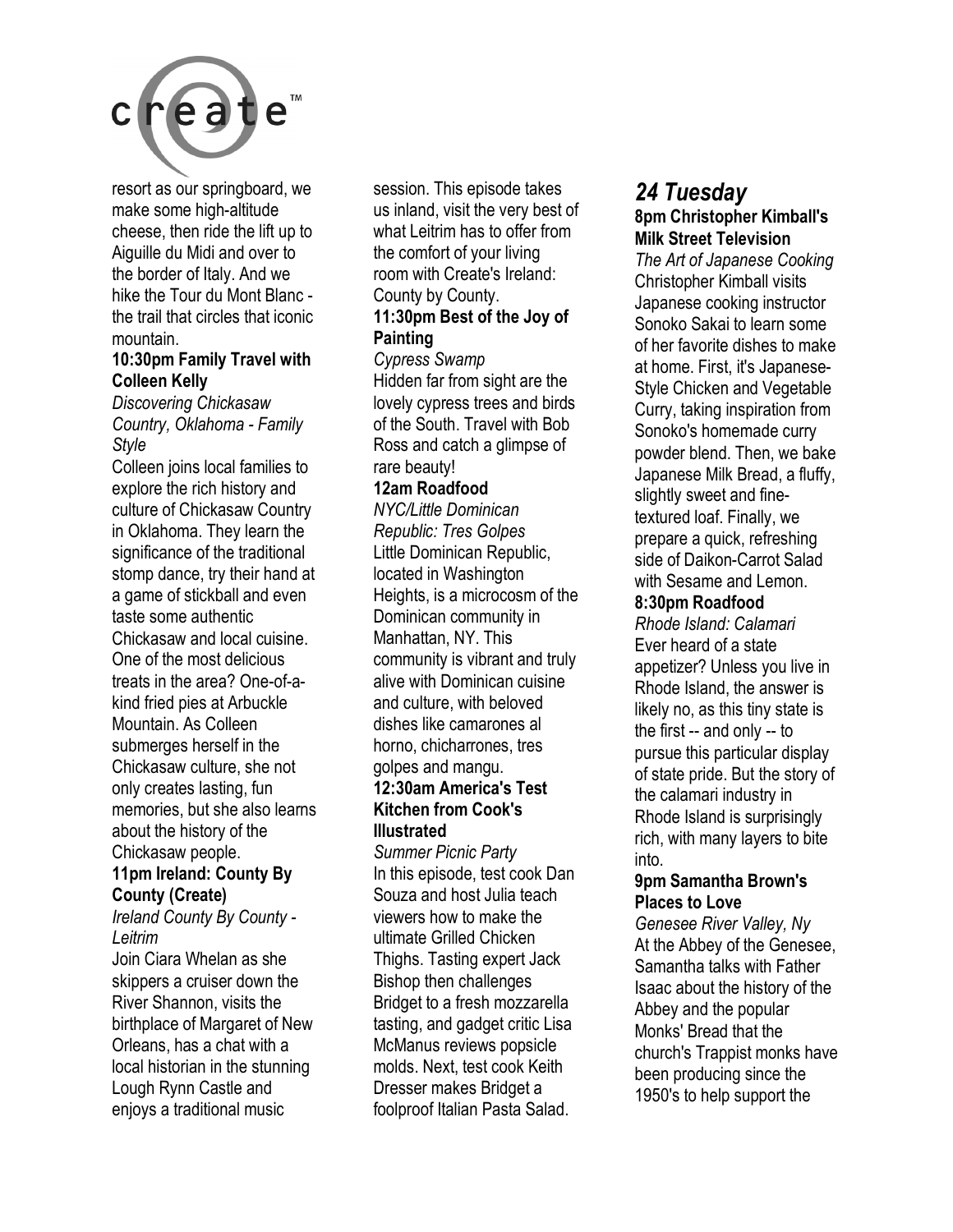resort as our springboard, we make some high-altitude cheese, then ride the lift up to Aiguille du Midi and over to the border of Italy. And we hike the Tour du Mont Blanc - the trail that circles that iconic mountain.

**10:30pm Family Travel with Colleen Kelly**

*Discovering Chickasaw Country, Oklahoma - Family Style*

Colleen joins local families to explore the rich history and culture of Chickasaw Country in Oklahoma. They learn the significance of the traditional stomp dance, try their hand at a game of stickball and even taste some authentic Chickasaw and local cuisine. One of the most delicious treats in the area? One-of-a-kind fried pies at Arbuckle Mountain. As Colleen submerges herself in the Chickasaw culture, she not only creates lasting, fun memories, but she also learns about the history of the Chickasaw people.

**11pm Ireland: County By County (Create)**

*Ireland County By County - Leitrim*

Join Ciara Whelan as she skippers a cruiser down the River Shannon, visits the birthplace of Margaret of New Orleans, has a chat with a local historian in the stunning Lough Rynn Castle and enjoys a traditional music session. This episode takes us inland, visit the very best of what Leitrim has to offer from the comfort of your living room with Create's Ireland: County by County.

**11:30pm Best of the Joy of Painting**

*Cypress Swamp*

Hidden far from sight are the lovely cypress trees and birds of the South. Travel with Bob Ross and catch a glimpse of rare beauty!

**12am Roadfood**

*NYC/Little Dominican Republic: Tres Golpes*

Little Dominican Republic, located in Washington Heights, is a microcosm of the Dominican community in Manhattan, NY. This community is vibrant and truly alive with Dominican cuisine and culture, with beloved dishes like camarones al horno, chicharrones, tres golpes and mangu.

**12:30am America's Test Kitchen from Cook's Illustrated**

*Summer Picnic Party*

In this episode, test cook Dan Souza and host Julia teach viewers how to make the ultimate Grilled Chicken Thighs. Tasting expert Jack Bishop then challenges Bridget to a fresh mozzarella tasting, and gadget critic Lisa McManus reviews popsicle molds. Next, test cook Keith Dresser makes Bridget a foolproof Italian Pasta Salad.

## *24 Tuesday*

**8pm Christopher Kimball's Milk Street Television**

*The Art of Japanese Cooking*

Christopher Kimball visits Japanese cooking instructor Sonoko Sakai to learn some of her favorite dishes to make at home. First, it's Japanese-Style Chicken and Vegetable Curry, taking inspiration from Sonoko's homemade curry powder blend. Then, we bake Japanese Milk Bread, a fluffy, slightly sweet and fine-textured loaf. Finally, we prepare a quick, refreshing side of Daikon-Carrot Salad with Sesame and Lemon.

**8:30pm Roadfood**

*Rhode Island: Calamari*

Ever heard of a state appetizer? Unless you live in Rhode Island, the answer is likely no, as this tiny state is the first -- and only -- to pursue this particular display of state pride. But the story of the calamari industry in Rhode Island is surprisingly rich, with many layers to bite into.

**9pm Samantha Brown's Places to Love**

*Genesee River Valley, Ny*

At the Abbey of the Genesee, Samantha talks with Father Isaac about the history of the Abbey and the popular Monks' Bread that the church's Trappist monks have been producing since the 1950's to help support the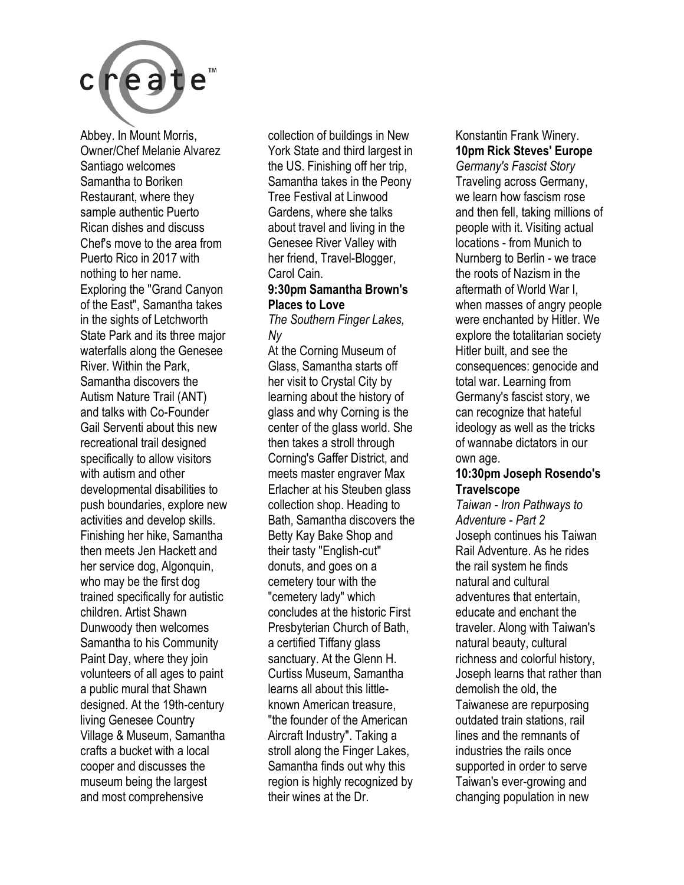Abbey. In Mount Morris, Owner/Chef Melanie Alvarez Santiago welcomes Samantha to Boriken Restaurant, where they sample authentic Puerto Rican dishes and discuss Chef's move to the area from Puerto Rico in 2017 with nothing to her name. Exploring the "Grand Canyon of the East", Samantha takes in the sights of Letchworth State Park and its three major waterfalls along the Genesee River. Within the Park, Samantha discovers the Autism Nature Trail (ANT) and talks with Co-Founder Gail Serventi about this new recreational trail designed specifically to allow visitors with autism and other developmental disabilities to push boundaries, explore new activities and develop skills. Finishing her hike, Samantha then meets Jen Hackett and her service dog, Algonquin, who may be the first dog trained specifically for autistic children. Artist Shawn Dunwoody then welcomes Samantha to his Community Paint Day, where they join volunteers of all ages to paint a public mural that Shawn designed. At the 19th-century living Genesee Country Village & Museum, Samantha crafts a bucket with a local cooper and discusses the museum being the largest and most comprehensive collection of buildings in New York State and third largest in the US. Finishing off her trip, Samantha takes in the Peony Tree Festival at Linwood Gardens, where she talks about travel and living in the Genesee River Valley with her friend, Travel-Blogger, Carol Cain.

**9:30pm Samantha Brown's Places to Love**

*The Southern Finger Lakes, Ny*

At the Corning Museum of Glass, Samantha starts off her visit to Crystal City by learning about the history of glass and why Corning is the center of the glass world. She then takes a stroll through Corning's Gaffer District, and meets master engraver Max Erlacher at his Steuben glass collection shop. Heading to Bath, Samantha discovers the Betty Kay Bake Shop and their tasty "English-cut" donuts, and goes on a cemetery tour with the "cemetery lady" which concludes at the historic First Presbyterian Church of Bath, a certified Tiffany glass sanctuary. At the Glenn H. Curtiss Museum, Samantha learns all about this little-known American treasure, "the founder of the American Aircraft Industry". Taking a stroll along the Finger Lakes, Samantha finds out why this region is highly recognized by their wines at the Dr. Konstantin Frank Winery.

**10pm Rick Steves' Europe**

*Germany's Fascist Story*

Traveling across Germany, we learn how fascism rose and then fell, taking millions of people with it. Visiting actual locations - from Munich to Nurnberg to Berlin - we trace the roots of Nazism in the aftermath of World War I, when masses of angry people were enchanted by Hitler. We explore the totalitarian society Hitler built, and see the consequences: genocide and total war. Learning from Germany's fascist story, we can recognize that hateful ideology as well as the tricks of wannabe dictators in our own age.

**10:30pm Joseph Rosendo's Travelscope**

*Taiwan - Iron Pathways to Adventure - Part 2*

Joseph continues his Taiwan Rail Adventure. As he rides the rail system he finds natural and cultural adventures that entertain, educate and enchant the traveler. Along with Taiwan's natural beauty, cultural richness and colorful history, Joseph learns that rather than demolish the old, the Taiwanese are repurposing outdated train stations, rail lines and the remnants of industries the rails once supported in order to serve Taiwan's ever-growing and changing population in new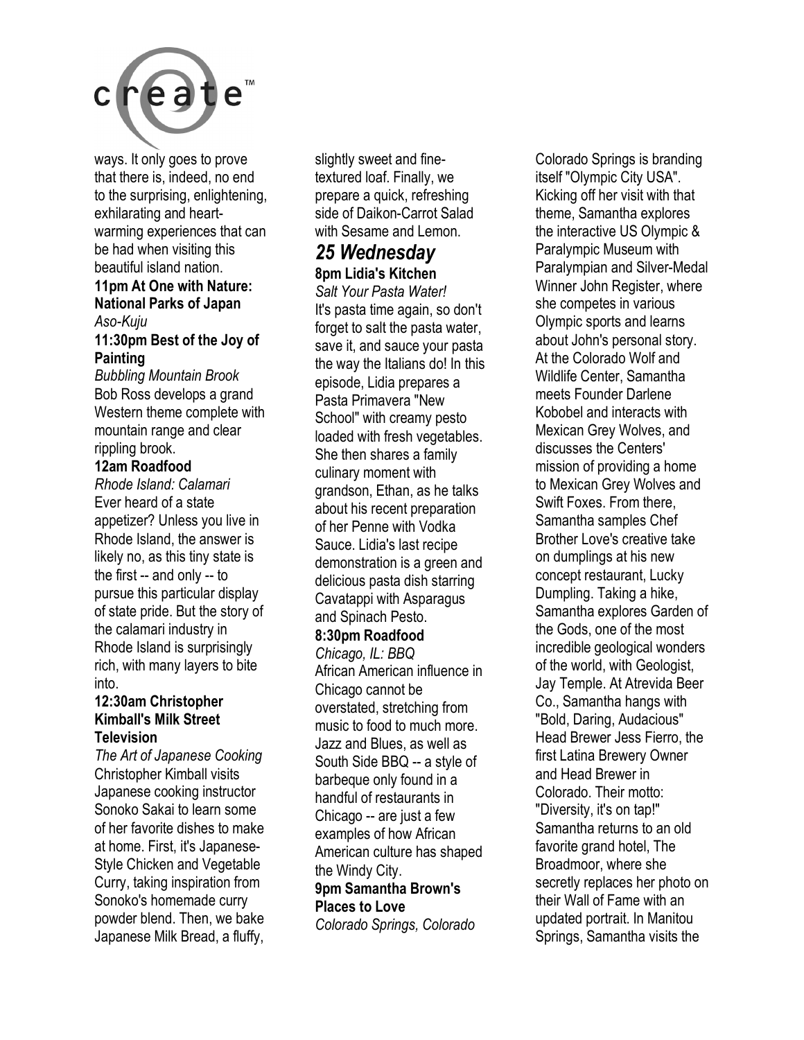ways. It only goes to prove that there is, indeed, no end to the surprising, enlightening, exhilarating and heart-warming experiences that can be had when visiting this beautiful island nation.

**11pm At One with Nature: National Parks of Japan**
*Aso-Kuju*

**11:30pm Best of the Joy of Painting**
*Bubbling Mountain Brook*
Bob Ross develops a grand Western theme complete with mountain range and clear rippling brook.

**12am Roadfood**
*Rhode Island: Calamari*
Ever heard of a state appetizer? Unless you live in Rhode Island, the answer is likely no, as this tiny state is the first -- and only -- to pursue this particular display of state pride. But the story of the calamari industry in Rhode Island is surprisingly rich, with many layers to bite into.

**12:30am Christopher Kimball's Milk Street Television**
*The Art of Japanese Cooking*
Christopher Kimball visits Japanese cooking instructor Sonoko Sakai to learn some of her favorite dishes to make at home. First, it's Japanese-Style Chicken and Vegetable Curry, taking inspiration from Sonoko's homemade curry powder blend. Then, we bake Japanese Milk Bread, a fluffy, slightly sweet and fine-textured loaf. Finally, we prepare a quick, refreshing side of Daikon-Carrot Salad with Sesame and Lemon.

## *25 Wednesday*

**8pm Lidia's Kitchen**
*Salt Your Pasta Water!*
It's pasta time again, so don't forget to salt the pasta water, save it, and sauce your pasta the way the Italians do! In this episode, Lidia prepares a Pasta Primavera "New School" with creamy pesto loaded with fresh vegetables. She then shares a family culinary moment with grandson, Ethan, as he talks about his recent preparation of her Penne with Vodka Sauce. Lidia's last recipe demonstration is a green and delicious pasta dish starring Cavatappi with Asparagus and Spinach Pesto.

**8:30pm Roadfood**
*Chicago, IL: BBQ*
African American influence in Chicago cannot be overstated, stretching from music to food to much more. Jazz and Blues, as well as South Side BBQ -- a style of barbeque only found in a handful of restaurants in Chicago -- are just a few examples of how African American culture has shaped the Windy City.

**9pm Samantha Brown's Places to Love**
*Colorado Springs, Colorado*
Colorado Springs is branding itself "Olympic City USA". Kicking off her visit with that theme, Samantha explores the interactive US Olympic & Paralympic Museum with Paralympian and Silver-Medal Winner John Register, where she competes in various Olympic sports and learns about John's personal story. At the Colorado Wolf and Wildlife Center, Samantha meets Founder Darlene Kobobel and interacts with Mexican Grey Wolves, and discusses the Centers' mission of providing a home to Mexican Grey Wolves and Swift Foxes. From there, Samantha samples Chef Brother Love's creative take on dumplings at his new concept restaurant, Lucky Dumpling. Taking a hike, Samantha explores Garden of the Gods, one of the most incredible geological wonders of the world, with Geologist, Jay Temple. At Atrevida Beer Co., Samantha hangs with "Bold, Daring, Audacious" Head Brewer Jess Fierro, the first Latina Brewery Owner and Head Brewer in Colorado. Their motto: "Diversity, it's on tap!" Samantha returns to an old favorite grand hotel, The Broadmoor, where she secretly replaces her photo on their Wall of Fame with an updated portrait. In Manitou Springs, Samantha visits the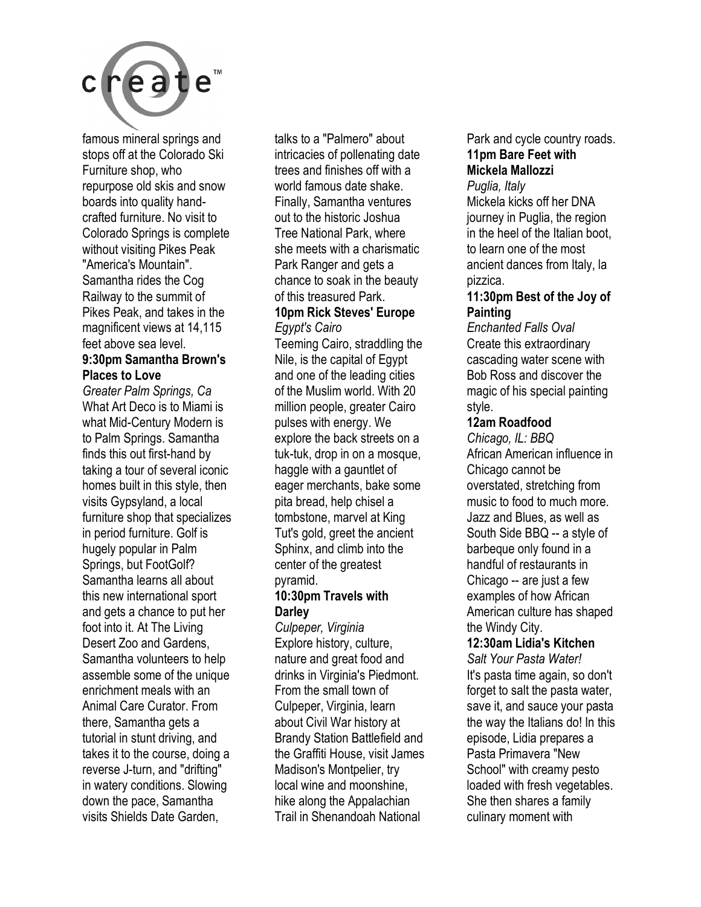famous mineral springs and stops off at the Colorado Ski Furniture shop, who repurpose old skis and snow boards into quality hand-crafted furniture. No visit to Colorado Springs is complete without visiting Pikes Peak "America's Mountain". Samantha rides the Cog Railway to the summit of Pikes Peak, and takes in the magnificent views at 14,115 feet above sea level.

**9:30pm Samantha Brown's Places to Love**

*Greater Palm Springs, Ca*

What Art Deco is to Miami is what Mid-Century Modern is to Palm Springs. Samantha finds this out first-hand by taking a tour of several iconic homes built in this style, then visits Gypsyland, a local furniture shop that specializes in period furniture. Golf is hugely popular in Palm Springs, but FootGolf? Samantha learns all about this new international sport and gets a chance to put her foot into it. At The Living Desert Zoo and Gardens, Samantha volunteers to help assemble some of the unique enrichment meals with an Animal Care Curator. From there, Samantha gets a tutorial in stunt driving, and takes it to the course, doing a reverse J-turn, and "drifting" in watery conditions. Slowing down the pace, Samantha visits Shields Date Garden, talks to a "Palmero" about intricacies of pollenating date trees and finishes off with a world famous date shake. Finally, Samantha ventures out to the historic Joshua Tree National Park, where she meets with a charismatic Park Ranger and gets a chance to soak in the beauty of this treasured Park.

**10pm Rick Steves' Europe**

*Egypt's Cairo*

Teeming Cairo, straddling the Nile, is the capital of Egypt and one of the leading cities of the Muslim world. With 20 million people, greater Cairo pulses with energy. We explore the back streets on a tuk-tuk, drop in on a mosque, haggle with a gauntlet of eager merchants, bake some pita bread, help chisel a tombstone, marvel at King Tut's gold, greet the ancient Sphinx, and climb into the center of the greatest pyramid.

**10:30pm Travels with Darley**

*Culpeper, Virginia*

Explore history, culture, nature and great food and drinks in Virginia's Piedmont. From the small town of Culpeper, Virginia, learn about Civil War history at Brandy Station Battlefield and the Graffiti House, visit James Madison's Montpelier, try local wine and moonshine, hike along the Appalachian Trail in Shenandoah National Park and cycle country roads.

**11pm Bare Feet with Mickela Mallozzi**

*Puglia, Italy*

Mickela kicks off her DNA journey in Puglia, the region in the heel of the Italian boot, to learn one of the most ancient dances from Italy, la pizzica.

**11:30pm Best of the Joy of Painting**

*Enchanted Falls Oval*

Create this extraordinary cascading water scene with Bob Ross and discover the magic of his special painting style.

**12am Roadfood**

*Chicago, IL: BBQ*

African American influence in Chicago cannot be overstated, stretching from music to food to much more. Jazz and Blues, as well as South Side BBQ -- a style of barbeque only found in a handful of restaurants in Chicago -- are just a few examples of how African American culture has shaped the Windy City.

**12:30am Lidia's Kitchen**

*Salt Your Pasta Water!*

It's pasta time again, so don't forget to salt the pasta water, save it, and sauce your pasta the way the Italians do! In this episode, Lidia prepares a Pasta Primavera "New School" with creamy pesto loaded with fresh vegetables. She then shares a family culinary moment with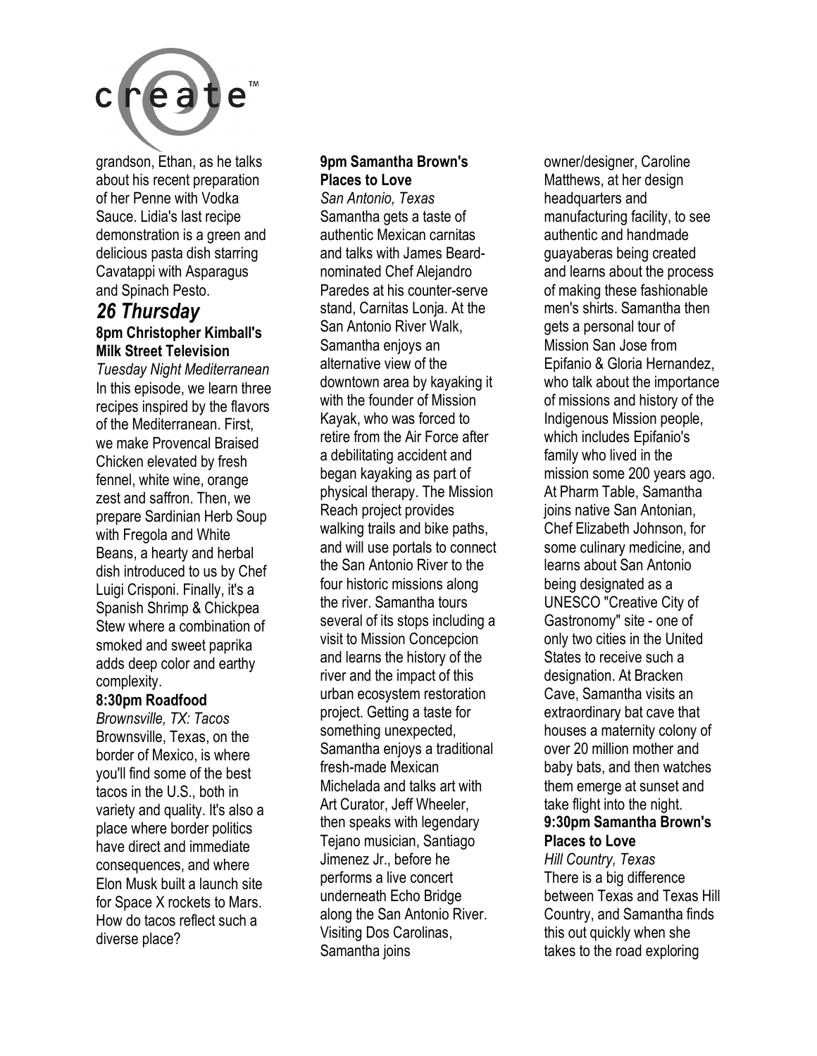grandson, Ethan, as he talks about his recent preparation of her Penne with Vodka Sauce. Lidia's last recipe demonstration is a green and delicious pasta dish starring Cavatappi with Asparagus and Spinach Pesto.

## *26 Thursday*

**8pm Christopher Kimball's Milk Street Television**

*Tuesday Night Mediterranean*

In this episode, we learn three recipes inspired by the flavors of the Mediterranean. First, we make Provencal Braised Chicken elevated by fresh fennel, white wine, orange zest and saffron. Then, we prepare Sardinian Herb Soup with Fregola and White Beans, a hearty and herbal dish introduced to us by Chef Luigi Crisponi. Finally, it's a Spanish Shrimp & Chickpea Stew where a combination of smoked and sweet paprika adds deep color and earthy complexity.

**8:30pm Roadfood**

*Brownsville, TX: Tacos*

Brownsville, Texas, on the border of Mexico, is where you'll find some of the best tacos in the U.S., both in variety and quality. It's also a place where border politics have direct and immediate consequences, and where Elon Musk built a launch site for Space X rockets to Mars. How do tacos reflect such a diverse place?

**9pm Samantha Brown's Places to Love**

*San Antonio, Texas*

Samantha gets a taste of authentic Mexican carnitas and talks with James Beard-nominated Chef Alejandro Paredes at his counter-serve stand, Carnitas Lonja. At the San Antonio River Walk, Samantha enjoys an alternative view of the downtown area by kayaking it with the founder of Mission Kayak, who was forced to retire from the Air Force after a debilitating accident and began kayaking as part of physical therapy. The Mission Reach project provides walking trails and bike paths, and will use portals to connect the San Antonio River to the four historic missions along the river. Samantha tours several of its stops including a visit to Mission Concepcion and learns the history of the river and the impact of this urban ecosystem restoration project. Getting a taste for something unexpected, Samantha enjoys a traditional fresh-made Mexican Michelada and talks art with Art Curator, Jeff Wheeler, then speaks with legendary Tejano musician, Santiago Jimenez Jr., before he performs a live concert underneath Echo Bridge along the San Antonio River. Visiting Dos Carolinas, Samantha joins owner/designer, Caroline Matthews, at her design headquarters and manufacturing facility, to see authentic and handmade guayaberas being created and learns about the process of making these fashionable men's shirts. Samantha then gets a personal tour of Mission San Jose from Epifanio & Gloria Hernandez, who talk about the importance of missions and history of the Indigenous Mission people, which includes Epifanio's family who lived in the mission some 200 years ago. At Pharm Table, Samantha joins native San Antonian, Chef Elizabeth Johnson, for some culinary medicine, and learns about San Antonio being designated as a UNESCO "Creative City of Gastronomy" site - one of only two cities in the United States to receive such a designation. At Bracken Cave, Samantha visits an extraordinary bat cave that houses a maternity colony of over 20 million mother and baby bats, and then watches them emerge at sunset and take flight into the night.

**9:30pm Samantha Brown's Places to Love**

*Hill Country, Texas*

There is a big difference between Texas and Texas Hill Country, and Samantha finds this out quickly when she takes to the road exploring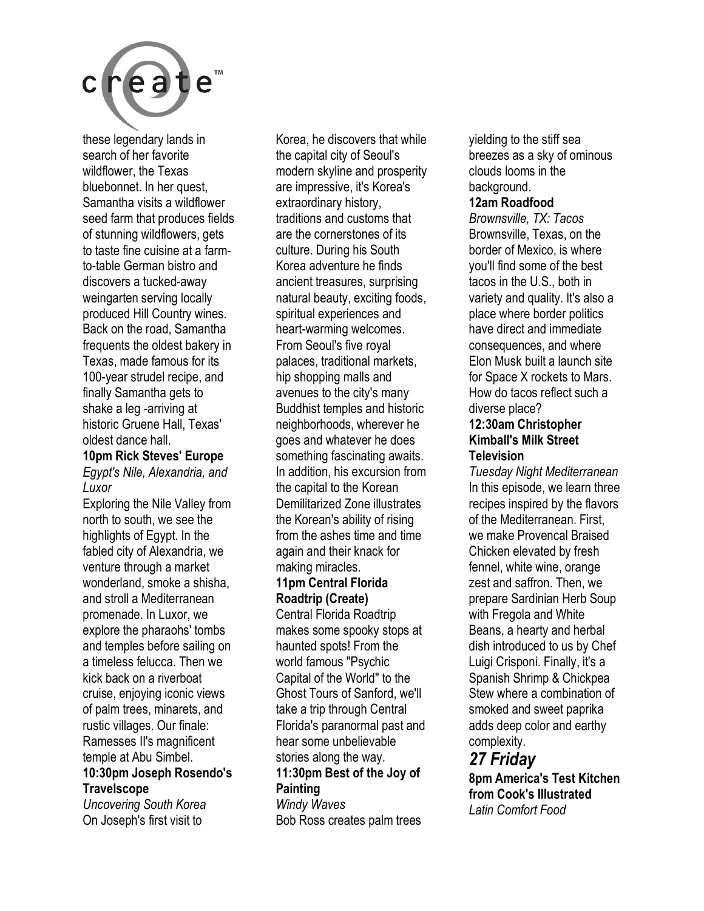these legendary lands in search of her favorite wildflower, the Texas bluebonnet. In her quest, Samantha visits a wildflower seed farm that produces fields of stunning wildflowers, gets to taste fine cuisine at a farm-to-table German bistro and discovers a tucked-away weingarten serving locally produced Hill Country wines. Back on the road, Samantha frequents the oldest bakery in Texas, made famous for its 100-year strudel recipe, and finally Samantha gets to shake a leg -arriving at historic Gruene Hall, Texas' oldest dance hall.

**10pm Rick Steves' Europe**
*Egypt's Nile, Alexandria, and Luxor*
Exploring the Nile Valley from north to south, we see the highlights of Egypt. In the fabled city of Alexandria, we venture through a market wonderland, smoke a shisha, and stroll a Mediterranean promenade. In Luxor, we explore the pharaohs' tombs and temples before sailing on a timeless felucca. Then we kick back on a riverboat cruise, enjoying iconic views of palm trees, minarets, and rustic villages. Our finale: Ramesses II's magnificent temple at Abu Simbel.

**10:30pm Joseph Rosendo's Travelscope**
*Uncovering South Korea*
On Joseph's first visit to Korea, he discovers that while the capital city of Seoul's modern skyline and prosperity are impressive, it's Korea's extraordinary history, traditions and customs that are the cornerstones of its culture. During his South Korea adventure he finds ancient treasures, surprising natural beauty, exciting foods, spiritual experiences and heart-warming welcomes. From Seoul's five royal palaces, traditional markets, hip shopping malls and avenues to the city's many Buddhist temples and historic neighborhoods, wherever he goes and whatever he does something fascinating awaits. In addition, his excursion from the capital to the Korean Demilitarized Zone illustrates the Korean's ability of rising from the ashes time and time again and their knack for making miracles.

**11pm Central Florida Roadtrip (Create)**
Central Florida Roadtrip makes some spooky stops at haunted spots! From the world famous "Psychic Capital of the World" to the Ghost Tours of Sanford, we'll take a trip through Central Florida's paranormal past and hear some unbelievable stories along the way.

**11:30pm Best of the Joy of Painting**
*Windy Waves*
Bob Ross creates palm trees yielding to the stiff sea breezes as a sky of ominous clouds looms in the background.

**12am Roadfood**
*Brownsville, TX: Tacos*
Brownsville, Texas, on the border of Mexico, is where you'll find some of the best tacos in the U.S., both in variety and quality. It's also a place where border politics have direct and immediate consequences, and where Elon Musk built a launch site for Space X rockets to Mars. How do tacos reflect such a diverse place?

**12:30am Christopher Kimball's Milk Street Television**
*Tuesday Night Mediterranean*
In this episode, we learn three recipes inspired by the flavors of the Mediterranean. First, we make Provencal Braised Chicken elevated by fresh fennel, white wine, orange zest and saffron. Then, we prepare Sardinian Herb Soup with Fregola and White Beans, a hearty and herbal dish introduced to us by Chef Luigi Crisponi. Finally, it's a Spanish Shrimp & Chickpea Stew where a combination of smoked and sweet paprika adds deep color and earthy complexity.

## *27 Friday*

**8pm America's Test Kitchen from Cook's Illustrated**
*Latin Comfort Food*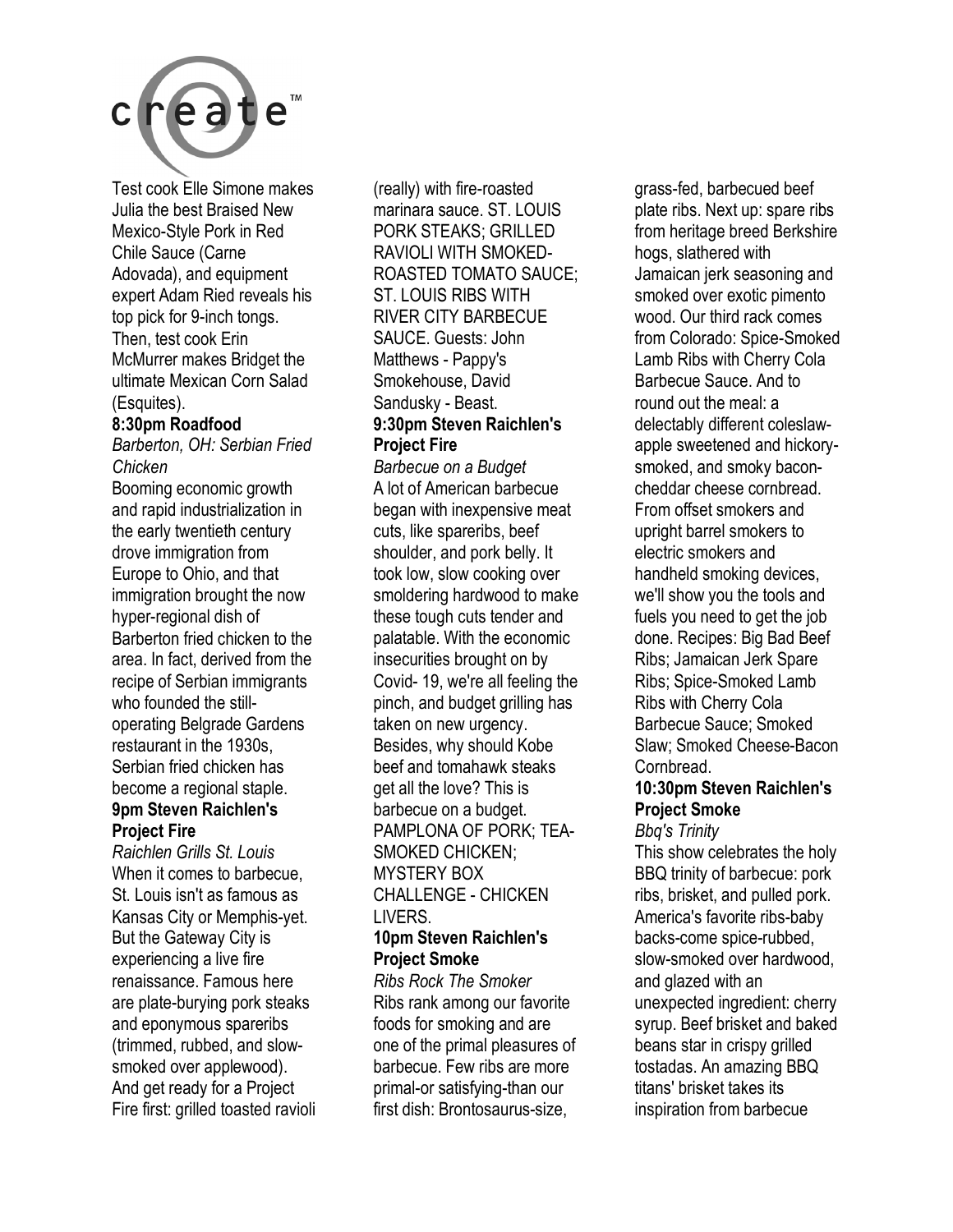Test cook Elle Simone makes Julia the best Braised New Mexico-Style Pork in Red Chile Sauce (Carne Adovada), and equipment expert Adam Ried reveals his top pick for 9-inch tongs. Then, test cook Erin McMurrer makes Bridget the ultimate Mexican Corn Salad (Esquites).

**8:30pm Roadfood**

*Barberton, OH: Serbian Fried Chicken*

Booming economic growth and rapid industrialization in the early twentieth century drove immigration from Europe to Ohio, and that immigration brought the now hyper-regional dish of Barberton fried chicken to the area. In fact, derived from the recipe of Serbian immigrants who founded the still-operating Belgrade Gardens restaurant in the 1930s, Serbian fried chicken has become a regional staple.

**9pm Steven Raichlen's Project Fire**

*Raichlen Grills St. Louis*

When it comes to barbecue, St. Louis isn't as famous as Kansas City or Memphis-yet. But the Gateway City is experiencing a live fire renaissance. Famous here are plate-burying pork steaks and eponymous spareribs (trimmed, rubbed, and slow-smoked over applewood). And get ready for a Project Fire first: grilled toasted ravioli (really) with fire-roasted marinara sauce. ST. LOUIS PORK STEAKS; GRILLED RAVIOLI WITH SMOKED-ROASTED TOMATO SAUCE; ST. LOUIS RIBS WITH RIVER CITY BARBECUE SAUCE. Guests: John Matthews - Pappy's Smokehouse, David Sandusky - Beast.

**9:30pm Steven Raichlen's Project Fire**

*Barbecue on a Budget*

A lot of American barbecue began with inexpensive meat cuts, like spareribs, beef shoulder, and pork belly. It took low, slow cooking over smoldering hardwood to make these tough cuts tender and palatable. With the economic insecurities brought on by Covid- 19, we're all feeling the pinch, and budget grilling has taken on new urgency. Besides, why should Kobe beef and tomahawk steaks get all the love? This is barbecue on a budget. PAMPLONA OF PORK; TEA-SMOKED CHICKEN; MYSTERY BOX CHALLENGE - CHICKEN LIVERS.

**10pm Steven Raichlen's Project Smoke**

*Ribs Rock The Smoker*

Ribs rank among our favorite foods for smoking and are one of the primal pleasures of barbecue. Few ribs are more primal-or satisfying-than our first dish: Brontosaurus-size, grass-fed, barbecued beef plate ribs. Next up: spare ribs from heritage breed Berkshire hogs, slathered with Jamaican jerk seasoning and smoked over exotic pimento wood. Our third rack comes from Colorado: Spice-Smoked Lamb Ribs with Cherry Cola Barbecue Sauce. And to round out the meal: a delectably different coleslaw-apple sweetened and hickory-smoked, and smoky bacon-cheddar cheese cornbread. From offset smokers and upright barrel smokers to electric smokers and handheld smoking devices, we'll show you the tools and fuels you need to get the job done. Recipes: Big Bad Beef Ribs; Jamaican Jerk Spare Ribs; Spice-Smoked Lamb Ribs with Cherry Cola Barbecue Sauce; Smoked Slaw; Smoked Cheese-Bacon Cornbread.

**10:30pm Steven Raichlen's Project Smoke**

*Bbq's Trinity*

This show celebrates the holy BBQ trinity of barbecue: pork ribs, brisket, and pulled pork. America's favorite ribs-baby backs-come spice-rubbed, slow-smoked over hardwood, and glazed with an unexpected ingredient: cherry syrup. Beef brisket and baked beans star in crispy grilled tostadas. An amazing BBQ titans' brisket takes its inspiration from barbecue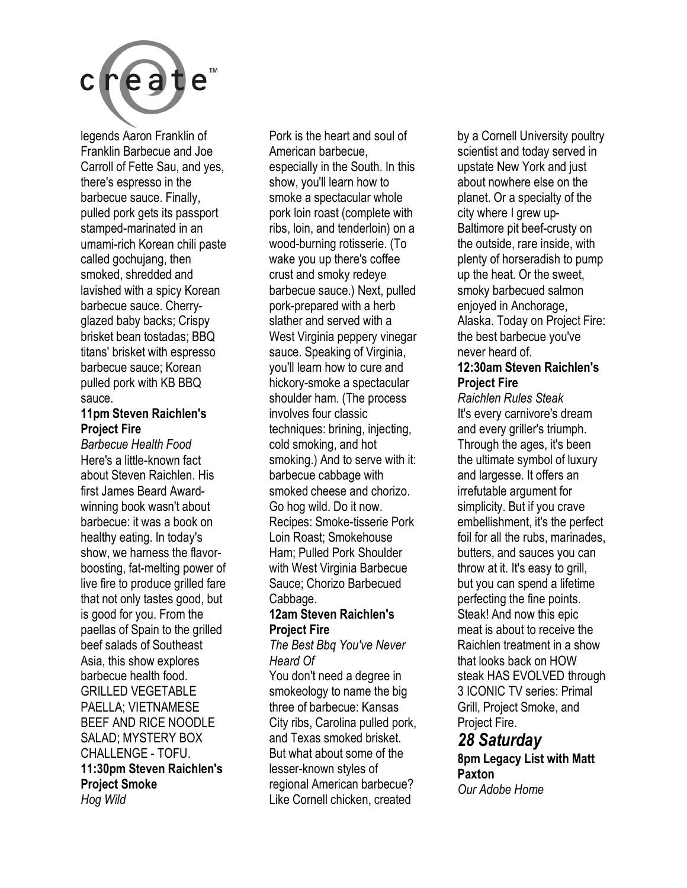legends Aaron Franklin of Franklin Barbecue and Joe Carroll of Fette Sau, and yes, there's espresso in the barbecue sauce. Finally, pulled pork gets its passport stamped-marinated in an umami-rich Korean chili paste called gochujang, then smoked, shredded and lavished with a spicy Korean barbecue sauce. Cherry-glazed baby backs; Crispy brisket bean tostadas; BBQ titans' brisket with espresso barbecue sauce; Korean pulled pork with KB BBQ sauce.

**11pm Steven Raichlen's Project Fire**

*Barbecue Health Food*

Here's a little-known fact about Steven Raichlen. His first James Beard Award-winning book wasn't about barbecue: it was a book on healthy eating. In today's show, we harness the flavor-boosting, fat-melting power of live fire to produce grilled fare that not only tastes good, but is good for you. From the paellas of Spain to the grilled beef salads of Southeast Asia, this show explores barbecue health food. GRILLED VEGETABLE PAELLA; VIETNAMESE BEEF AND RICE NOODLE SALAD; MYSTERY BOX CHALLENGE - TOFU.

**11:30pm Steven Raichlen's Project Smoke**

*Hog Wild*

Pork is the heart and soul of American barbecue, especially in the South. In this show, you'll learn how to smoke a spectacular whole pork loin roast (complete with ribs, loin, and tenderloin) on a wood-burning rotisserie. (To wake you up there's coffee crust and smoky redeye barbecue sauce.) Next, pulled pork-prepared with a herb slather and served with a West Virginia peppery vinegar sauce. Speaking of Virginia, you'll learn how to cure and hickory-smoke a spectacular shoulder ham. (The process involves four classic techniques: brining, injecting, cold smoking, and hot smoking.) And to serve with it: barbecue cabbage with smoked cheese and chorizo. Go hog wild. Do it now. Recipes: Smoke-tisserie Pork Loin Roast; Smokehouse Ham; Pulled Pork Shoulder with West Virginia Barbecue Sauce; Chorizo Barbecued Cabbage.

**12am Steven Raichlen's Project Fire**

*The Best Bbq You've Never Heard Of*

You don't need a degree in smokeology to name the big three of barbecue: Kansas City ribs, Carolina pulled pork, and Texas smoked brisket. But what about some of the lesser-known styles of regional American barbecue? Like Cornell chicken, created by a Cornell University poultry scientist and today served in upstate New York and just about nowhere else on the planet. Or a specialty of the city where I grew up-Baltimore pit beef-crusty on the outside, rare inside, with plenty of horseradish to pump up the heat. Or the sweet, smoky barbecued salmon enjoyed in Anchorage, Alaska. Today on Project Fire: the best barbecue you've never heard of.

**12:30am Steven Raichlen's Project Fire**

*Raichlen Rules Steak*

It's every carnivore's dream and every griller's triumph. Through the ages, it's been the ultimate symbol of luxury and largesse. It offers an irrefutable argument for simplicity. But if you crave embellishment, it's the perfect foil for all the rubs, marinades, butters, and sauces you can throw at it. It's easy to grill, but you can spend a lifetime perfecting the fine points. Steak! And now this epic meat is about to receive the Raichlen treatment in a show that looks back on HOW steak HAS EVOLVED through 3 ICONIC TV series: Primal Grill, Project Smoke, and Project Fire.

## *28 Saturday*

**8pm Legacy List with Matt Paxton**

*Our Adobe Home*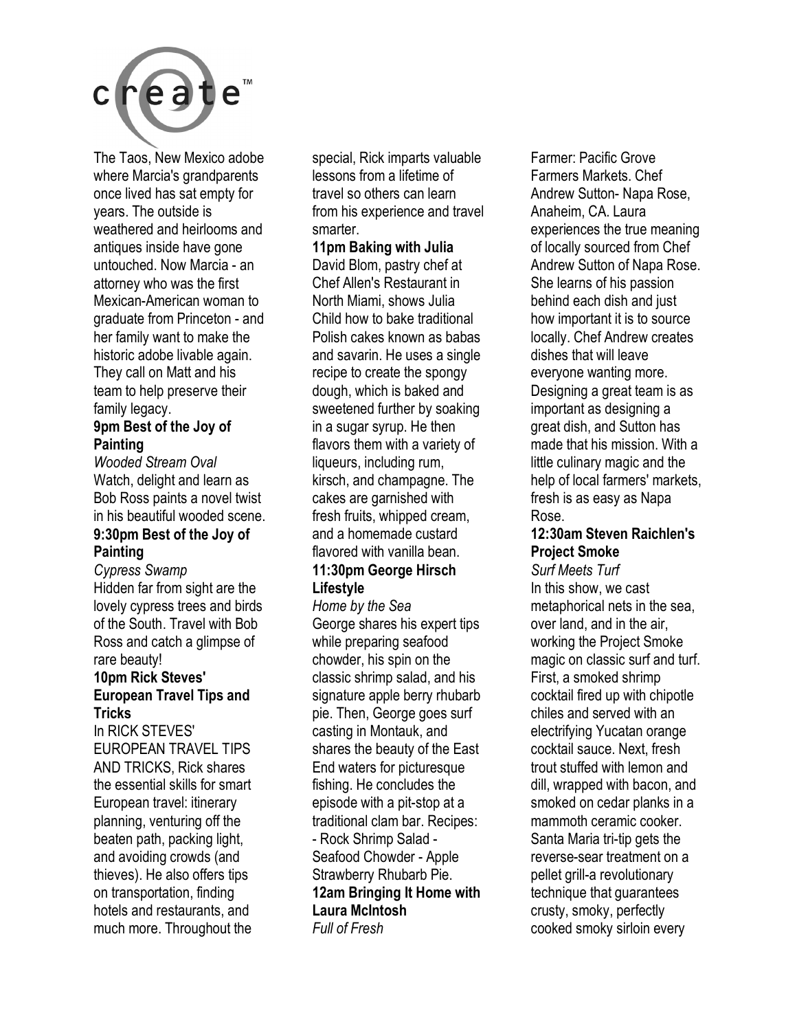The Taos, New Mexico adobe where Marcia's grandparents once lived has sat empty for years. The outside is weathered and heirlooms and antiques inside have gone untouched. Now Marcia - an attorney who was the first Mexican-American woman to graduate from Princeton - and her family want to make the historic adobe livable again. They call on Matt and his team to help preserve their family legacy.

**9pm Best of the Joy of Painting**

*Wooded Stream Oval*

Watch, delight and learn as Bob Ross paints a novel twist in his beautiful wooded scene.

**9:30pm Best of the Joy of Painting**

*Cypress Swamp*

Hidden far from sight are the lovely cypress trees and birds of the South. Travel with Bob Ross and catch a glimpse of rare beauty!

**10pm Rick Steves' European Travel Tips and Tricks**

In RICK STEVES' EUROPEAN TRAVEL TIPS AND TRICKS, Rick shares the essential skills for smart European travel: itinerary planning, venturing off the beaten path, packing light, and avoiding crowds (and thieves). He also offers tips on transportation, finding hotels and restaurants, and much more. Throughout the special, Rick imparts valuable lessons from a lifetime of travel so others can learn from his experience and travel smarter.

**11pm Baking with Julia**

David Blom, pastry chef at Chef Allen's Restaurant in North Miami, shows Julia Child how to bake traditional Polish cakes known as babas and savarin. He uses a single recipe to create the spongy dough, which is baked and sweetened further by soaking in a sugar syrup. He then flavors them with a variety of liqueurs, including rum, kirsch, and champagne. The cakes are garnished with fresh fruits, whipped cream, and a homemade custard flavored with vanilla bean.

**11:30pm George Hirsch Lifestyle**

*Home by the Sea*

George shares his expert tips while preparing seafood chowder, his spin on the classic shrimp salad, and his signature apple berry rhubarb pie. Then, George goes surf casting in Montauk, and shares the beauty of the East End waters for picturesque fishing. He concludes the episode with a pit-stop at a traditional clam bar. Recipes: - Rock Shrimp Salad - Seafood Chowder - Apple Strawberry Rhubarb Pie.

**12am Bringing It Home with Laura McIntosh**

*Full of Fresh*

Farmer: Pacific Grove Farmers Markets. Chef Andrew Sutton- Napa Rose, Anaheim, CA. Laura experiences the true meaning of locally sourced from Chef Andrew Sutton of Napa Rose. She learns of his passion behind each dish and just how important it is to source locally. Chef Andrew creates dishes that will leave everyone wanting more. Designing a great team is as important as designing a great dish, and Sutton has made that his mission. With a little culinary magic and the help of local farmers' markets, fresh is as easy as Napa Rose.

**12:30am Steven Raichlen's Project Smoke**

*Surf Meets Turf*

In this show, we cast metaphorical nets in the sea, over land, and in the air, working the Project Smoke magic on classic surf and turf. First, a smoked shrimp cocktail fired up with chipotle chiles and served with an electrifying Yucatan orange cocktail sauce. Next, fresh trout stuffed with lemon and dill, wrapped with bacon, and smoked on cedar planks in a mammoth ceramic cooker. Santa Maria tri-tip gets the reverse-sear treatment on a pellet grill-a revolutionary technique that guarantees crusty, smoky, perfectly cooked smoky sirloin every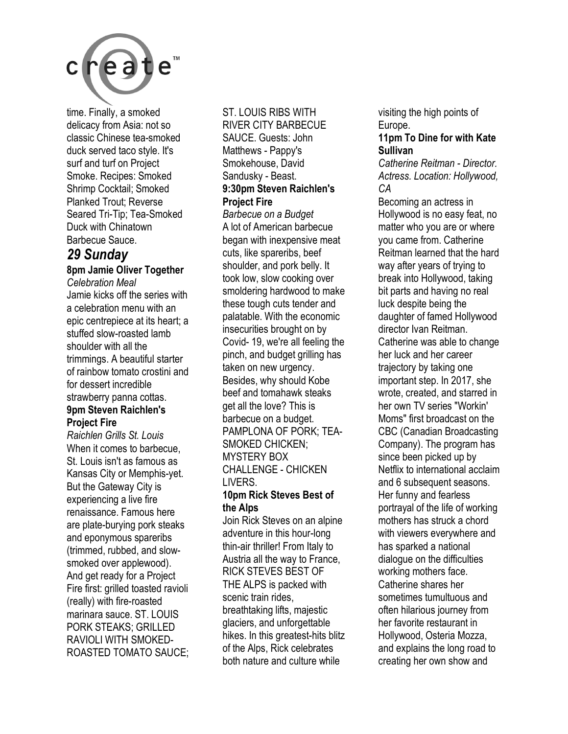time. Finally, a smoked delicacy from Asia: not so classic Chinese tea-smoked duck served taco style. It's surf and turf on Project Smoke. Recipes: Smoked Shrimp Cocktail; Smoked Planked Trout; Reverse Seared Tri-Tip; Tea-Smoked Duck with Chinatown Barbecue Sauce.

## *29 Sunday*

**8pm Jamie Oliver Together**

*Celebration Meal*

Jamie kicks off the series with a celebration menu with an epic centrepiece at its heart; a stuffed slow-roasted lamb shoulder with all the trimmings. A beautiful starter of rainbow tomato crostini and for dessert incredible strawberry panna cottas.

**9pm Steven Raichlen's Project Fire**

*Raichlen Grills St. Louis*

When it comes to barbecue, St. Louis isn't as famous as Kansas City or Memphis-yet. But the Gateway City is experiencing a live fire renaissance. Famous here are plate-burying pork steaks and eponymous spareribs (trimmed, rubbed, and slow-smoked over applewood). And get ready for a Project Fire first: grilled toasted ravioli (really) with fire-roasted marinara sauce. ST. LOUIS PORK STEAKS; GRILLED RAVIOLI WITH SMOKED-ROASTED TOMATO SAUCE; ST. LOUIS RIBS WITH RIVER CITY BARBECUE SAUCE. Guests: John Matthews - Pappy's Smokehouse, David Sandusky - Beast.

**9:30pm Steven Raichlen's Project Fire**

*Barbecue on a Budget*

A lot of American barbecue began with inexpensive meat cuts, like spareribs, beef shoulder, and pork belly. It took low, slow cooking over smoldering hardwood to make these tough cuts tender and palatable. With the economic insecurities brought on by Covid- 19, we're all feeling the pinch, and budget grilling has taken on new urgency. Besides, why should Kobe beef and tomahawk steaks get all the love? This is barbecue on a budget. PAMPLONA OF PORK; TEA-SMOKED CHICKEN; MYSTERY BOX CHALLENGE - CHICKEN LIVERS.

**10pm Rick Steves Best of the Alps**

Join Rick Steves on an alpine adventure in this hour-long thin-air thriller! From Italy to Austria all the way to France, RICK STEVES BEST OF THE ALPS is packed with scenic train rides, breathtaking lifts, majestic glaciers, and unforgettable hikes. In this greatest-hits blitz of the Alps, Rick celebrates both nature and culture while visiting the high points of Europe.

**11pm To Dine for with Kate Sullivan**

*Catherine Reitman - Director. Actress. Location: Hollywood, CA*

Becoming an actress in Hollywood is no easy feat, no matter who you are or where you came from. Catherine Reitman learned that the hard way after years of trying to break into Hollywood, taking bit parts and having no real luck despite being the daughter of famed Hollywood director Ivan Reitman. Catherine was able to change her luck and her career trajectory by taking one important step. In 2017, she wrote, created, and starred in her own TV series "Workin' Moms" first broadcast on the CBC (Canadian Broadcasting Company). The program has since been picked up by Netflix to international acclaim and 6 subsequent seasons. Her funny and fearless portrayal of the life of working mothers has struck a chord with viewers everywhere and has sparked a national dialogue on the difficulties working mothers face. Catherine shares her sometimes tumultuous and often hilarious journey from her favorite restaurant in Hollywood, Osteria Mozza, and explains the long road to creating her own show and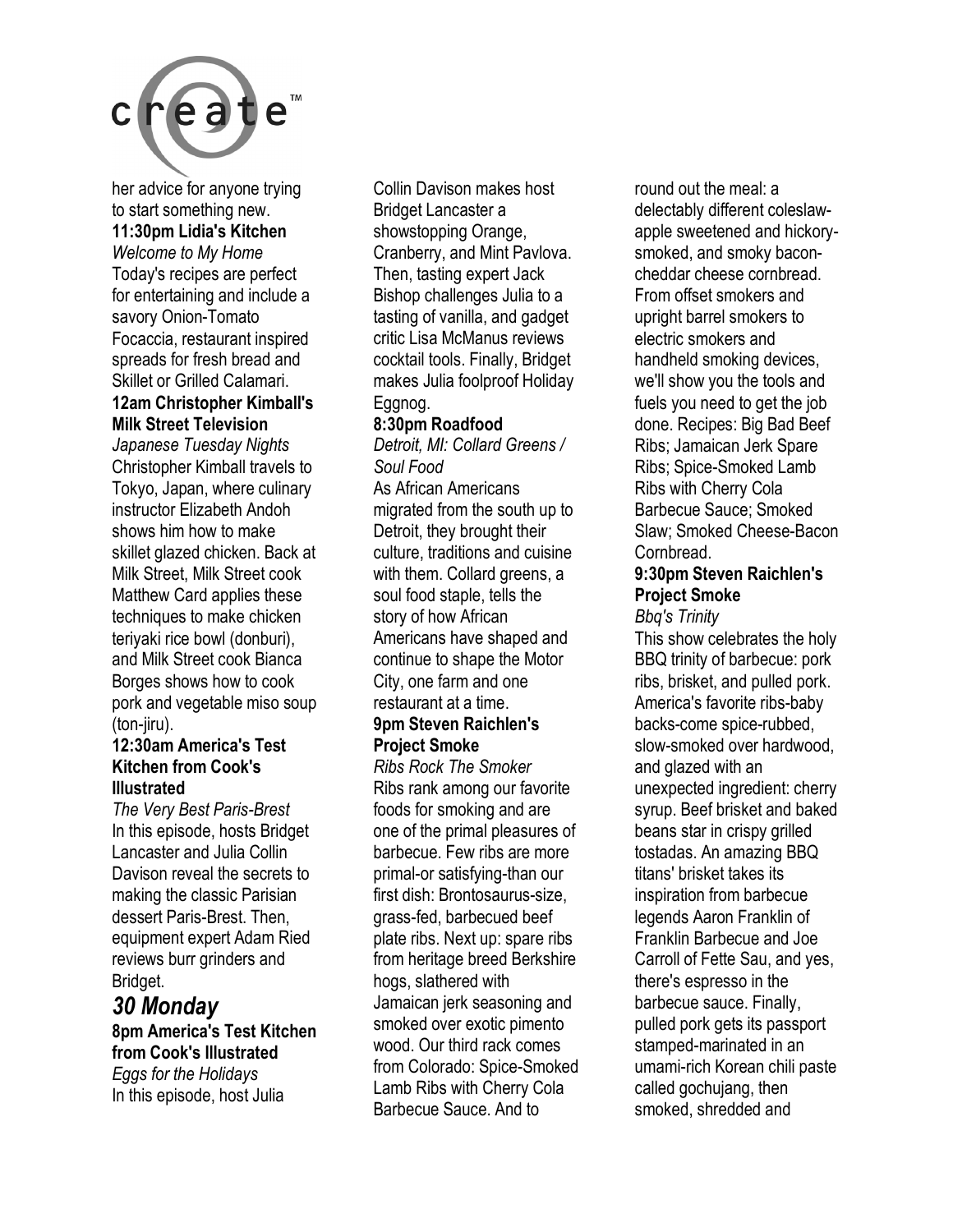her advice for anyone trying to start something new.

**11:30pm Lidia's Kitchen**
*Welcome to My Home*
Today's recipes are perfect for entertaining and include a savory Onion-Tomato Focaccia, restaurant inspired spreads for fresh bread and Skillet or Grilled Calamari.

**12am Christopher Kimball's Milk Street Television**
*Japanese Tuesday Nights*
Christopher Kimball travels to Tokyo, Japan, where culinary instructor Elizabeth Andoh shows him how to make skillet glazed chicken. Back at Milk Street, Milk Street cook Matthew Card applies these techniques to make chicken teriyaki rice bowl (donburi), and Milk Street cook Bianca Borges shows how to cook pork and vegetable miso soup (ton-jiru).

**12:30am America's Test Kitchen from Cook's Illustrated**
*The Very Best Paris-Brest*
In this episode, hosts Bridget Lancaster and Julia Collin Davison reveal the secrets to making the classic Parisian dessert Paris-Brest. Then, equipment expert Adam Ried reviews burr grinders and Bridget.

## *30 Monday*

**8pm America's Test Kitchen from Cook's Illustrated**
*Eggs for the Holidays*
In this episode, host Julia Collin Davison makes host Bridget Lancaster a showstopping Orange, Cranberry, and Mint Pavlova. Then, tasting expert Jack Bishop challenges Julia to a tasting of vanilla, and gadget critic Lisa McManus reviews cocktail tools. Finally, Bridget makes Julia foolproof Holiday Eggnog.

**8:30pm Roadfood**
*Detroit, MI: Collard Greens / Soul Food*
As African Americans migrated from the south up to Detroit, they brought their culture, traditions and cuisine with them. Collard greens, a soul food staple, tells the story of how African Americans have shaped and continue to shape the Motor City, one farm and one restaurant at a time.

**9pm Steven Raichlen's Project Smoke**
*Ribs Rock The Smoker*
Ribs rank among our favorite foods for smoking and are one of the primal pleasures of barbecue. Few ribs are more primal-or satisfying-than our first dish: Brontosaurus-size, grass-fed, barbecued beef plate ribs. Next up: spare ribs from heritage breed Berkshire hogs, slathered with Jamaican jerk seasoning and smoked over exotic pimento wood. Our third rack comes from Colorado: Spice-Smoked Lamb Ribs with Cherry Cola Barbecue Sauce. And to round out the meal: a delectably different coleslaw-apple sweetened and hickory-smoked, and smoky bacon-cheddar cheese cornbread. From offset smokers and upright barrel smokers to electric smokers and handheld smoking devices, we'll show you the tools and fuels you need to get the job done. Recipes: Big Bad Beef Ribs; Jamaican Jerk Spare Ribs; Spice-Smoked Lamb Ribs with Cherry Cola Barbecue Sauce; Smoked Slaw; Smoked Cheese-Bacon Cornbread.

**9:30pm Steven Raichlen's Project Smoke**
*Bbq's Trinity*
This show celebrates the holy BBQ trinity of barbecue: pork ribs, brisket, and pulled pork. America's favorite ribs-baby backs-come spice-rubbed, slow-smoked over hardwood, and glazed with an unexpected ingredient: cherry syrup. Beef brisket and baked beans star in crispy grilled tostadas. An amazing BBQ titans' brisket takes its inspiration from barbecue legends Aaron Franklin of Franklin Barbecue and Joe Carroll of Fette Sau, and yes, there's espresso in the barbecue sauce. Finally, pulled pork gets its passport stamped-marinated in an umami-rich Korean chili paste called gochujang, then smoked, shredded and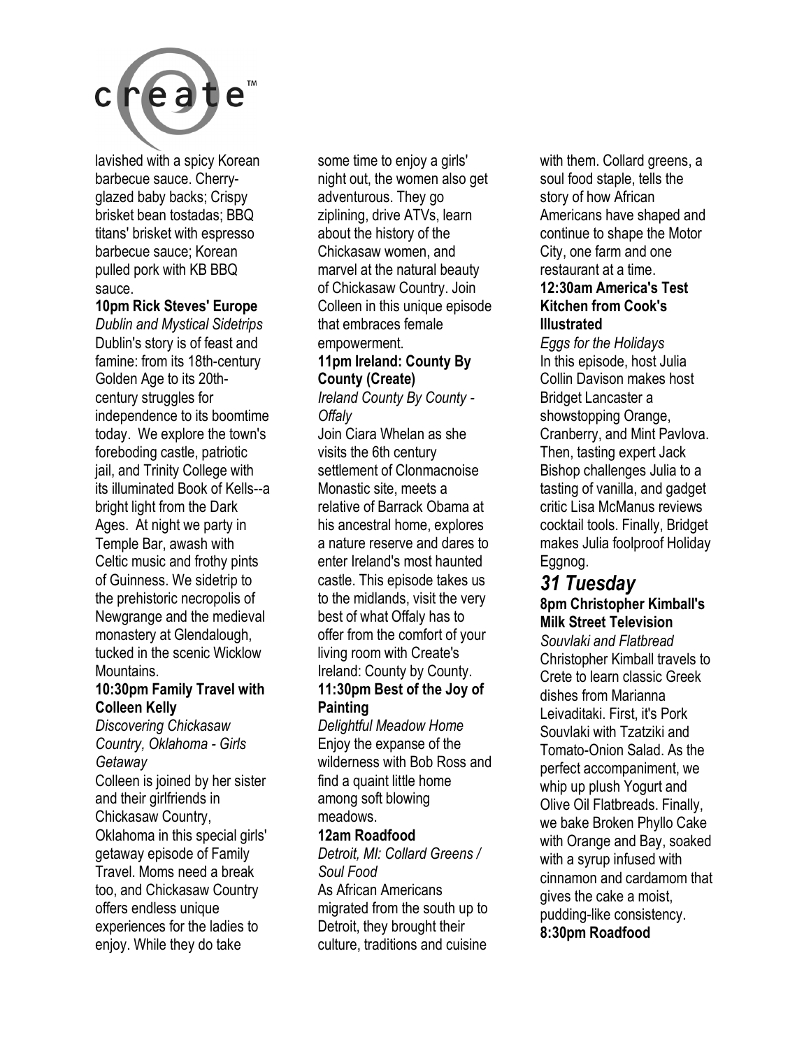lavished with a spicy Korean barbecue sauce. Cherry-glazed baby backs; Crispy brisket bean tostadas; BBQ titans' brisket with espresso barbecue sauce; Korean pulled pork with KB BBQ sauce.

**10pm Rick Steves' Europe**
*Dublin and Mystical Sidetrips*
Dublin's story is of feast and famine: from its 18th-century Golden Age to its 20th-century struggles for independence to its boomtime today. We explore the town's foreboding castle, patriotic jail, and Trinity College with its illuminated Book of Kells--a bright light from the Dark Ages. At night we party in Temple Bar, awash with Celtic music and frothy pints of Guinness. We sidetrip to the prehistoric necropolis of Newgrange and the medieval monastery at Glendalough, tucked in the scenic Wicklow Mountains.

**10:30pm Family Travel with Colleen Kelly**
*Discovering Chickasaw Country, Oklahoma - Girls Getaway*
Colleen is joined by her sister and their girlfriends in Chickasaw Country, Oklahoma in this special girls' getaway episode of Family Travel. Moms need a break too, and Chickasaw Country offers endless unique experiences for the ladies to enjoy. While they do take some time to enjoy a girls' night out, the women also get adventurous. They go ziplining, drive ATVs, learn about the history of the Chickasaw women, and marvel at the natural beauty of Chickasaw Country. Join Colleen in this unique episode that embraces female empowerment.

**11pm Ireland: County By County (Create)**
*Ireland County By County - Offaly*
Join Ciara Whelan as she visits the 6th century settlement of Clonmacnoise Monastic site, meets a relative of Barrack Obama at his ancestral home, explores a nature reserve and dares to enter Ireland's most haunted castle. This episode takes us to the midlands, visit the very best of what Offaly has to offer from the comfort of your living room with Create's Ireland: County by County.

**11:30pm Best of the Joy of Painting**
*Delightful Meadow Home*
Enjoy the expanse of the wilderness with Bob Ross and find a quaint little home among soft blowing meadows.

**12am Roadfood**
*Detroit, MI: Collard Greens / Soul Food*
As African Americans migrated from the south up to Detroit, they brought their culture, traditions and cuisine with them. Collard greens, a soul food staple, tells the story of how African Americans have shaped and continue to shape the Motor City, one farm and one restaurant at a time.

**12:30am America's Test Kitchen from Cook's Illustrated**
*Eggs for the Holidays*
In this episode, host Julia Collin Davison makes host Bridget Lancaster a showstopping Orange, Cranberry, and Mint Pavlova. Then, tasting expert Jack Bishop challenges Julia to a tasting of vanilla, and gadget critic Lisa McManus reviews cocktail tools. Finally, Bridget makes Julia foolproof Holiday Eggnog.

## *31 Tuesday*

**8pm Christopher Kimball's Milk Street Television**
*Souvlaki and Flatbread*
Christopher Kimball travels to Crete to learn classic Greek dishes from Marianna Leivaditaki. First, it's Pork Souvlaki with Tzatziki and Tomato-Onion Salad. As the perfect accompaniment, we whip up plush Yogurt and Olive Oil Flatbreads. Finally, we bake Broken Phyllo Cake with Orange and Bay, soaked with a syrup infused with cinnamon and cardamom that gives the cake a moist, pudding-like consistency.

**8:30pm Roadfood**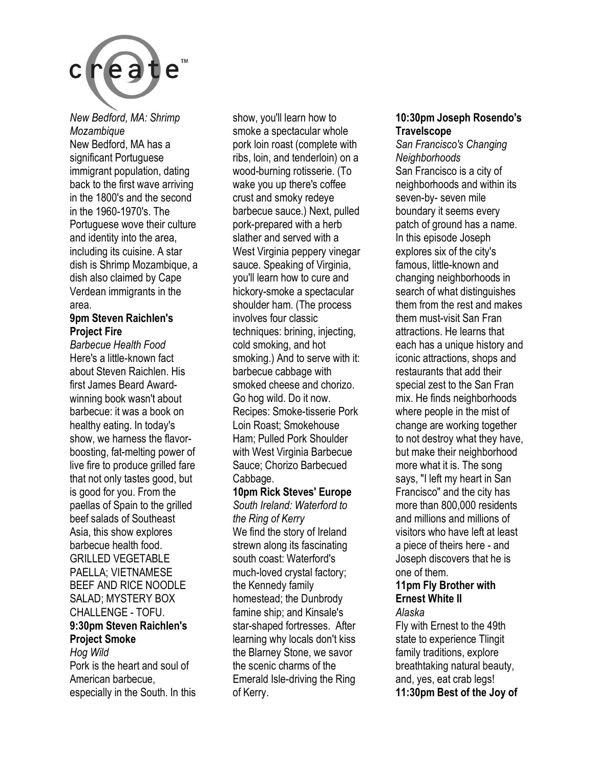*New Bedford, MA: Shrimp Mozambique*
New Bedford, MA has a significant Portuguese immigrant population, dating back to the first wave arriving in the 1800's and the second in the 1960-1970's. The Portuguese wove their culture and identity into the area, including its cuisine. A star dish is Shrimp Mozambique, a dish also claimed by Cape Verdean immigrants in the area.

**9pm Steven Raichlen's Project Fire**
*Barbecue Health Food*
Here's a little-known fact about Steven Raichlen. His first James Beard Award-winning book wasn't about barbecue: it was a book on healthy eating. In today's show, we harness the flavor-boosting, fat-melting power of live fire to produce grilled fare that not only tastes good, but is good for you. From the paellas of Spain to the grilled beef salads of Southeast Asia, this show explores barbecue health food. GRILLED VEGETABLE PAELLA; VIETNAMESE BEEF AND RICE NOODLE SALAD; MYSTERY BOX CHALLENGE - TOFU.

**9:30pm Steven Raichlen's Project Smoke**
*Hog Wild*
Pork is the heart and soul of American barbecue, especially in the South. In this show, you'll learn how to smoke a spectacular whole pork loin roast (complete with ribs, loin, and tenderloin) on a wood-burning rotisserie. (To wake you up there's coffee crust and smoky redeye barbecue sauce.) Next, pulled pork-prepared with a herb slather and served with a West Virginia peppery vinegar sauce. Speaking of Virginia, you'll learn how to cure and hickory-smoke a spectacular shoulder ham. (The process involves four classic techniques: brining, injecting, cold smoking, and hot smoking.) And to serve with it: barbecue cabbage with smoked cheese and chorizo. Go hog wild. Do it now. Recipes: Smoke-tisserie Pork Loin Roast; Smokehouse Ham; Pulled Pork Shoulder with West Virginia Barbecue Sauce; Chorizo Barbecued Cabbage.

**10pm Rick Steves' Europe**
*South Ireland: Waterford to the Ring of Kerry*
We find the story of Ireland strewn along its fascinating south coast: Waterford's much-loved crystal factory; the Kennedy family homestead; the Dunbrody famine ship; and Kinsale's star-shaped fortresses. After learning why locals don't kiss the Blarney Stone, we savor the scenic charms of the Emerald Isle-driving the Ring of Kerry.

**10:30pm Joseph Rosendo's Travelscope**
*San Francisco's Changing Neighborhoods*
San Francisco is a city of neighborhoods and within its seven-by- seven mile boundary it seems every patch of ground has a name. In this episode Joseph explores six of the city's famous, little-known and changing neighborhoods in search of what distinguishes them from the rest and makes them must-visit San Fran attractions. He learns that each has a unique history and iconic attractions, shops and restaurants that add their special zest to the San Fran mix. He finds neighborhoods where people in the mist of change are working together to not destroy what they have, but make their neighborhood more what it is. The song says, "I left my heart in San Francisco" and the city has more than 800,000 residents and millions and millions of visitors who have left at least a piece of theirs here - and Joseph discovers that he is one of them.

**11pm Fly Brother with Ernest White II**
*Alaska*
Fly with Ernest to the 49th state to experience Tlingit family traditions, explore breathtaking natural beauty, and, yes, eat crab legs!

**11:30pm Best of the Joy of**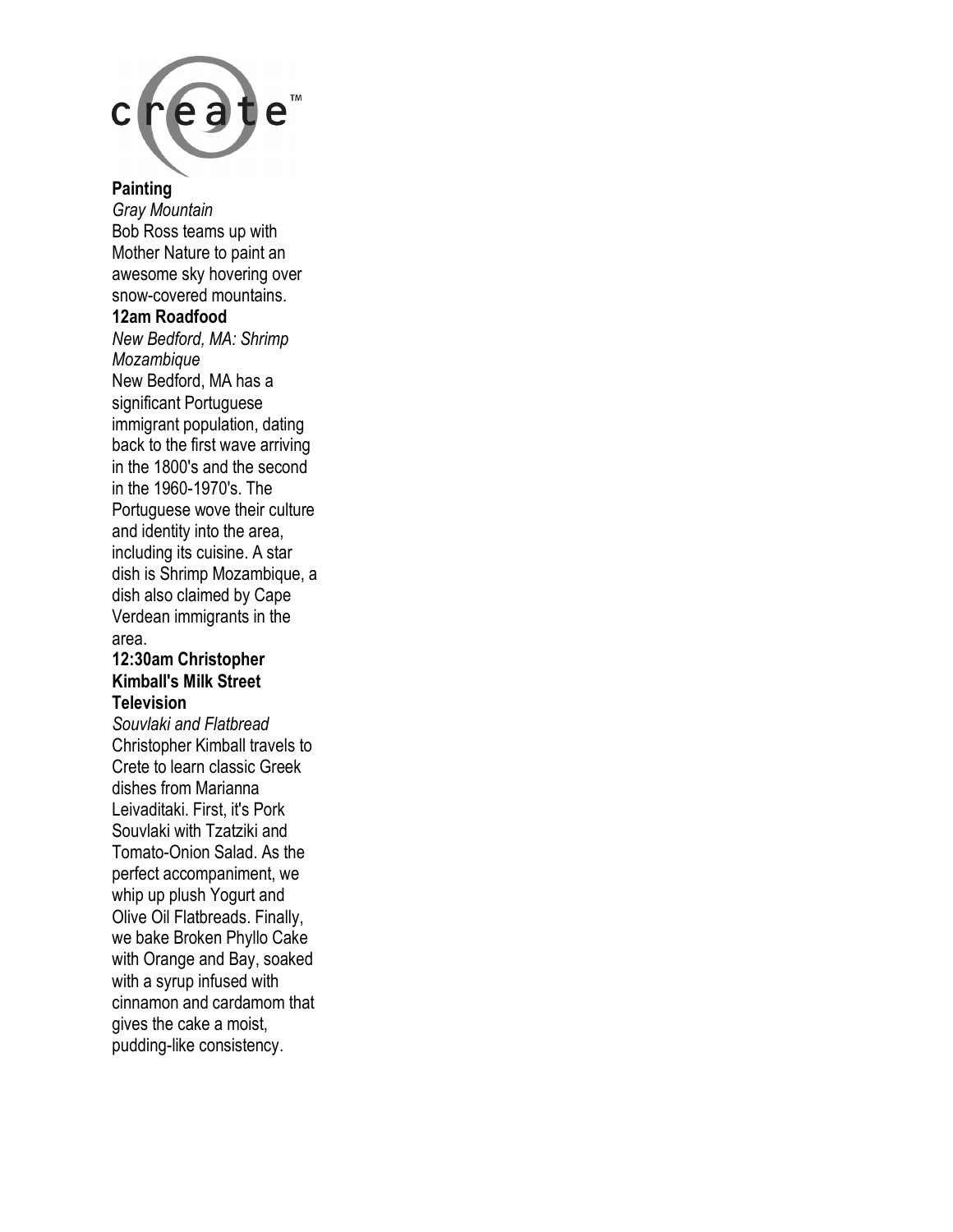create™

**Painting**

*Gray Mountain*

Bob Ross teams up with Mother Nature to paint an awesome sky hovering over snow-covered mountains.

**12am Roadfood**

*New Bedford, MA: Shrimp Mozambique*

New Bedford, MA has a significant Portuguese immigrant population, dating back to the first wave arriving in the 1800's and the second in the 1960-1970's. The Portuguese wove their culture and identity into the area, including its cuisine. A star dish is Shrimp Mozambique, a dish also claimed by Cape Verdean immigrants in the area.

**12:30am Christopher Kimball's Milk Street Television**

*Souvlaki and Flatbread*

Christopher Kimball travels to Crete to learn classic Greek dishes from Marianna Leivaditaki. First, it's Pork Souvlaki with Tzatziki and Tomato-Onion Salad. As the perfect accompaniment, we whip up plush Yogurt and Olive Oil Flatbreads. Finally, we bake Broken Phyllo Cake with Orange and Bay, soaked with a syrup infused with cinnamon and cardamom that gives the cake a moist, pudding-like consistency.